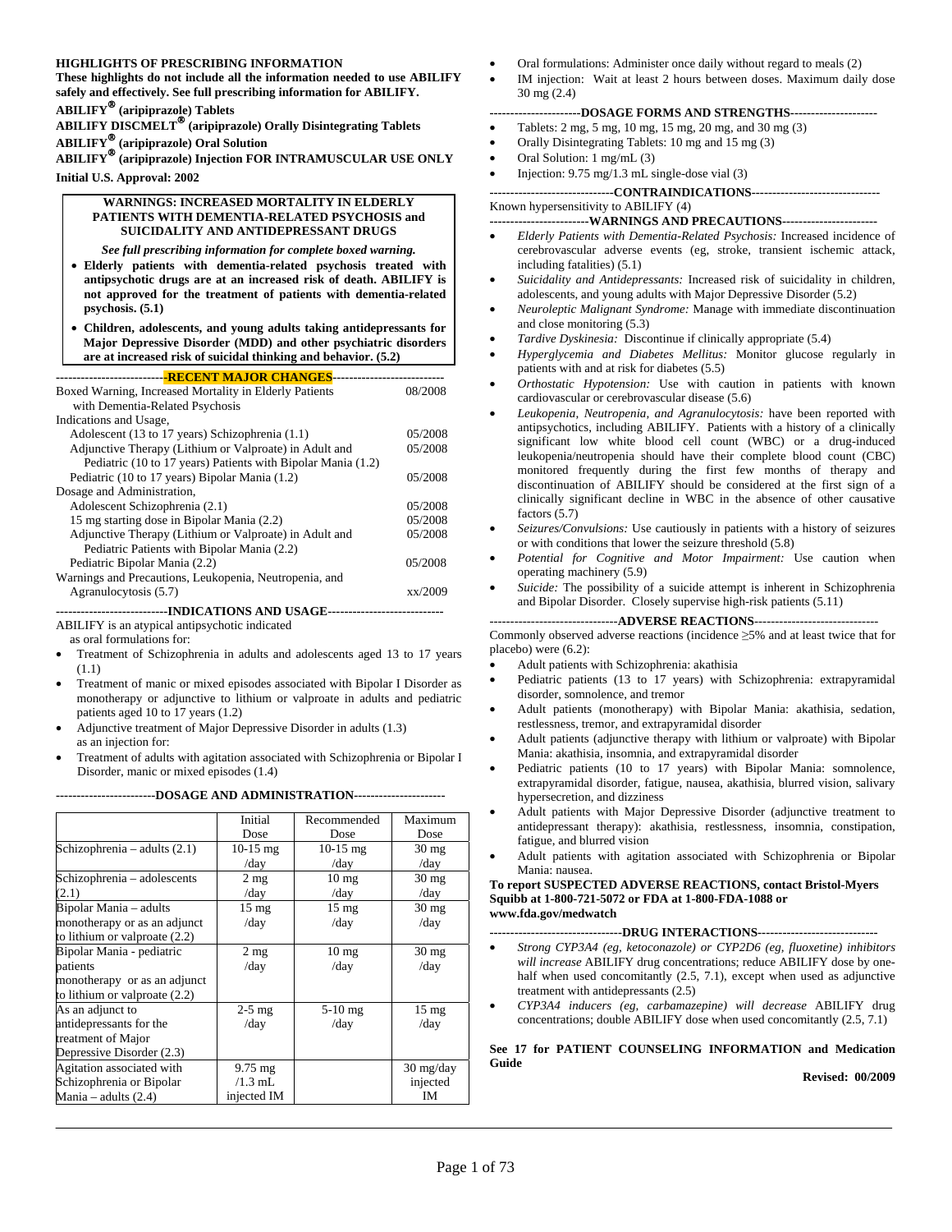**HIGHLIGHTS OF PRESCRIBING INFORMATION**

**These highlights do not include all the information needed to use ABILIFY safely and effectively. See full prescribing information for ABILIFY.**

**ABILIFY® (aripiprazole) Tablets**
**ABILIFY DISCMELT® (aripiprazole) Orally Disintegrating Tablets**
**ABILIFY® (aripiprazole) Oral Solution**
**ABILIFY® (aripiprazole) Injection FOR INTRAMUSCULAR USE ONLY**

**Initial U.S. Approval: 2002**

> **WARNINGS: INCREASED MORTALITY IN ELDERLY PATIENTS WITH DEMENTIA-RELATED PSYCHOSIS and SUICIDALITY AND ANTIDEPRESSANT DRUGS**
>
> ***See full prescribing information for complete boxed warning.***
>
> - **Elderly patients with dementia-related psychosis treated with antipsychotic drugs are at an increased risk of death. ABILIFY is not approved for the treatment of patients with dementia-related psychosis. (5.1)**
> - **Children, adolescents, and young adults taking antidepressants for Major Depressive Disorder (MDD) and other psychiatric disorders are at increased risk of suicidal thinking and behavior. (5.2)**

**---RECENT MAJOR CHANGES---**

| | |
|---|---|
| Boxed Warning, Increased Mortality in Elderly Patients with Dementia-Related Psychosis | 08/2008 |
| Indications and Usage, | |
| Adolescent (13 to 17 years) Schizophrenia (1.1) | 05/2008 |
| Adjunctive Therapy (Lithium or Valproate) in Adult and Pediatric (10 to 17 years) Patients with Bipolar Mania (1.2) | 05/2008 |
| Pediatric (10 to 17 years) Bipolar Mania (1.2) | 05/2008 |
| Dosage and Administration, | |
| Adolescent Schizophrenia (2.1) | 05/2008 |
| 15 mg starting dose in Bipolar Mania (2.2) | 05/2008 |
| Adjunctive Therapy (Lithium or Valproate) in Adult and Pediatric Patients with Bipolar Mania (2.2) | 05/2008 |
| Pediatric Bipolar Mania (2.2) | 05/2008 |
| Warnings and Precautions, Leukopenia, Neutropenia, and Agranulocytosis (5.7) | xx/2009 |

**---INDICATIONS AND USAGE---**

ABILIFY is an atypical antipsychotic indicated
as oral formulations for:

- Treatment of Schizophrenia in adults and adolescents aged 13 to 17 years (1.1)
- Treatment of manic or mixed episodes associated with Bipolar I Disorder as monotherapy or adjunctive to lithium or valproate in adults and pediatric patients aged 10 to 17 years (1.2)
- Adjunctive treatment of Major Depressive Disorder in adults (1.3)

as an injection for:

- Treatment of adults with agitation associated with Schizophrenia or Bipolar I Disorder, manic or mixed episodes (1.4)

**---DOSAGE AND ADMINISTRATION---**

| | Initial Dose | Recommended Dose | Maximum Dose |
|---|---|---|---|
| Schizophrenia – adults (2.1) | 10-15 mg /day | 10-15 mg /day | 30 mg /day |
| Schizophrenia – adolescents (2.1) | 2 mg /day | 10 mg /day | 30 mg /day |
| Bipolar Mania – adults monotherapy or as an adjunct to lithium or valproate (2.2) | 15 mg /day | 15 mg /day | 30 mg /day |
| Bipolar Mania - pediatric patients monotherapy or as an adjunct to lithium or valproate (2.2) | 2 mg /day | 10 mg /day | 30 mg /day |
| As an adjunct to antidepressants for the treatment of Major Depressive Disorder (2.3) | 2-5 mg /day | 5-10 mg /day | 15 mg /day |
| Agitation associated with Schizophrenia or Bipolar Mania – adults (2.4) | 9.75 mg /1.3 mL injected IM | | 30 mg/day injected IM |

- Oral formulations: Administer once daily without regard to meals (2)
- IM injection: Wait at least 2 hours between doses. Maximum daily dose 30 mg (2.4)

**---DOSAGE FORMS AND STRENGTHS---**

- Tablets: 2 mg, 5 mg, 10 mg, 15 mg, 20 mg, and 30 mg (3)
- Orally Disintegrating Tablets: 10 mg and 15 mg (3)
- Oral Solution: 1 mg/mL (3)
- Injection: 9.75 mg/1.3 mL single-dose vial (3)

**---CONTRAINDICATIONS---**

Known hypersensitivity to ABILIFY (4)

**---WARNINGS AND PRECAUTIONS---**

- *Elderly Patients with Dementia-Related Psychosis:* Increased incidence of cerebrovascular adverse events (eg, stroke, transient ischemic attack, including fatalities) (5.1)
- *Suicidality and Antidepressants:* Increased risk of suicidality in children, adolescents, and young adults with Major Depressive Disorder (5.2)
- *Neuroleptic Malignant Syndrome:* Manage with immediate discontinuation and close monitoring (5.3)
- *Tardive Dyskinesia:* Discontinue if clinically appropriate (5.4)
- *Hyperglycemia and Diabetes Mellitus:* Monitor glucose regularly in patients with and at risk for diabetes (5.5)
- *Orthostatic Hypotension:* Use with caution in patients with known cardiovascular or cerebrovascular disease (5.6)
- *Leukopenia, Neutropenia, and Agranulocytosis:* have been reported with antipsychotics, including ABILIFY. Patients with a history of a clinically significant low white blood cell count (WBC) or a drug-induced leukopenia/neutropenia should have their complete blood count (CBC) monitored frequently during the first few months of therapy and discontinuation of ABILIFY should be considered at the first sign of a clinically significant decline in WBC in the absence of other causative factors (5.7)
- *Seizures/Convulsions:* Use cautiously in patients with a history of seizures or with conditions that lower the seizure threshold (5.8)
- *Potential for Cognitive and Motor Impairment:* Use caution when operating machinery (5.9)
- *Suicide:* The possibility of a suicide attempt is inherent in Schizophrenia and Bipolar Disorder. Closely supervise high-risk patients (5.11)

**---ADVERSE REACTIONS---**

Commonly observed adverse reactions (incidence ≥5% and at least twice that for placebo) were (6.2):

- Adult patients with Schizophrenia: akathisia
- Pediatric patients (13 to 17 years) with Schizophrenia: extrapyramidal disorder, somnolence, and tremor
- Adult patients (monotherapy) with Bipolar Mania: akathisia, sedation, restlessness, tremor, and extrapyramidal disorder
- Adult patients (adjunctive therapy with lithium or valproate) with Bipolar Mania: akathisia, insomnia, and extrapyramidal disorder
- Pediatric patients (10 to 17 years) with Bipolar Mania: somnolence, extrapyramidal disorder, fatigue, nausea, akathisia, blurred vision, salivary hypersecretion, and dizziness
- Adult patients with Major Depressive Disorder (adjunctive treatment to antidepressant therapy): akathisia, restlessness, insomnia, constipation, fatigue, and blurred vision
- Adult patients with agitation associated with Schizophrenia or Bipolar Mania: nausea.

**To report SUSPECTED ADVERSE REACTIONS, contact Bristol-Myers Squibb at 1-800-721-5072 or FDA at 1-800-FDA-1088 or www.fda.gov/medwatch**

**---DRUG INTERACTIONS---**

- *Strong CYP3A4 (eg, ketoconazole) or CYP2D6 (eg, fluoxetine) inhibitors will increase* ABILIFY drug concentrations; reduce ABILIFY dose by one-half when used concomitantly (2.5, 7.1), except when used as adjunctive treatment with antidepressants (2.5)
- *CYP3A4 inducers (eg, carbamazepine) will decrease* ABILIFY drug concentrations; double ABILIFY dose when used concomitantly (2.5, 7.1)

**See 17 for PATIENT COUNSELING INFORMATION and Medication Guide**

**Revised: 00/2009**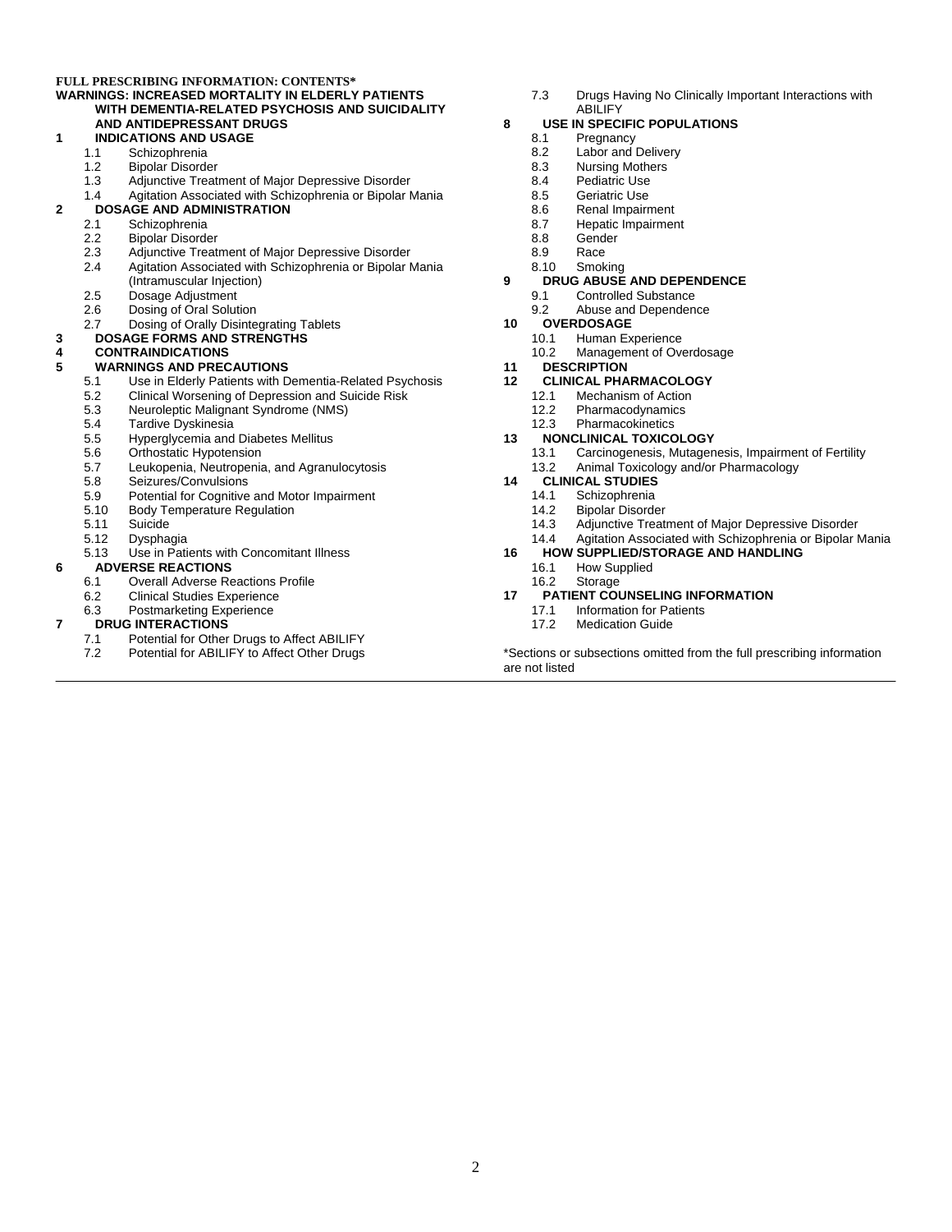**FULL PRESCRIBING INFORMATION: CONTENTS***

**WARNINGS: INCREASED MORTALITY IN ELDERLY PATIENTS WITH DEMENTIA-RELATED PSYCHOSIS AND SUICIDALITY AND ANTIDEPRESSANT DRUGS**

**1 INDICATIONS AND USAGE**
- 1.1 Schizophrenia
- 1.2 Bipolar Disorder
- 1.3 Adjunctive Treatment of Major Depressive Disorder
- 1.4 Agitation Associated with Schizophrenia or Bipolar Mania

**2 DOSAGE AND ADMINISTRATION**
- 2.1 Schizophrenia
- 2.2 Bipolar Disorder
- 2.3 Adjunctive Treatment of Major Depressive Disorder
- 2.4 Agitation Associated with Schizophrenia or Bipolar Mania (Intramuscular Injection)
- 2.5 Dosage Adjustment
- 2.6 Dosing of Oral Solution
- 2.7 Dosing of Orally Disintegrating Tablets

**3 DOSAGE FORMS AND STRENGTHS**

**4 CONTRAINDICATIONS**

**5 WARNINGS AND PRECAUTIONS**
- 5.1 Use in Elderly Patients with Dementia-Related Psychosis
- 5.2 Clinical Worsening of Depression and Suicide Risk
- 5.3 Neuroleptic Malignant Syndrome (NMS)
- 5.4 Tardive Dyskinesia
- 5.5 Hyperglycemia and Diabetes Mellitus
- 5.6 Orthostatic Hypotension
- 5.7 Leukopenia, Neutropenia, and Agranulocytosis
- 5.8 Seizures/Convulsions
- 5.9 Potential for Cognitive and Motor Impairment
- 5.10 Body Temperature Regulation
- 5.11 Suicide
- 5.12 Dysphagia
- 5.13 Use in Patients with Concomitant Illness

**6 ADVERSE REACTIONS**
- 6.1 Overall Adverse Reactions Profile
- 6.2 Clinical Studies Experience
- 6.3 Postmarketing Experience

**7 DRUG INTERACTIONS**
- 7.1 Potential for Other Drugs to Affect ABILIFY
- 7.2 Potential for ABILIFY to Affect Other Drugs
- 7.3 Drugs Having No Clinically Important Interactions with ABILIFY

**8 USE IN SPECIFIC POPULATIONS**
- 8.1 Pregnancy
- 8.2 Labor and Delivery
- 8.3 Nursing Mothers
- 8.4 Pediatric Use
- 8.5 Geriatric Use
- 8.6 Renal Impairment
- 8.7 Hepatic Impairment
- 8.8 Gender
- 8.9 Race
- 8.10 Smoking

**9 DRUG ABUSE AND DEPENDENCE**
- 9.1 Controlled Substance
- 9.2 Abuse and Dependence

**10 OVERDOSAGE**
- 10.1 Human Experience
- 10.2 Management of Overdosage

**11 DESCRIPTION**

**12 CLINICAL PHARMACOLOGY**
- 12.1 Mechanism of Action
- 12.2 Pharmacodynamics
- 12.3 Pharmacokinetics

**13 NONCLINICAL TOXICOLOGY**
- 13.1 Carcinogenesis, Mutagenesis, Impairment of Fertility
- 13.2 Animal Toxicology and/or Pharmacology

**14 CLINICAL STUDIES**
- 14.1 Schizophrenia
- 14.2 Bipolar Disorder
- 14.3 Adjunctive Treatment of Major Depressive Disorder
- 14.4 Agitation Associated with Schizophrenia or Bipolar Mania

**16 HOW SUPPLIED/STORAGE AND HANDLING**
- 16.1 How Supplied
- 16.2 Storage

**17 PATIENT COUNSELING INFORMATION**
- 17.1 Information for Patients
- 17.2 Medication Guide

*Sections or subsections omitted from the full prescribing information are not listed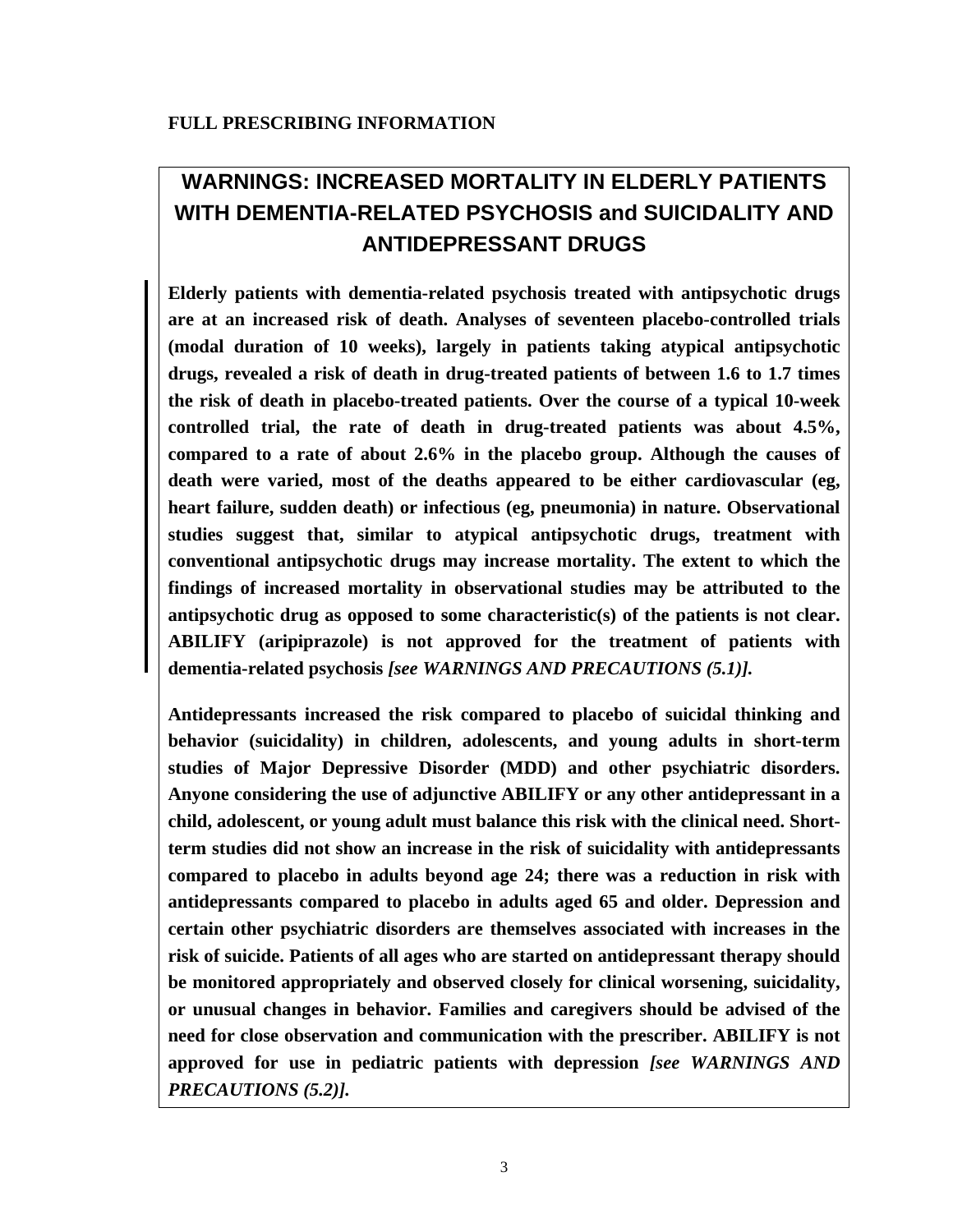**FULL PRESCRIBING INFORMATION**

## WARNINGS: INCREASED MORTALITY IN ELDERLY PATIENTS WITH DEMENTIA-RELATED PSYCHOSIS and SUICIDALITY AND ANTIDEPRESSANT DRUGS

**Elderly patients with dementia-related psychosis treated with antipsychotic drugs are at an increased risk of death. Analyses of seventeen placebo-controlled trials (modal duration of 10 weeks), largely in patients taking atypical antipsychotic drugs, revealed a risk of death in drug-treated patients of between 1.6 to 1.7 times the risk of death in placebo-treated patients. Over the course of a typical 10-week controlled trial, the rate of death in drug-treated patients was about 4.5%, compared to a rate of about 2.6% in the placebo group. Although the causes of death were varied, most of the deaths appeared to be either cardiovascular (eg, heart failure, sudden death) or infectious (eg, pneumonia) in nature. Observational studies suggest that, similar to atypical antipsychotic drugs, treatment with conventional antipsychotic drugs may increase mortality. The extent to which the findings of increased mortality in observational studies may be attributed to the antipsychotic drug as opposed to some characteristic(s) of the patients is not clear. ABILIFY (aripiprazole) is not approved for the treatment of patients with dementia-related psychosis** ***[see WARNINGS AND PRECAUTIONS (5.1)].***

**Antidepressants increased the risk compared to placebo of suicidal thinking and behavior (suicidality) in children, adolescents, and young adults in short-term studies of Major Depressive Disorder (MDD) and other psychiatric disorders. Anyone considering the use of adjunctive ABILIFY or any other antidepressant in a child, adolescent, or young adult must balance this risk with the clinical need. Short-term studies did not show an increase in the risk of suicidality with antidepressants compared to placebo in adults beyond age 24; there was a reduction in risk with antidepressants compared to placebo in adults aged 65 and older. Depression and certain other psychiatric disorders are themselves associated with increases in the risk of suicide. Patients of all ages who are started on antidepressant therapy should be monitored appropriately and observed closely for clinical worsening, suicidality, or unusual changes in behavior. Families and caregivers should be advised of the need for close observation and communication with the prescriber. ABILIFY is not approved for use in pediatric patients with depression** ***[see WARNINGS AND PRECAUTIONS (5.2)].***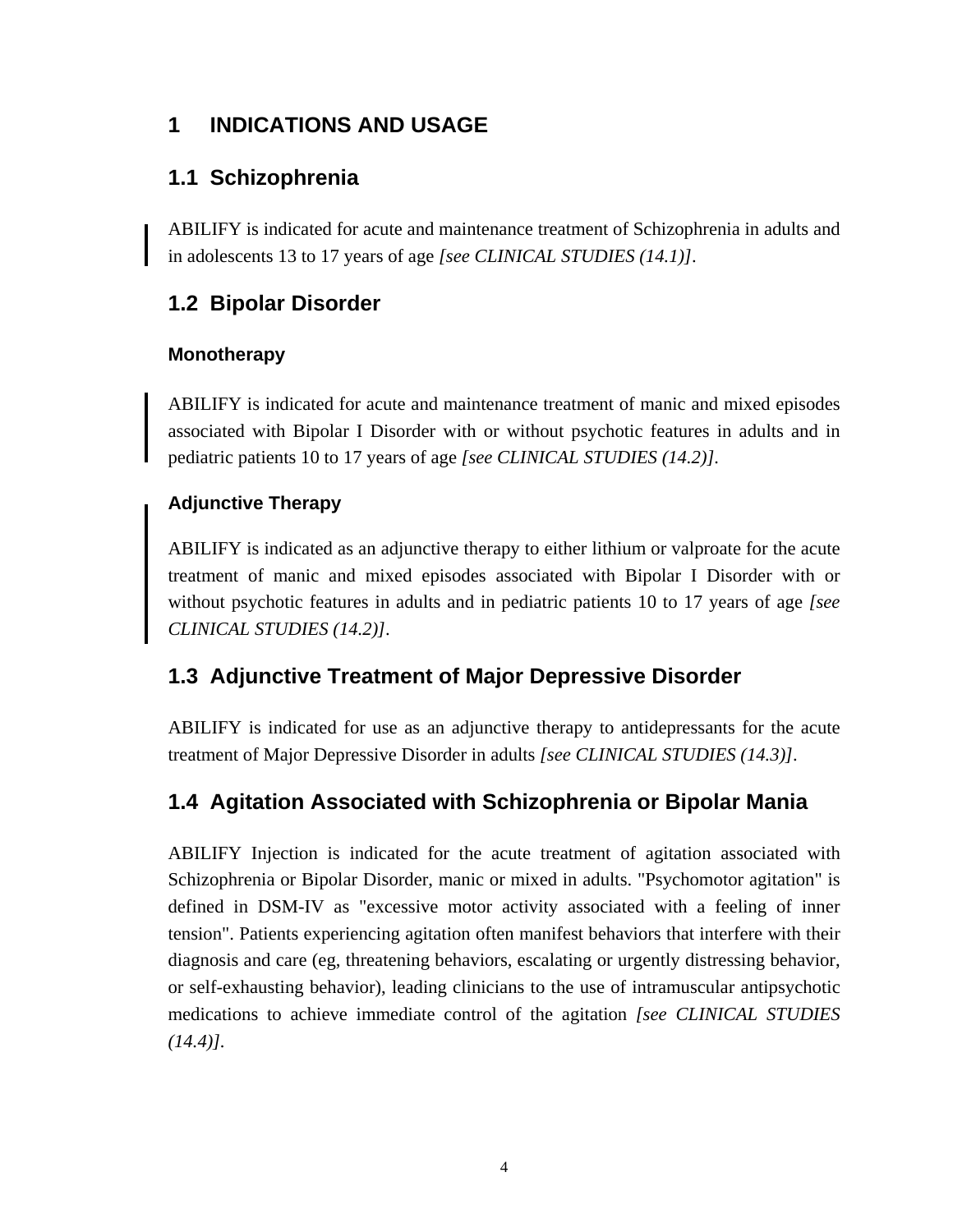# 1 INDICATIONS AND USAGE

## 1.1 Schizophrenia

ABILIFY is indicated for acute and maintenance treatment of Schizophrenia in adults and in adolescents 13 to 17 years of age *[see CLINICAL STUDIES (14.1)]*.

## 1.2 Bipolar Disorder

### Monotherapy

ABILIFY is indicated for acute and maintenance treatment of manic and mixed episodes associated with Bipolar I Disorder with or without psychotic features in adults and in pediatric patients 10 to 17 years of age *[see CLINICAL STUDIES (14.2)]*.

### Adjunctive Therapy

ABILIFY is indicated as an adjunctive therapy to either lithium or valproate for the acute treatment of manic and mixed episodes associated with Bipolar I Disorder with or without psychotic features in adults and in pediatric patients 10 to 17 years of age *[see CLINICAL STUDIES (14.2)]*.

## 1.3 Adjunctive Treatment of Major Depressive Disorder

ABILIFY is indicated for use as an adjunctive therapy to antidepressants for the acute treatment of Major Depressive Disorder in adults *[see CLINICAL STUDIES (14.3)]*.

## 1.4 Agitation Associated with Schizophrenia or Bipolar Mania

ABILIFY Injection is indicated for the acute treatment of agitation associated with Schizophrenia or Bipolar Disorder, manic or mixed in adults. "Psychomotor agitation" is defined in DSM-IV as "excessive motor activity associated with a feeling of inner tension". Patients experiencing agitation often manifest behaviors that interfere with their diagnosis and care (eg, threatening behaviors, escalating or urgently distressing behavior, or self-exhausting behavior), leading clinicians to the use of intramuscular antipsychotic medications to achieve immediate control of the agitation *[see CLINICAL STUDIES (14.4)]*.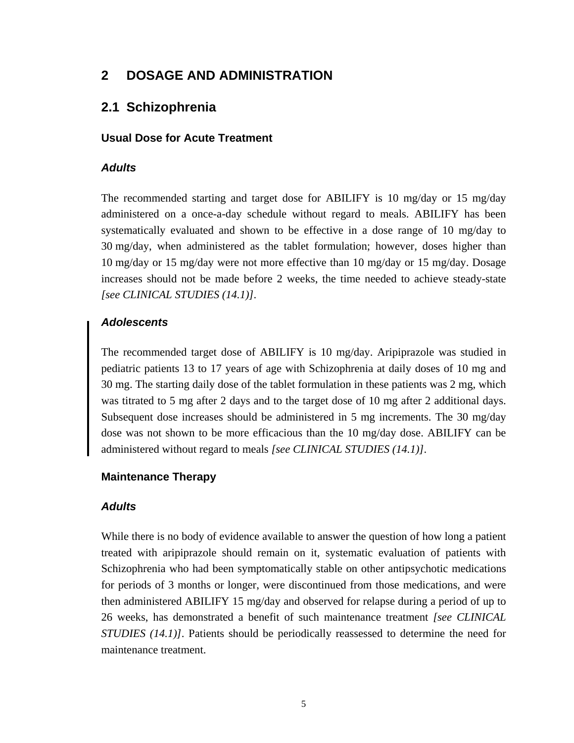# 2 DOSAGE AND ADMINISTRATION

## 2.1 Schizophrenia

### Usual Dose for Acute Treatment

#### *Adults*

The recommended starting and target dose for ABILIFY is 10 mg/day or 15 mg/day administered on a once-a-day schedule without regard to meals. ABILIFY has been systematically evaluated and shown to be effective in a dose range of 10 mg/day to 30 mg/day, when administered as the tablet formulation; however, doses higher than 10 mg/day or 15 mg/day were not more effective than 10 mg/day or 15 mg/day. Dosage increases should not be made before 2 weeks, the time needed to achieve steady-state *[see CLINICAL STUDIES (14.1)]*.

#### *Adolescents*

The recommended target dose of ABILIFY is 10 mg/day. Aripiprazole was studied in pediatric patients 13 to 17 years of age with Schizophrenia at daily doses of 10 mg and 30 mg. The starting daily dose of the tablet formulation in these patients was 2 mg, which was titrated to 5 mg after 2 days and to the target dose of 10 mg after 2 additional days. Subsequent dose increases should be administered in 5 mg increments. The 30 mg/day dose was not shown to be more efficacious than the 10 mg/day dose. ABILIFY can be administered without regard to meals *[see CLINICAL STUDIES (14.1)]*.

### Maintenance Therapy

#### *Adults*

While there is no body of evidence available to answer the question of how long a patient treated with aripiprazole should remain on it, systematic evaluation of patients with Schizophrenia who had been symptomatically stable on other antipsychotic medications for periods of 3 months or longer, were discontinued from those medications, and were then administered ABILIFY 15 mg/day and observed for relapse during a period of up to 26 weeks, has demonstrated a benefit of such maintenance treatment *[see CLINICAL STUDIES (14.1)]*. Patients should be periodically reassessed to determine the need for maintenance treatment.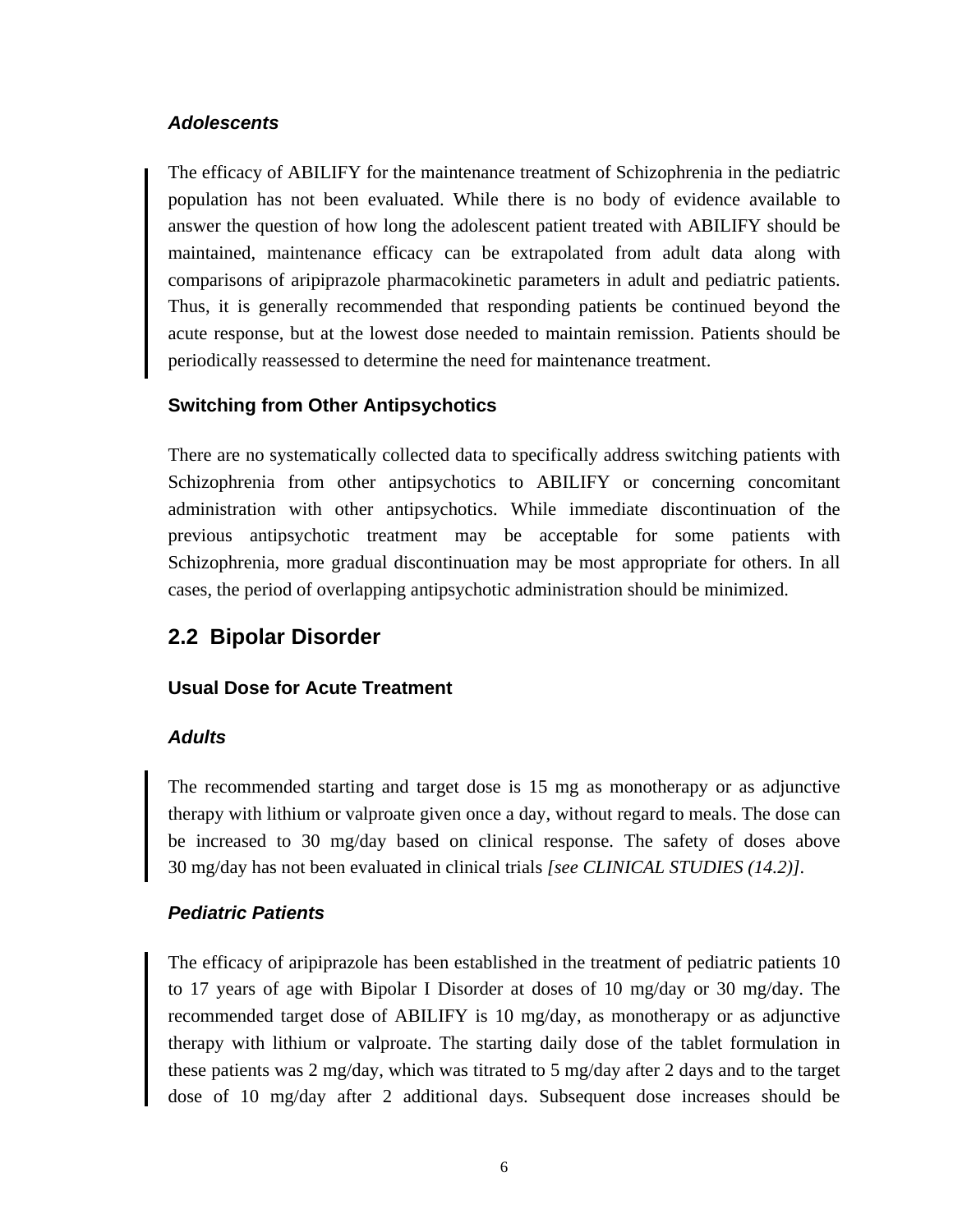#### *Adolescents*

The efficacy of ABILIFY for the maintenance treatment of Schizophrenia in the pediatric population has not been evaluated. While there is no body of evidence available to answer the question of how long the adolescent patient treated with ABILIFY should be maintained, maintenance efficacy can be extrapolated from adult data along with comparisons of aripiprazole pharmacokinetic parameters in adult and pediatric patients. Thus, it is generally recommended that responding patients be continued beyond the acute response, but at the lowest dose needed to maintain remission. Patients should be periodically reassessed to determine the need for maintenance treatment.

### Switching from Other Antipsychotics

There are no systematically collected data to specifically address switching patients with Schizophrenia from other antipsychotics to ABILIFY or concerning concomitant administration with other antipsychotics. While immediate discontinuation of the previous antipsychotic treatment may be acceptable for some patients with Schizophrenia, more gradual discontinuation may be most appropriate for others. In all cases, the period of overlapping antipsychotic administration should be minimized.

## 2.2 Bipolar Disorder

### Usual Dose for Acute Treatment

#### *Adults*

The recommended starting and target dose is 15 mg as monotherapy or as adjunctive therapy with lithium or valproate given once a day, without regard to meals. The dose can be increased to 30 mg/day based on clinical response. The safety of doses above 30 mg/day has not been evaluated in clinical trials *[see CLINICAL STUDIES (14.2)]*.

#### *Pediatric Patients*

The efficacy of aripiprazole has been established in the treatment of pediatric patients 10 to 17 years of age with Bipolar I Disorder at doses of 10 mg/day or 30 mg/day. The recommended target dose of ABILIFY is 10 mg/day, as monotherapy or as adjunctive therapy with lithium or valproate. The starting daily dose of the tablet formulation in these patients was 2 mg/day, which was titrated to 5 mg/day after 2 days and to the target dose of 10 mg/day after 2 additional days. Subsequent dose increases should be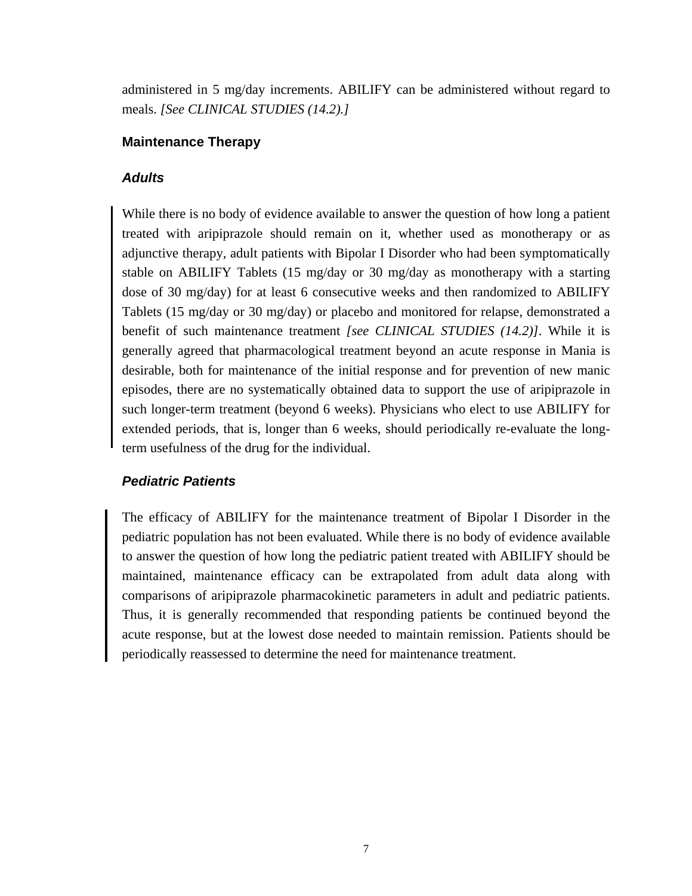administered in 5 mg/day increments. ABILIFY can be administered without regard to meals. *[See CLINICAL STUDIES (14.2).]*

### Maintenance Therapy

#### *Adults*

While there is no body of evidence available to answer the question of how long a patient treated with aripiprazole should remain on it, whether used as monotherapy or as adjunctive therapy, adult patients with Bipolar I Disorder who had been symptomatically stable on ABILIFY Tablets (15 mg/day or 30 mg/day as monotherapy with a starting dose of 30 mg/day) for at least 6 consecutive weeks and then randomized to ABILIFY Tablets (15 mg/day or 30 mg/day) or placebo and monitored for relapse, demonstrated a benefit of such maintenance treatment *[see CLINICAL STUDIES (14.2)]*. While it is generally agreed that pharmacological treatment beyond an acute response in Mania is desirable, both for maintenance of the initial response and for prevention of new manic episodes, there are no systematically obtained data to support the use of aripiprazole in such longer-term treatment (beyond 6 weeks). Physicians who elect to use ABILIFY for extended periods, that is, longer than 6 weeks, should periodically re-evaluate the long-term usefulness of the drug for the individual.

#### *Pediatric Patients*

The efficacy of ABILIFY for the maintenance treatment of Bipolar I Disorder in the pediatric population has not been evaluated. While there is no body of evidence available to answer the question of how long the pediatric patient treated with ABILIFY should be maintained, maintenance efficacy can be extrapolated from adult data along with comparisons of aripiprazole pharmacokinetic parameters in adult and pediatric patients. Thus, it is generally recommended that responding patients be continued beyond the acute response, but at the lowest dose needed to maintain remission. Patients should be periodically reassessed to determine the need for maintenance treatment.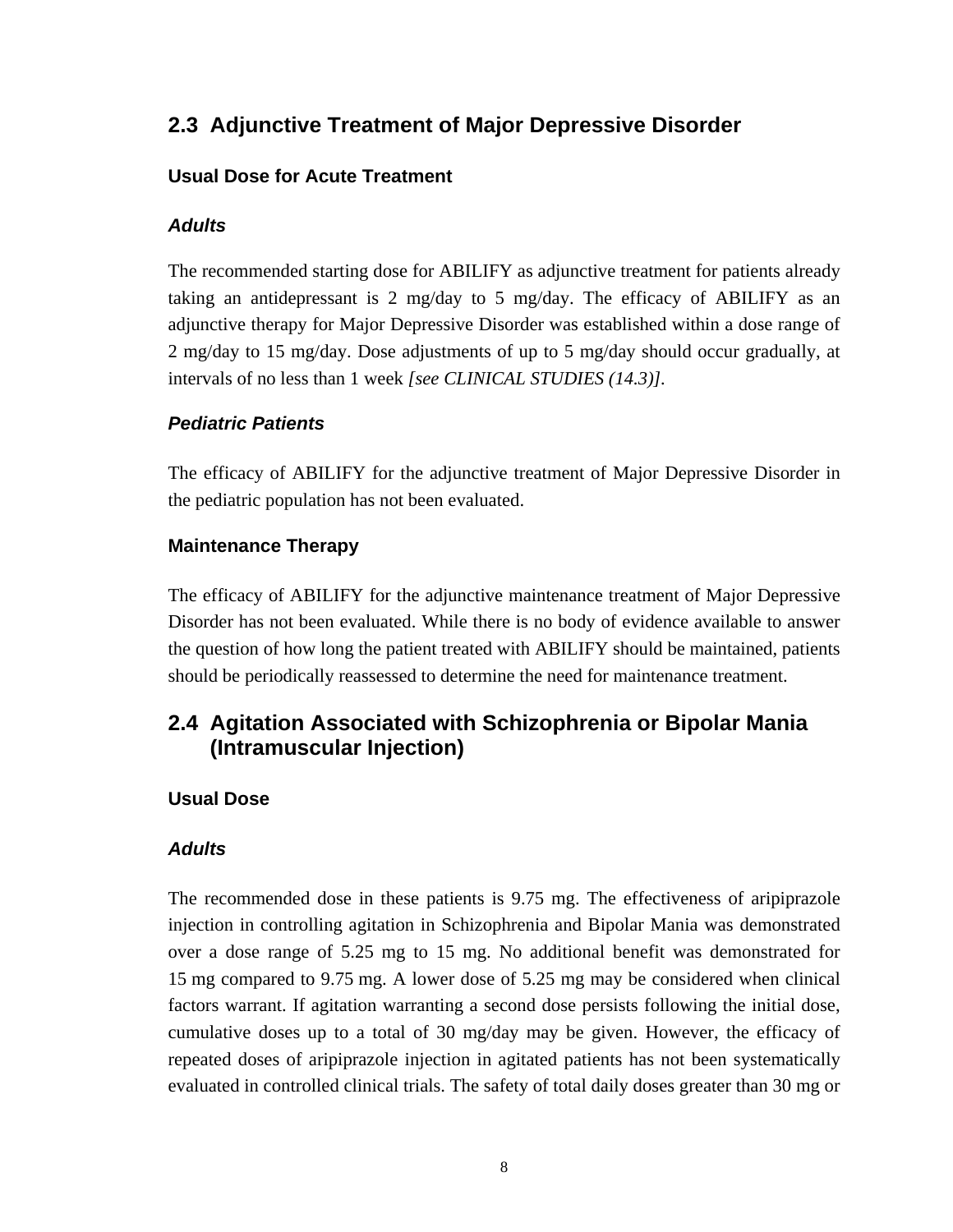## 2.3 Adjunctive Treatment of Major Depressive Disorder

### Usual Dose for Acute Treatment

#### *Adults*

The recommended starting dose for ABILIFY as adjunctive treatment for patients already taking an antidepressant is 2 mg/day to 5 mg/day. The efficacy of ABILIFY as an adjunctive therapy for Major Depressive Disorder was established within a dose range of 2 mg/day to 15 mg/day. Dose adjustments of up to 5 mg/day should occur gradually, at intervals of no less than 1 week *[see CLINICAL STUDIES (14.3)]*.

#### *Pediatric Patients*

The efficacy of ABILIFY for the adjunctive treatment of Major Depressive Disorder in the pediatric population has not been evaluated.

### Maintenance Therapy

The efficacy of ABILIFY for the adjunctive maintenance treatment of Major Depressive Disorder has not been evaluated. While there is no body of evidence available to answer the question of how long the patient treated with ABILIFY should be maintained, patients should be periodically reassessed to determine the need for maintenance treatment.

## 2.4 Agitation Associated with Schizophrenia or Bipolar Mania (Intramuscular Injection)

### Usual Dose

#### *Adults*

The recommended dose in these patients is 9.75 mg. The effectiveness of aripiprazole injection in controlling agitation in Schizophrenia and Bipolar Mania was demonstrated over a dose range of 5.25 mg to 15 mg. No additional benefit was demonstrated for 15 mg compared to 9.75 mg. A lower dose of 5.25 mg may be considered when clinical factors warrant. If agitation warranting a second dose persists following the initial dose, cumulative doses up to a total of 30 mg/day may be given. However, the efficacy of repeated doses of aripiprazole injection in agitated patients has not been systematically evaluated in controlled clinical trials. The safety of total daily doses greater than 30 mg or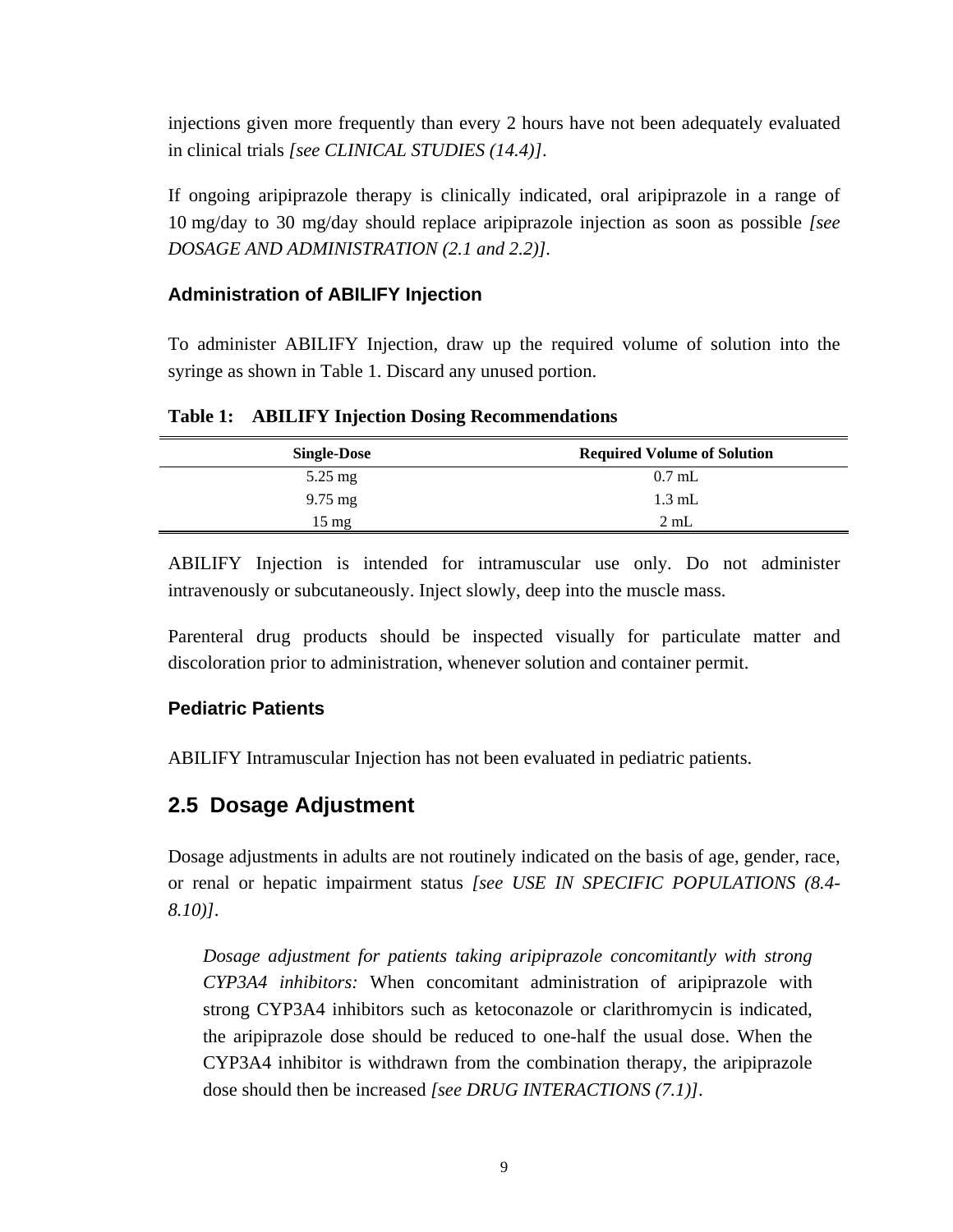injections given more frequently than every 2 hours have not been adequately evaluated in clinical trials *[see CLINICAL STUDIES (14.4)]*.

If ongoing aripiprazole therapy is clinically indicated, oral aripiprazole in a range of 10 mg/day to 30 mg/day should replace aripiprazole injection as soon as possible *[see DOSAGE AND ADMINISTRATION (2.1 and 2.2)]*.

### Administration of ABILIFY Injection

To administer ABILIFY Injection, draw up the required volume of solution into the syringe as shown in Table 1. Discard any unused portion.

**Table 1: ABILIFY Injection Dosing Recommendations**

| Single-Dose | Required Volume of Solution |
|---|---|
| 5.25 mg | 0.7 mL |
| 9.75 mg | 1.3 mL |
| 15 mg | 2 mL |

ABILIFY Injection is intended for intramuscular use only. Do not administer intravenously or subcutaneously. Inject slowly, deep into the muscle mass.

Parenteral drug products should be inspected visually for particulate matter and discoloration prior to administration, whenever solution and container permit.

### Pediatric Patients

ABILIFY Intramuscular Injection has not been evaluated in pediatric patients.

## 2.5 Dosage Adjustment

Dosage adjustments in adults are not routinely indicated on the basis of age, gender, race, or renal or hepatic impairment status *[see USE IN SPECIFIC POPULATIONS (8.4-8.10)]*.

> *Dosage adjustment for patients taking aripiprazole concomitantly with strong CYP3A4 inhibitors:* When concomitant administration of aripiprazole with strong CYP3A4 inhibitors such as ketoconazole or clarithromycin is indicated, the aripiprazole dose should be reduced to one-half the usual dose. When the CYP3A4 inhibitor is withdrawn from the combination therapy, the aripiprazole dose should then be increased *[see DRUG INTERACTIONS (7.1)]*.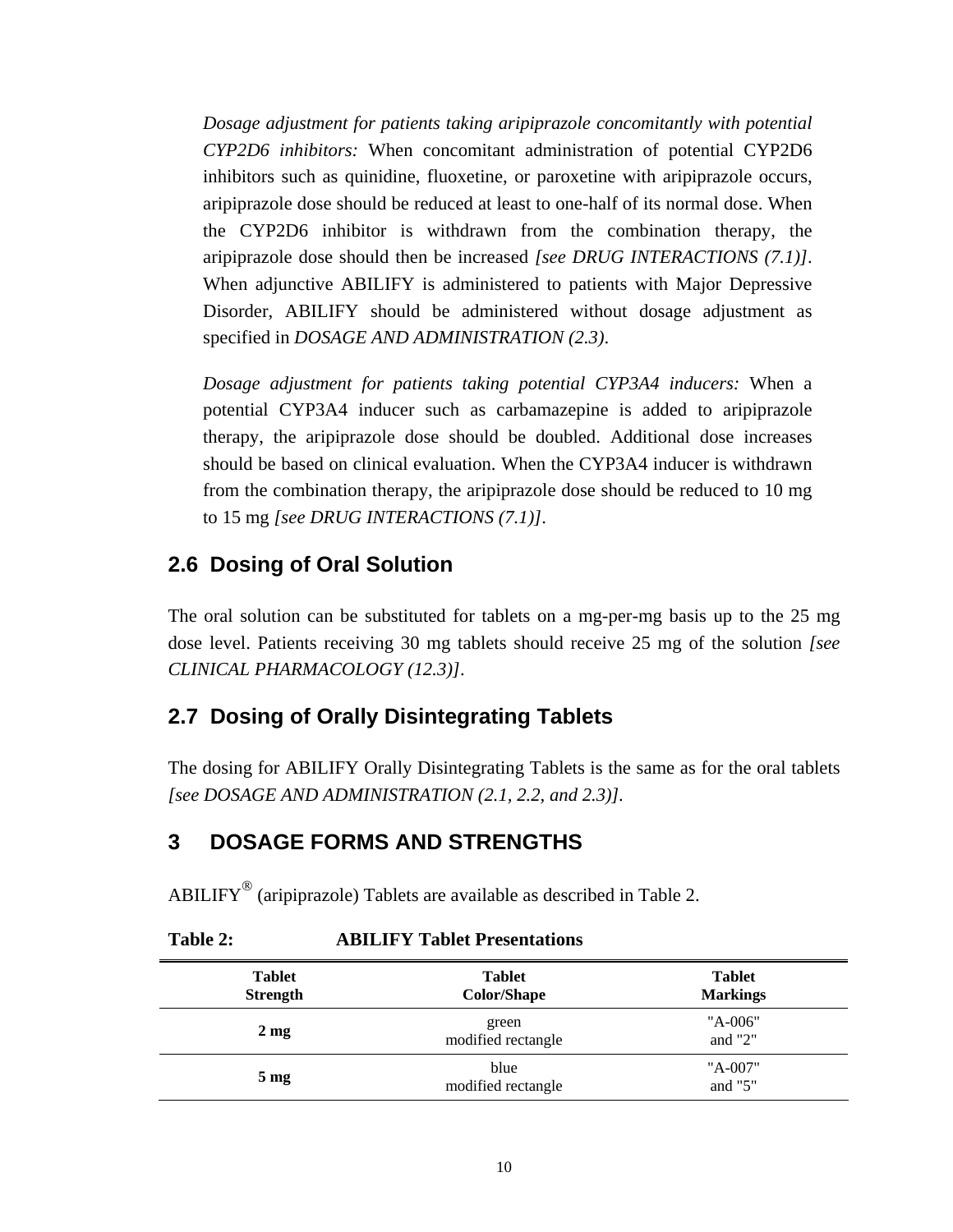*Dosage adjustment for patients taking aripiprazole concomitantly with potential CYP2D6 inhibitors:* When concomitant administration of potential CYP2D6 inhibitors such as quinidine, fluoxetine, or paroxetine with aripiprazole occurs, aripiprazole dose should be reduced at least to one-half of its normal dose. When the CYP2D6 inhibitor is withdrawn from the combination therapy, the aripiprazole dose should then be increased *[see DRUG INTERACTIONS (7.1)]*. When adjunctive ABILIFY is administered to patients with Major Depressive Disorder, ABILIFY should be administered without dosage adjustment as specified in *DOSAGE AND ADMINISTRATION (2.3)*.

*Dosage adjustment for patients taking potential CYP3A4 inducers:* When a potential CYP3A4 inducer such as carbamazepine is added to aripiprazole therapy, the aripiprazole dose should be doubled. Additional dose increases should be based on clinical evaluation. When the CYP3A4 inducer is withdrawn from the combination therapy, the aripiprazole dose should be reduced to 10 mg to 15 mg *[see DRUG INTERACTIONS (7.1)]*.

## 2.6 Dosing of Oral Solution

The oral solution can be substituted for tablets on a mg-per-mg basis up to the 25 mg dose level. Patients receiving 30 mg tablets should receive 25 mg of the solution *[see CLINICAL PHARMACOLOGY (12.3)]*.

## 2.7 Dosing of Orally Disintegrating Tablets

The dosing for ABILIFY Orally Disintegrating Tablets is the same as for the oral tablets *[see DOSAGE AND ADMINISTRATION (2.1, 2.2, and 2.3)]*.

# 3 DOSAGE FORMS AND STRENGTHS

ABILIFY® (aripiprazole) Tablets are available as described in Table 2.

**Table 2: ABILIFY Tablet Presentations**

| Tablet Strength | Tablet Color/Shape | Tablet Markings |
|---|---|---|
| **2 mg** | green modified rectangle | "A-006" and "2" |
| **5 mg** | blue modified rectangle | "A-007" and "5" |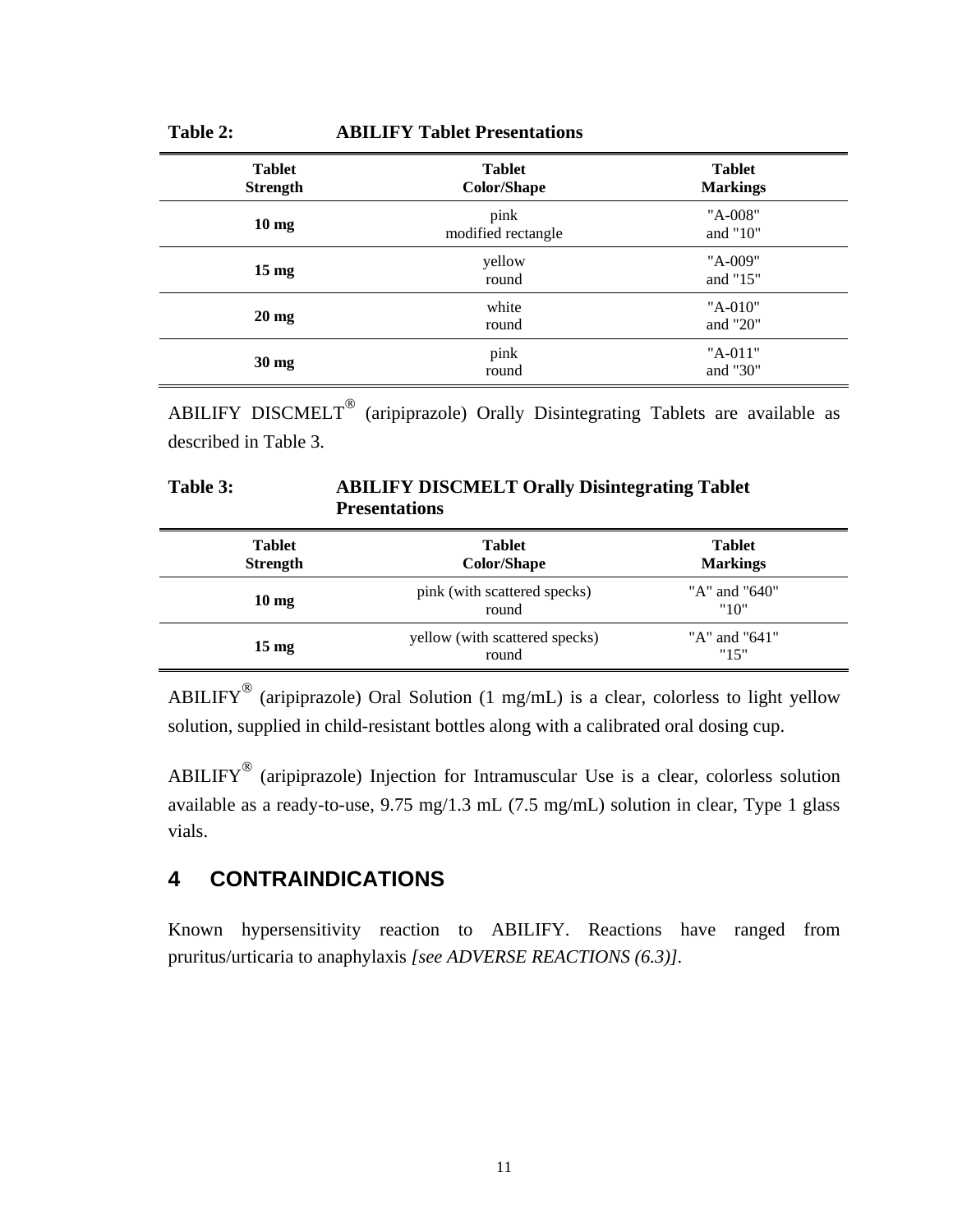**Table 2: ABILIFY Tablet Presentations**

| Tablet Strength | Tablet Color/Shape | Tablet Markings |
|---|---|---|
| **10 mg** | pink modified rectangle | "A-008" and "10" |
| **15 mg** | yellow round | "A-009" and "15" |
| **20 mg** | white round | "A-010" and "20" |
| **30 mg** | pink round | "A-011" and "30" |

ABILIFY DISCMELT® (aripiprazole) Orally Disintegrating Tablets are available as described in Table 3.

**Table 3: ABILIFY DISCMELT Orally Disintegrating Tablet Presentations**

| Tablet Strength | Tablet Color/Shape | Tablet Markings |
|---|---|---|
| **10 mg** | pink (with scattered specks) round | "A" and "640" "10" |
| **15 mg** | yellow (with scattered specks) round | "A" and "641" "15" |

ABILIFY® (aripiprazole) Oral Solution (1 mg/mL) is a clear, colorless to light yellow solution, supplied in child-resistant bottles along with a calibrated oral dosing cup.

ABILIFY® (aripiprazole) Injection for Intramuscular Use is a clear, colorless solution available as a ready-to-use, 9.75 mg/1.3 mL (7.5 mg/mL) solution in clear, Type 1 glass vials.

## 4 CONTRAINDICATIONS

Known hypersensitivity reaction to ABILIFY. Reactions have ranged from pruritus/urticaria to anaphylaxis *[see ADVERSE REACTIONS (6.3)]*.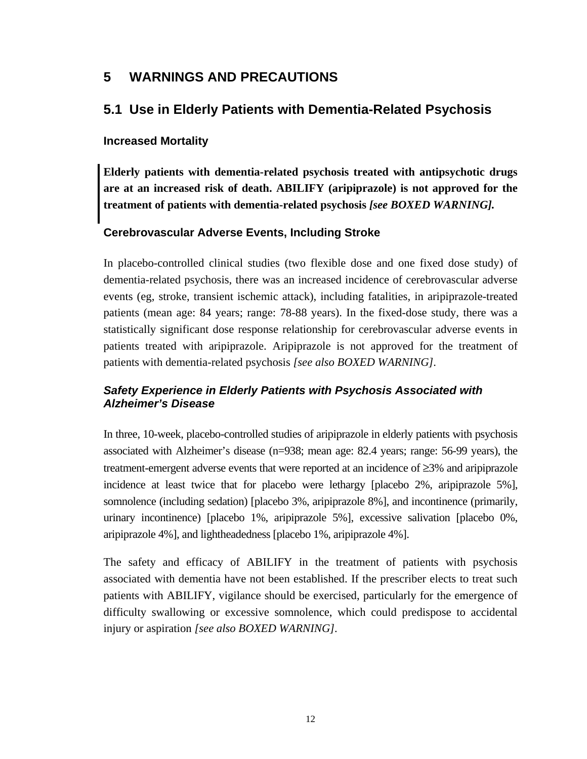# 5 WARNINGS AND PRECAUTIONS

## 5.1 Use in Elderly Patients with Dementia-Related Psychosis

### Increased Mortality

**Elderly patients with dementia-related psychosis treated with antipsychotic drugs are at an increased risk of death. ABILIFY (aripiprazole) is not approved for the treatment of patients with dementia-related psychosis *[see BOXED WARNING].***

### Cerebrovascular Adverse Events, Including Stroke

In placebo-controlled clinical studies (two flexible dose and one fixed dose study) of dementia-related psychosis, there was an increased incidence of cerebrovascular adverse events (eg, stroke, transient ischemic attack), including fatalities, in aripiprazole-treated patients (mean age: 84 years; range: 78-88 years). In the fixed-dose study, there was a statistically significant dose response relationship for cerebrovascular adverse events in patients treated with aripiprazole. Aripiprazole is not approved for the treatment of patients with dementia-related psychosis *[see also BOXED WARNING]*.

### *Safety Experience in Elderly Patients with Psychosis Associated with Alzheimer's Disease*

In three, 10-week, placebo-controlled studies of aripiprazole in elderly patients with psychosis associated with Alzheimer's disease (n=938; mean age: 82.4 years; range: 56-99 years), the treatment-emergent adverse events that were reported at an incidence of ≥3% and aripiprazole incidence at least twice that for placebo were lethargy [placebo 2%, aripiprazole 5%], somnolence (including sedation) [placebo 3%, aripiprazole 8%], and incontinence (primarily, urinary incontinence) [placebo 1%, aripiprazole 5%], excessive salivation [placebo 0%, aripiprazole 4%], and lightheadedness [placebo 1%, aripiprazole 4%].

The safety and efficacy of ABILIFY in the treatment of patients with psychosis associated with dementia have not been established. If the prescriber elects to treat such patients with ABILIFY, vigilance should be exercised, particularly for the emergence of difficulty swallowing or excessive somnolence, which could predispose to accidental injury or aspiration *[see also BOXED WARNING]*.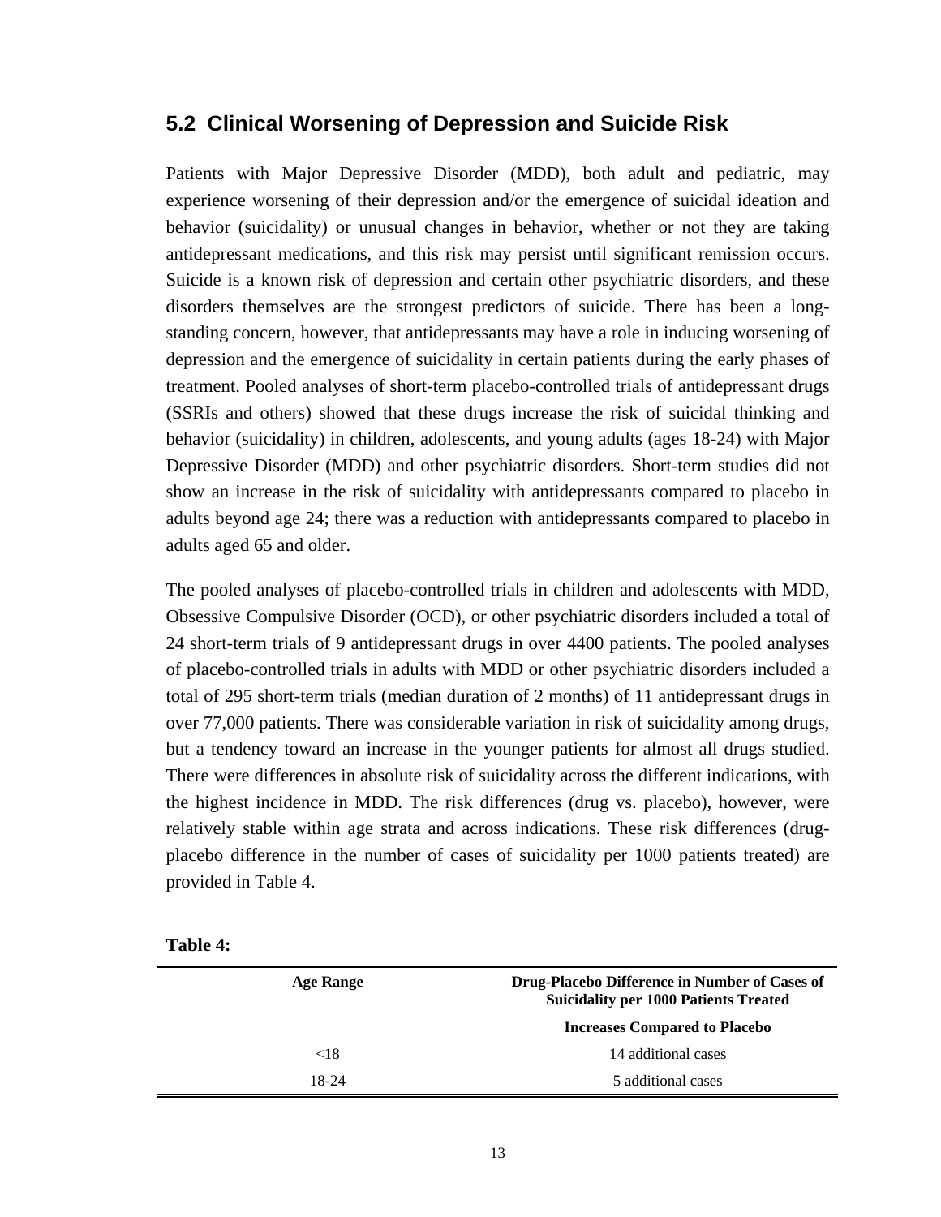## 5.2 Clinical Worsening of Depression and Suicide Risk

Patients with Major Depressive Disorder (MDD), both adult and pediatric, may experience worsening of their depression and/or the emergence of suicidal ideation and behavior (suicidality) or unusual changes in behavior, whether or not they are taking antidepressant medications, and this risk may persist until significant remission occurs. Suicide is a known risk of depression and certain other psychiatric disorders, and these disorders themselves are the strongest predictors of suicide. There has been a long-standing concern, however, that antidepressants may have a role in inducing worsening of depression and the emergence of suicidality in certain patients during the early phases of treatment. Pooled analyses of short-term placebo-controlled trials of antidepressant drugs (SSRIs and others) showed that these drugs increase the risk of suicidal thinking and behavior (suicidality) in children, adolescents, and young adults (ages 18-24) with Major Depressive Disorder (MDD) and other psychiatric disorders. Short-term studies did not show an increase in the risk of suicidality with antidepressants compared to placebo in adults beyond age 24; there was a reduction with antidepressants compared to placebo in adults aged 65 and older.

The pooled analyses of placebo-controlled trials in children and adolescents with MDD, Obsessive Compulsive Disorder (OCD), or other psychiatric disorders included a total of 24 short-term trials of 9 antidepressant drugs in over 4400 patients. The pooled analyses of placebo-controlled trials in adults with MDD or other psychiatric disorders included a total of 295 short-term trials (median duration of 2 months) of 11 antidepressant drugs in over 77,000 patients. There was considerable variation in risk of suicidality among drugs, but a tendency toward an increase in the younger patients for almost all drugs studied. There were differences in absolute risk of suicidality across the different indications, with the highest incidence in MDD. The risk differences (drug vs. placebo), however, were relatively stable within age strata and across indications. These risk differences (drug-placebo difference in the number of cases of suicidality per 1000 patients treated) are provided in Table 4.

**Table 4:**

| Age Range | Drug-Placebo Difference in Number of Cases of Suicidality per 1000 Patients Treated |
|---|---|
| | **Increases Compared to Placebo** |
| <18 | 14 additional cases |
| 18-24 | 5 additional cases |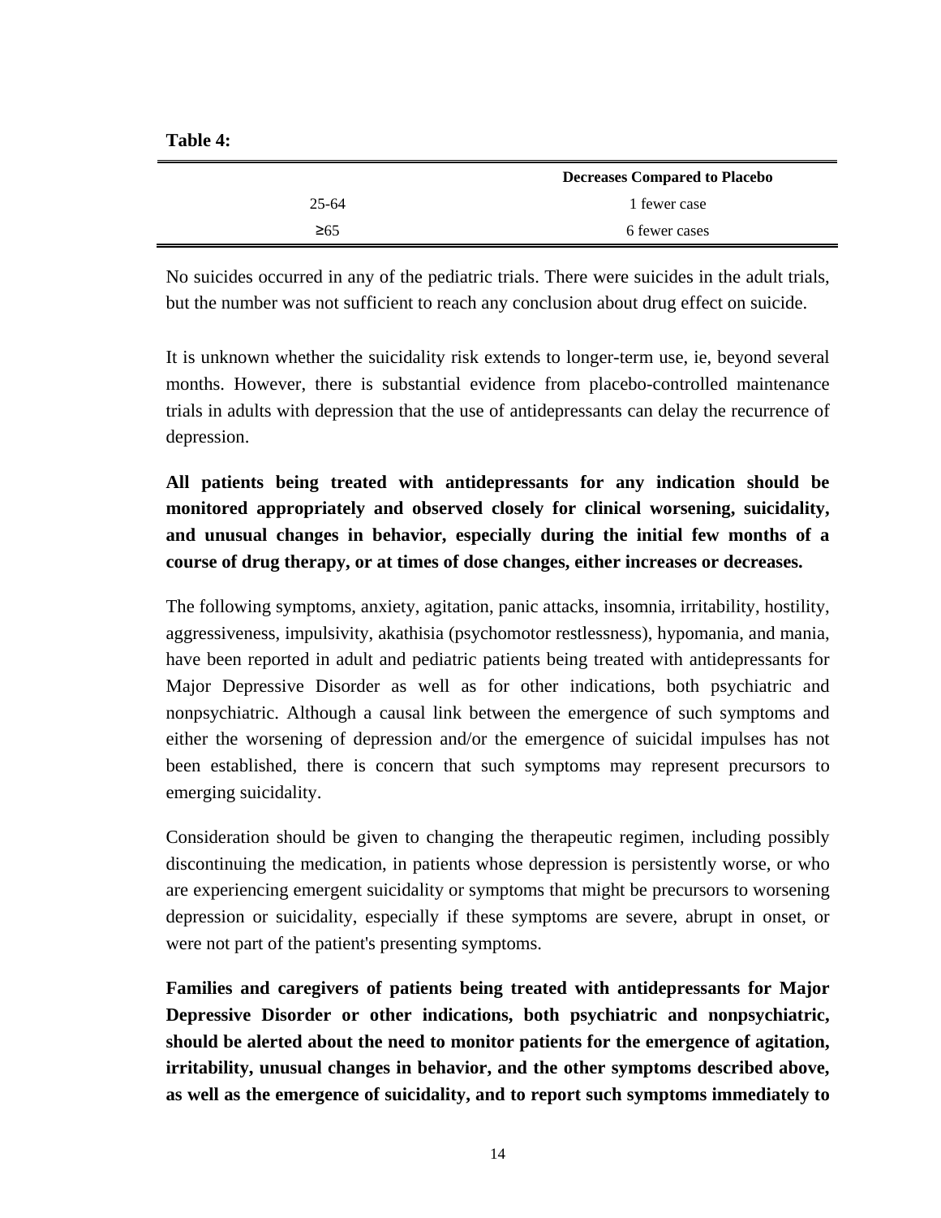**Table 4:**

| | Decreases Compared to Placebo |
|---|---|
| 25-64 | 1 fewer case |
| ≥65 | 6 fewer cases |

No suicides occurred in any of the pediatric trials. There were suicides in the adult trials, but the number was not sufficient to reach any conclusion about drug effect on suicide.

It is unknown whether the suicidality risk extends to longer-term use, ie, beyond several months. However, there is substantial evidence from placebo-controlled maintenance trials in adults with depression that the use of antidepressants can delay the recurrence of depression.

**All patients being treated with antidepressants for any indication should be monitored appropriately and observed closely for clinical worsening, suicidality, and unusual changes in behavior, especially during the initial few months of a course of drug therapy, or at times of dose changes, either increases or decreases.**

The following symptoms, anxiety, agitation, panic attacks, insomnia, irritability, hostility, aggressiveness, impulsivity, akathisia (psychomotor restlessness), hypomania, and mania, have been reported in adult and pediatric patients being treated with antidepressants for Major Depressive Disorder as well as for other indications, both psychiatric and nonpsychiatric. Although a causal link between the emergence of such symptoms and either the worsening of depression and/or the emergence of suicidal impulses has not been established, there is concern that such symptoms may represent precursors to emerging suicidality.

Consideration should be given to changing the therapeutic regimen, including possibly discontinuing the medication, in patients whose depression is persistently worse, or who are experiencing emergent suicidality or symptoms that might be precursors to worsening depression or suicidality, especially if these symptoms are severe, abrupt in onset, or were not part of the patient's presenting symptoms.

**Families and caregivers of patients being treated with antidepressants for Major Depressive Disorder or other indications, both psychiatric and nonpsychiatric, should be alerted about the need to monitor patients for the emergence of agitation, irritability, unusual changes in behavior, and the other symptoms described above, as well as the emergence of suicidality, and to report such symptoms immediately to**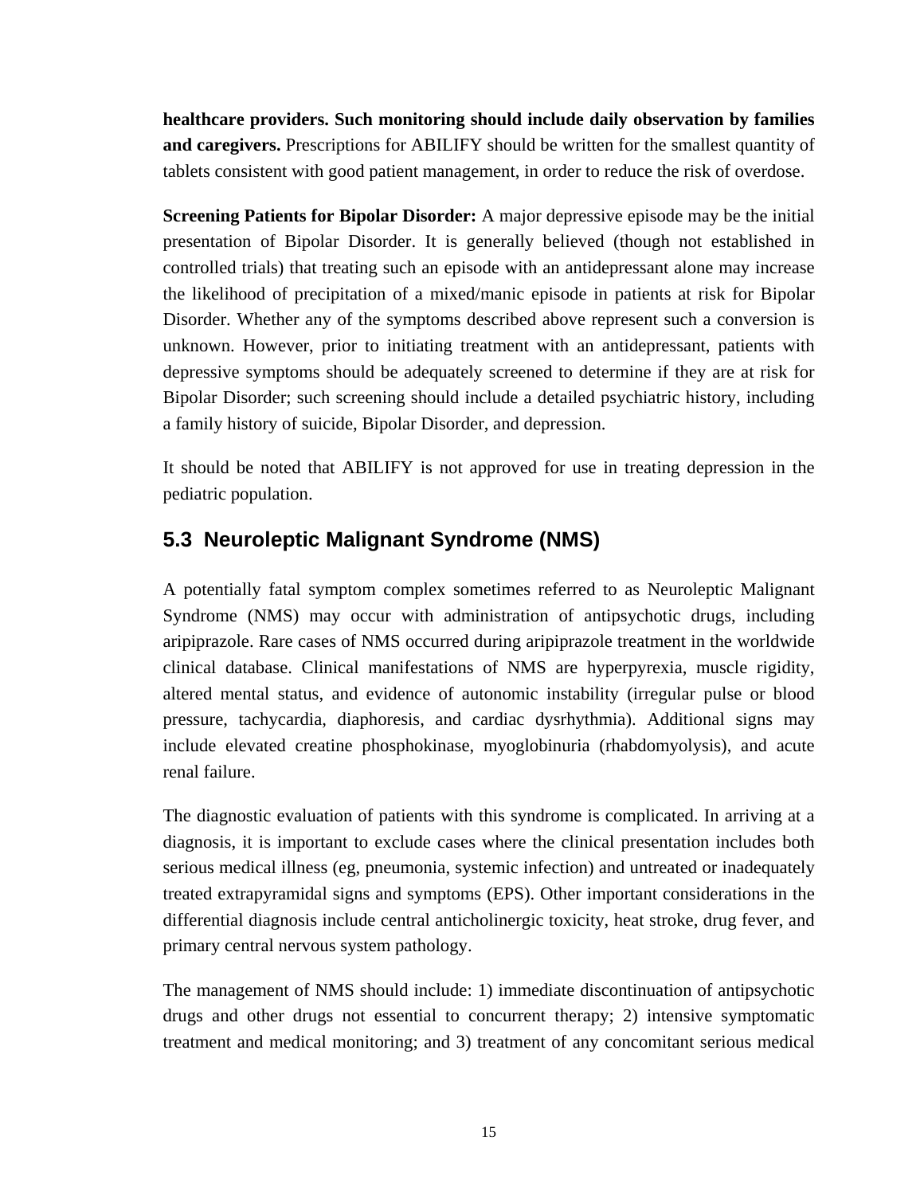**healthcare providers. Such monitoring should include daily observation by families and caregivers.** Prescriptions for ABILIFY should be written for the smallest quantity of tablets consistent with good patient management, in order to reduce the risk of overdose.

**Screening Patients for Bipolar Disorder:** A major depressive episode may be the initial presentation of Bipolar Disorder. It is generally believed (though not established in controlled trials) that treating such an episode with an antidepressant alone may increase the likelihood of precipitation of a mixed/manic episode in patients at risk for Bipolar Disorder. Whether any of the symptoms described above represent such a conversion is unknown. However, prior to initiating treatment with an antidepressant, patients with depressive symptoms should be adequately screened to determine if they are at risk for Bipolar Disorder; such screening should include a detailed psychiatric history, including a family history of suicide, Bipolar Disorder, and depression.

It should be noted that ABILIFY is not approved for use in treating depression in the pediatric population.

## 5.3 Neuroleptic Malignant Syndrome (NMS)

A potentially fatal symptom complex sometimes referred to as Neuroleptic Malignant Syndrome (NMS) may occur with administration of antipsychotic drugs, including aripiprazole. Rare cases of NMS occurred during aripiprazole treatment in the worldwide clinical database. Clinical manifestations of NMS are hyperpyrexia, muscle rigidity, altered mental status, and evidence of autonomic instability (irregular pulse or blood pressure, tachycardia, diaphoresis, and cardiac dysrhythmia). Additional signs may include elevated creatine phosphokinase, myoglobinuria (rhabdomyolysis), and acute renal failure.

The diagnostic evaluation of patients with this syndrome is complicated. In arriving at a diagnosis, it is important to exclude cases where the clinical presentation includes both serious medical illness (eg, pneumonia, systemic infection) and untreated or inadequately treated extrapyramidal signs and symptoms (EPS). Other important considerations in the differential diagnosis include central anticholinergic toxicity, heat stroke, drug fever, and primary central nervous system pathology.

The management of NMS should include: 1) immediate discontinuation of antipsychotic drugs and other drugs not essential to concurrent therapy; 2) intensive symptomatic treatment and medical monitoring; and 3) treatment of any concomitant serious medical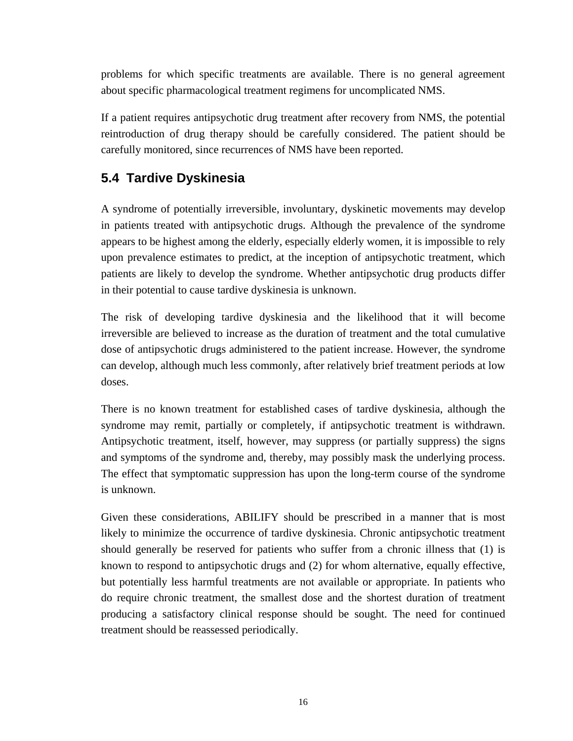problems for which specific treatments are available. There is no general agreement about specific pharmacological treatment regimens for uncomplicated NMS.

If a patient requires antipsychotic drug treatment after recovery from NMS, the potential reintroduction of drug therapy should be carefully considered. The patient should be carefully monitored, since recurrences of NMS have been reported.

## 5.4 Tardive Dyskinesia

A syndrome of potentially irreversible, involuntary, dyskinetic movements may develop in patients treated with antipsychotic drugs. Although the prevalence of the syndrome appears to be highest among the elderly, especially elderly women, it is impossible to rely upon prevalence estimates to predict, at the inception of antipsychotic treatment, which patients are likely to develop the syndrome. Whether antipsychotic drug products differ in their potential to cause tardive dyskinesia is unknown.

The risk of developing tardive dyskinesia and the likelihood that it will become irreversible are believed to increase as the duration of treatment and the total cumulative dose of antipsychotic drugs administered to the patient increase. However, the syndrome can develop, although much less commonly, after relatively brief treatment periods at low doses.

There is no known treatment for established cases of tardive dyskinesia, although the syndrome may remit, partially or completely, if antipsychotic treatment is withdrawn. Antipsychotic treatment, itself, however, may suppress (or partially suppress) the signs and symptoms of the syndrome and, thereby, may possibly mask the underlying process. The effect that symptomatic suppression has upon the long-term course of the syndrome is unknown.

Given these considerations, ABILIFY should be prescribed in a manner that is most likely to minimize the occurrence of tardive dyskinesia. Chronic antipsychotic treatment should generally be reserved for patients who suffer from a chronic illness that (1) is known to respond to antipsychotic drugs and (2) for whom alternative, equally effective, but potentially less harmful treatments are not available or appropriate. In patients who do require chronic treatment, the smallest dose and the shortest duration of treatment producing a satisfactory clinical response should be sought. The need for continued treatment should be reassessed periodically.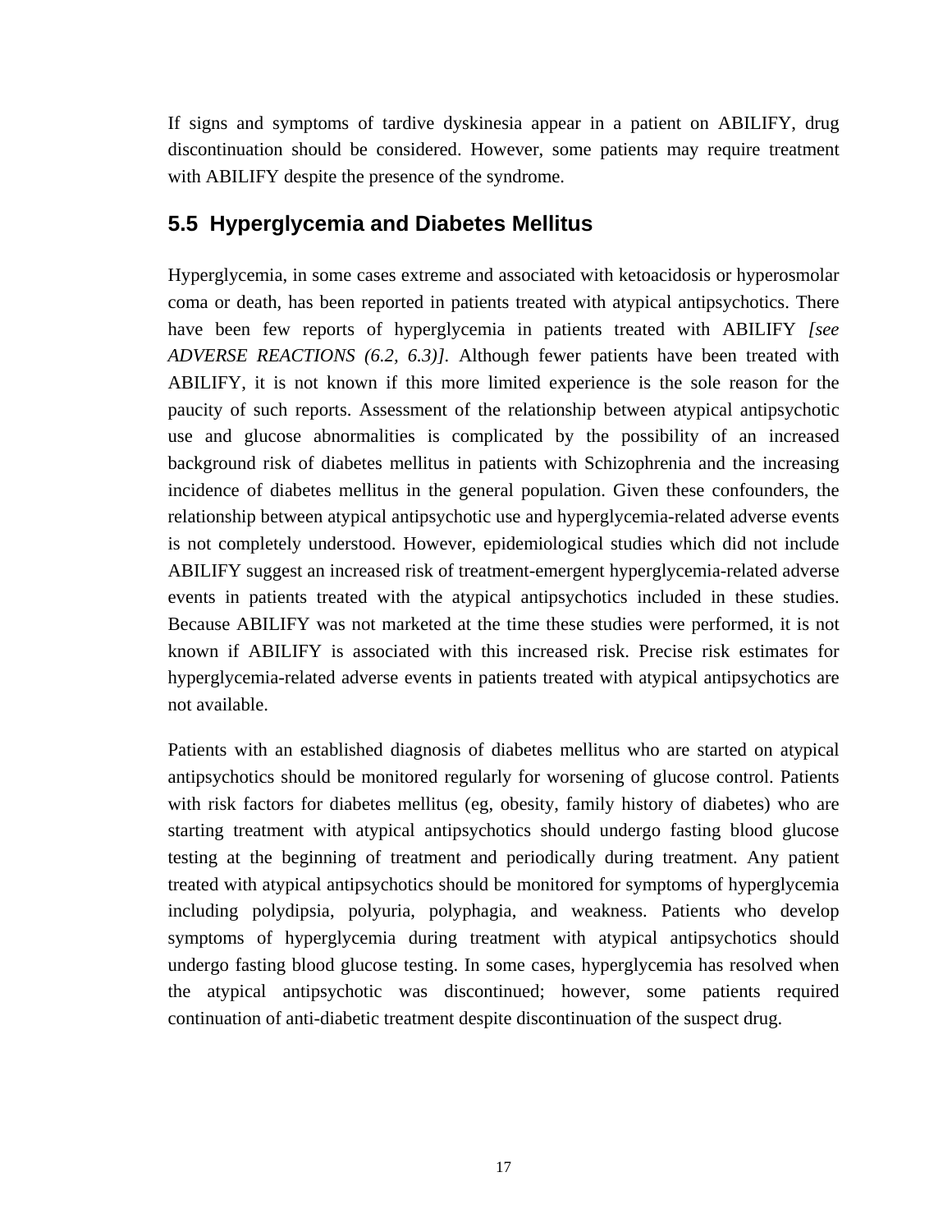If signs and symptoms of tardive dyskinesia appear in a patient on ABILIFY, drug discontinuation should be considered. However, some patients may require treatment with ABILIFY despite the presence of the syndrome.

## 5.5 Hyperglycemia and Diabetes Mellitus

Hyperglycemia, in some cases extreme and associated with ketoacidosis or hyperosmolar coma or death, has been reported in patients treated with atypical antipsychotics. There have been few reports of hyperglycemia in patients treated with ABILIFY *[see ADVERSE REACTIONS (6.2, 6.3)]*. Although fewer patients have been treated with ABILIFY, it is not known if this more limited experience is the sole reason for the paucity of such reports. Assessment of the relationship between atypical antipsychotic use and glucose abnormalities is complicated by the possibility of an increased background risk of diabetes mellitus in patients with Schizophrenia and the increasing incidence of diabetes mellitus in the general population. Given these confounders, the relationship between atypical antipsychotic use and hyperglycemia-related adverse events is not completely understood. However, epidemiological studies which did not include ABILIFY suggest an increased risk of treatment-emergent hyperglycemia-related adverse events in patients treated with the atypical antipsychotics included in these studies. Because ABILIFY was not marketed at the time these studies were performed, it is not known if ABILIFY is associated with this increased risk. Precise risk estimates for hyperglycemia-related adverse events in patients treated with atypical antipsychotics are not available.

Patients with an established diagnosis of diabetes mellitus who are started on atypical antipsychotics should be monitored regularly for worsening of glucose control. Patients with risk factors for diabetes mellitus (eg, obesity, family history of diabetes) who are starting treatment with atypical antipsychotics should undergo fasting blood glucose testing at the beginning of treatment and periodically during treatment. Any patient treated with atypical antipsychotics should be monitored for symptoms of hyperglycemia including polydipsia, polyuria, polyphagia, and weakness. Patients who develop symptoms of hyperglycemia during treatment with atypical antipsychotics should undergo fasting blood glucose testing. In some cases, hyperglycemia has resolved when the atypical antipsychotic was discontinued; however, some patients required continuation of anti-diabetic treatment despite discontinuation of the suspect drug.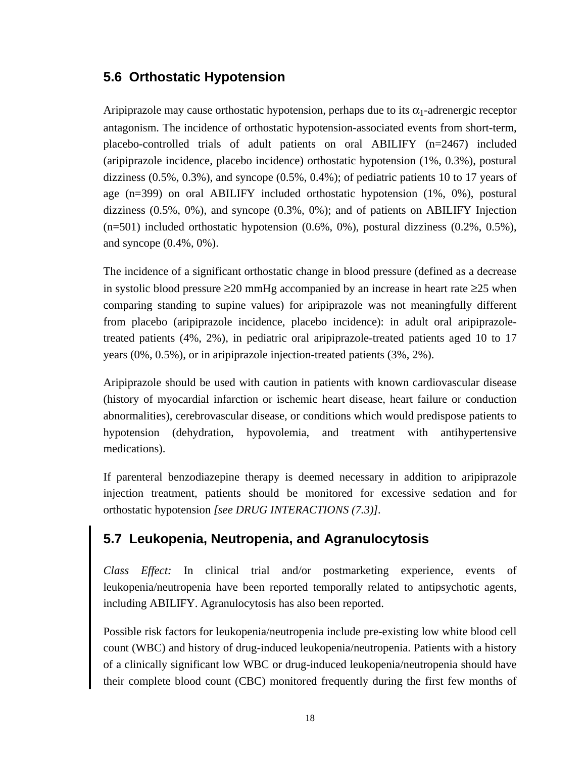## 5.6 Orthostatic Hypotension

Aripiprazole may cause orthostatic hypotension, perhaps due to its $\alpha_1$-adrenergic receptor antagonism. The incidence of orthostatic hypotension-associated events from short-term, placebo-controlled trials of adult patients on oral ABILIFY (n=2467) included (aripiprazole incidence, placebo incidence) orthostatic hypotension (1%, 0.3%), postural dizziness (0.5%, 0.3%), and syncope (0.5%, 0.4%); of pediatric patients 10 to 17 years of age (n=399) on oral ABILIFY included orthostatic hypotension (1%, 0%), postural dizziness (0.5%, 0%), and syncope (0.3%, 0%); and of patients on ABILIFY Injection (n=501) included orthostatic hypotension (0.6%, 0%), postural dizziness (0.2%, 0.5%), and syncope (0.4%, 0%).

The incidence of a significant orthostatic change in blood pressure (defined as a decrease in systolic blood pressure ≥20 mmHg accompanied by an increase in heart rate ≥25 when comparing standing to supine values) for aripiprazole was not meaningfully different from placebo (aripiprazole incidence, placebo incidence): in adult oral aripiprazole-treated patients (4%, 2%), in pediatric oral aripiprazole-treated patients aged 10 to 17 years (0%, 0.5%), or in aripiprazole injection-treated patients (3%, 2%).

Aripiprazole should be used with caution in patients with known cardiovascular disease (history of myocardial infarction or ischemic heart disease, heart failure or conduction abnormalities), cerebrovascular disease, or conditions which would predispose patients to hypotension (dehydration, hypovolemia, and treatment with antihypertensive medications).

If parenteral benzodiazepine therapy is deemed necessary in addition to aripiprazole injection treatment, patients should be monitored for excessive sedation and for orthostatic hypotension *[see DRUG INTERACTIONS (7.3)]*.

## 5.7 Leukopenia, Neutropenia, and Agranulocytosis

*Class Effect:* In clinical trial and/or postmarketing experience, events of leukopenia/neutropenia have been reported temporally related to antipsychotic agents, including ABILIFY. Agranulocytosis has also been reported.

Possible risk factors for leukopenia/neutropenia include pre-existing low white blood cell count (WBC) and history of drug-induced leukopenia/neutropenia. Patients with a history of a clinically significant low WBC or drug-induced leukopenia/neutropenia should have their complete blood count (CBC) monitored frequently during the first few months of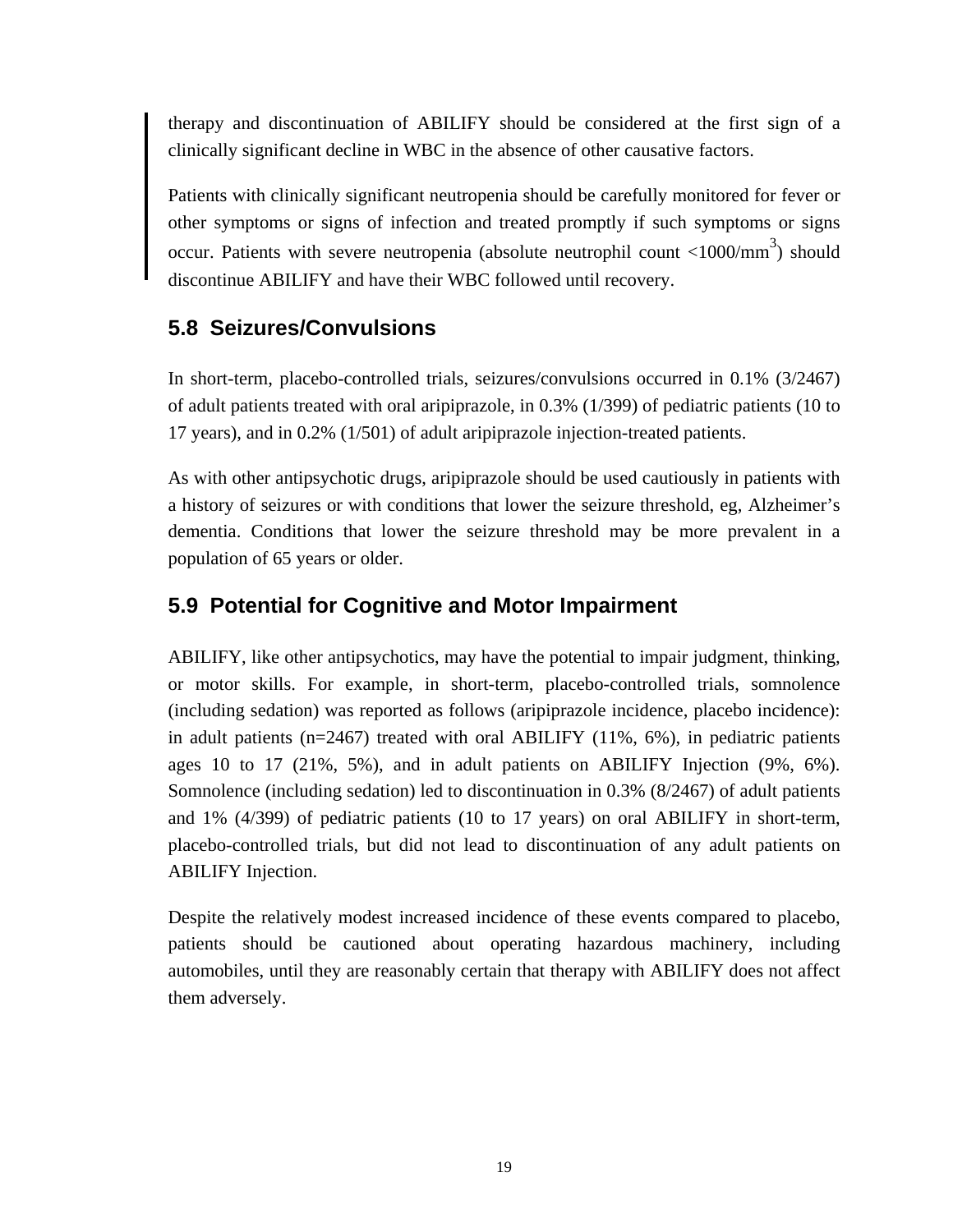therapy and discontinuation of ABILIFY should be considered at the first sign of a clinically significant decline in WBC in the absence of other causative factors.

Patients with clinically significant neutropenia should be carefully monitored for fever or other symptoms or signs of infection and treated promptly if such symptoms or signs occur. Patients with severe neutropenia (absolute neutrophil count <1000/$mm^3$) should discontinue ABILIFY and have their WBC followed until recovery.

## 5.8 Seizures/Convulsions

In short-term, placebo-controlled trials, seizures/convulsions occurred in 0.1% (3/2467) of adult patients treated with oral aripiprazole, in 0.3% (1/399) of pediatric patients (10 to 17 years), and in 0.2% (1/501) of adult aripiprazole injection-treated patients.

As with other antipsychotic drugs, aripiprazole should be used cautiously in patients with a history of seizures or with conditions that lower the seizure threshold, eg, Alzheimer's dementia. Conditions that lower the seizure threshold may be more prevalent in a population of 65 years or older.

## 5.9 Potential for Cognitive and Motor Impairment

ABILIFY, like other antipsychotics, may have the potential to impair judgment, thinking, or motor skills. For example, in short-term, placebo-controlled trials, somnolence (including sedation) was reported as follows (aripiprazole incidence, placebo incidence): in adult patients (n=2467) treated with oral ABILIFY (11%, 6%), in pediatric patients ages 10 to 17 (21%, 5%), and in adult patients on ABILIFY Injection (9%, 6%). Somnolence (including sedation) led to discontinuation in 0.3% (8/2467) of adult patients and 1% (4/399) of pediatric patients (10 to 17 years) on oral ABILIFY in short-term, placebo-controlled trials, but did not lead to discontinuation of any adult patients on ABILIFY Injection.

Despite the relatively modest increased incidence of these events compared to placebo, patients should be cautioned about operating hazardous machinery, including automobiles, until they are reasonably certain that therapy with ABILIFY does not affect them adversely.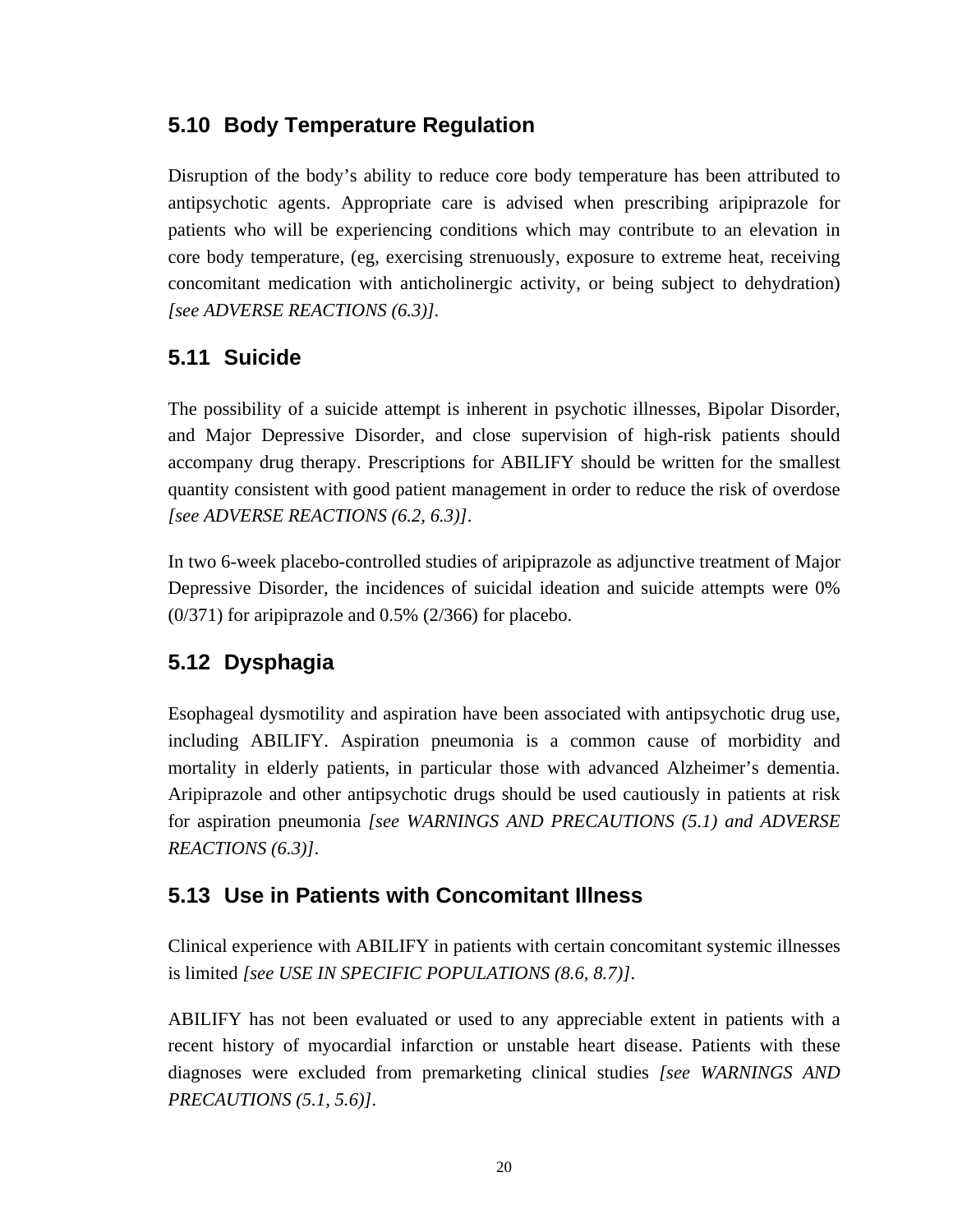## 5.10 Body Temperature Regulation

Disruption of the body's ability to reduce core body temperature has been attributed to antipsychotic agents. Appropriate care is advised when prescribing aripiprazole for patients who will be experiencing conditions which may contribute to an elevation in core body temperature, (eg, exercising strenuously, exposure to extreme heat, receiving concomitant medication with anticholinergic activity, or being subject to dehydration) *[see ADVERSE REACTIONS (6.3)]*.

## 5.11 Suicide

The possibility of a suicide attempt is inherent in psychotic illnesses, Bipolar Disorder, and Major Depressive Disorder, and close supervision of high-risk patients should accompany drug therapy. Prescriptions for ABILIFY should be written for the smallest quantity consistent with good patient management in order to reduce the risk of overdose *[see ADVERSE REACTIONS (6.2, 6.3)]*.

In two 6-week placebo-controlled studies of aripiprazole as adjunctive treatment of Major Depressive Disorder, the incidences of suicidal ideation and suicide attempts were 0% (0/371) for aripiprazole and 0.5% (2/366) for placebo.

## 5.12 Dysphagia

Esophageal dysmotility and aspiration have been associated with antipsychotic drug use, including ABILIFY. Aspiration pneumonia is a common cause of morbidity and mortality in elderly patients, in particular those with advanced Alzheimer's dementia. Aripiprazole and other antipsychotic drugs should be used cautiously in patients at risk for aspiration pneumonia *[see WARNINGS AND PRECAUTIONS (5.1) and ADVERSE REACTIONS (6.3)]*.

## 5.13 Use in Patients with Concomitant Illness

Clinical experience with ABILIFY in patients with certain concomitant systemic illnesses is limited *[see USE IN SPECIFIC POPULATIONS (8.6, 8.7)]*.

ABILIFY has not been evaluated or used to any appreciable extent in patients with a recent history of myocardial infarction or unstable heart disease. Patients with these diagnoses were excluded from premarketing clinical studies *[see WARNINGS AND PRECAUTIONS (5.1, 5.6)]*.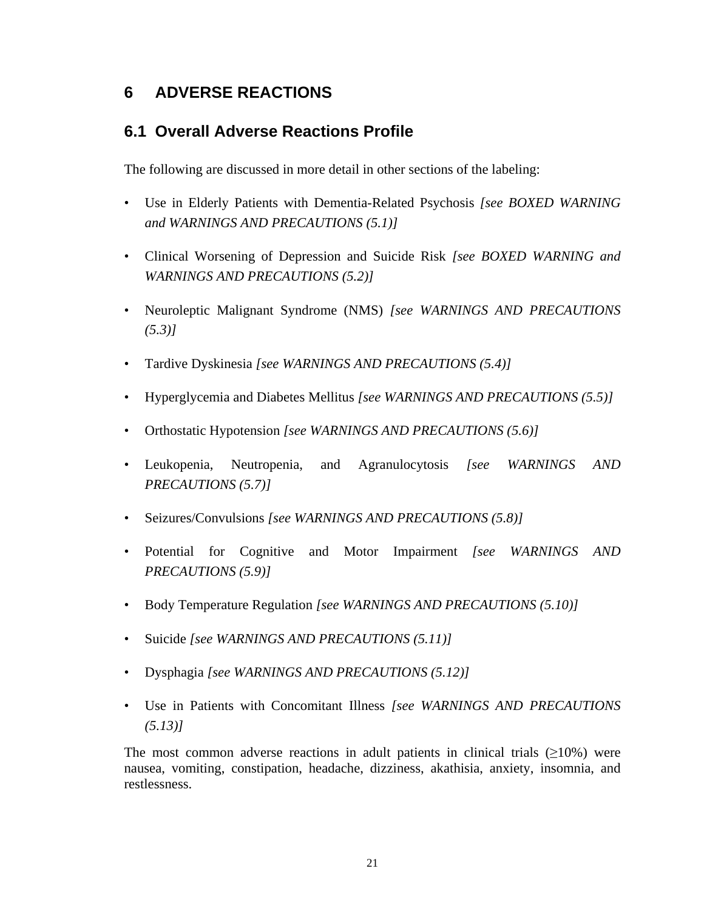# 6 ADVERSE REACTIONS

## 6.1 Overall Adverse Reactions Profile

The following are discussed in more detail in other sections of the labeling:

- Use in Elderly Patients with Dementia-Related Psychosis *[see BOXED WARNING and WARNINGS AND PRECAUTIONS (5.1)]*
- Clinical Worsening of Depression and Suicide Risk *[see BOXED WARNING and WARNINGS AND PRECAUTIONS (5.2)]*
- Neuroleptic Malignant Syndrome (NMS) *[see WARNINGS AND PRECAUTIONS (5.3)]*
- Tardive Dyskinesia *[see WARNINGS AND PRECAUTIONS (5.4)]*
- Hyperglycemia and Diabetes Mellitus *[see WARNINGS AND PRECAUTIONS (5.5)]*
- Orthostatic Hypotension *[see WARNINGS AND PRECAUTIONS (5.6)]*
- Leukopenia, Neutropenia, and Agranulocytosis *[see WARNINGS AND PRECAUTIONS (5.7)]*
- Seizures/Convulsions *[see WARNINGS AND PRECAUTIONS (5.8)]*
- Potential for Cognitive and Motor Impairment *[see WARNINGS AND PRECAUTIONS (5.9)]*
- Body Temperature Regulation *[see WARNINGS AND PRECAUTIONS (5.10)]*
- Suicide *[see WARNINGS AND PRECAUTIONS (5.11)]*
- Dysphagia *[see WARNINGS AND PRECAUTIONS (5.12)]*
- Use in Patients with Concomitant Illness *[see WARNINGS AND PRECAUTIONS (5.13)]*

The most common adverse reactions in adult patients in clinical trials (≥10%) were nausea, vomiting, constipation, headache, dizziness, akathisia, anxiety, insomnia, and restlessness.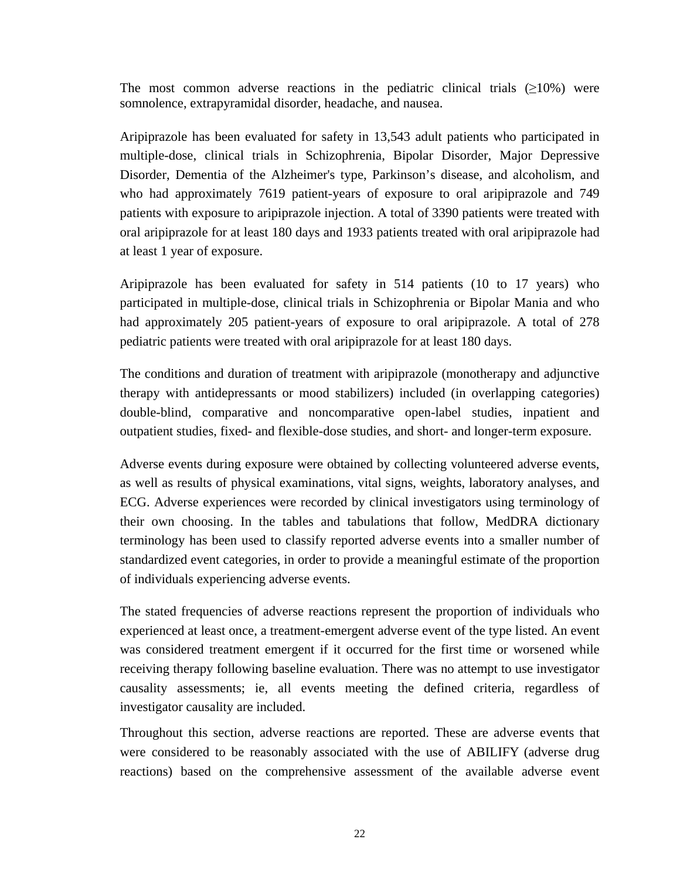The most common adverse reactions in the pediatric clinical trials (≥10%) were somnolence, extrapyramidal disorder, headache, and nausea.

Aripiprazole has been evaluated for safety in 13,543 adult patients who participated in multiple-dose, clinical trials in Schizophrenia, Bipolar Disorder, Major Depressive Disorder, Dementia of the Alzheimer's type, Parkinson's disease, and alcoholism, and who had approximately 7619 patient-years of exposure to oral aripiprazole and 749 patients with exposure to aripiprazole injection. A total of 3390 patients were treated with oral aripiprazole for at least 180 days and 1933 patients treated with oral aripiprazole had at least 1 year of exposure.

Aripiprazole has been evaluated for safety in 514 patients (10 to 17 years) who participated in multiple-dose, clinical trials in Schizophrenia or Bipolar Mania and who had approximately 205 patient-years of exposure to oral aripiprazole. A total of 278 pediatric patients were treated with oral aripiprazole for at least 180 days.

The conditions and duration of treatment with aripiprazole (monotherapy and adjunctive therapy with antidepressants or mood stabilizers) included (in overlapping categories) double-blind, comparative and noncomparative open-label studies, inpatient and outpatient studies, fixed- and flexible-dose studies, and short- and longer-term exposure.

Adverse events during exposure were obtained by collecting volunteered adverse events, as well as results of physical examinations, vital signs, weights, laboratory analyses, and ECG. Adverse experiences were recorded by clinical investigators using terminology of their own choosing. In the tables and tabulations that follow, MedDRA dictionary terminology has been used to classify reported adverse events into a smaller number of standardized event categories, in order to provide a meaningful estimate of the proportion of individuals experiencing adverse events.

The stated frequencies of adverse reactions represent the proportion of individuals who experienced at least once, a treatment-emergent adverse event of the type listed. An event was considered treatment emergent if it occurred for the first time or worsened while receiving therapy following baseline evaluation. There was no attempt to use investigator causality assessments; ie, all events meeting the defined criteria, regardless of investigator causality are included.

Throughout this section, adverse reactions are reported. These are adverse events that were considered to be reasonably associated with the use of ABILIFY (adverse drug reactions) based on the comprehensive assessment of the available adverse event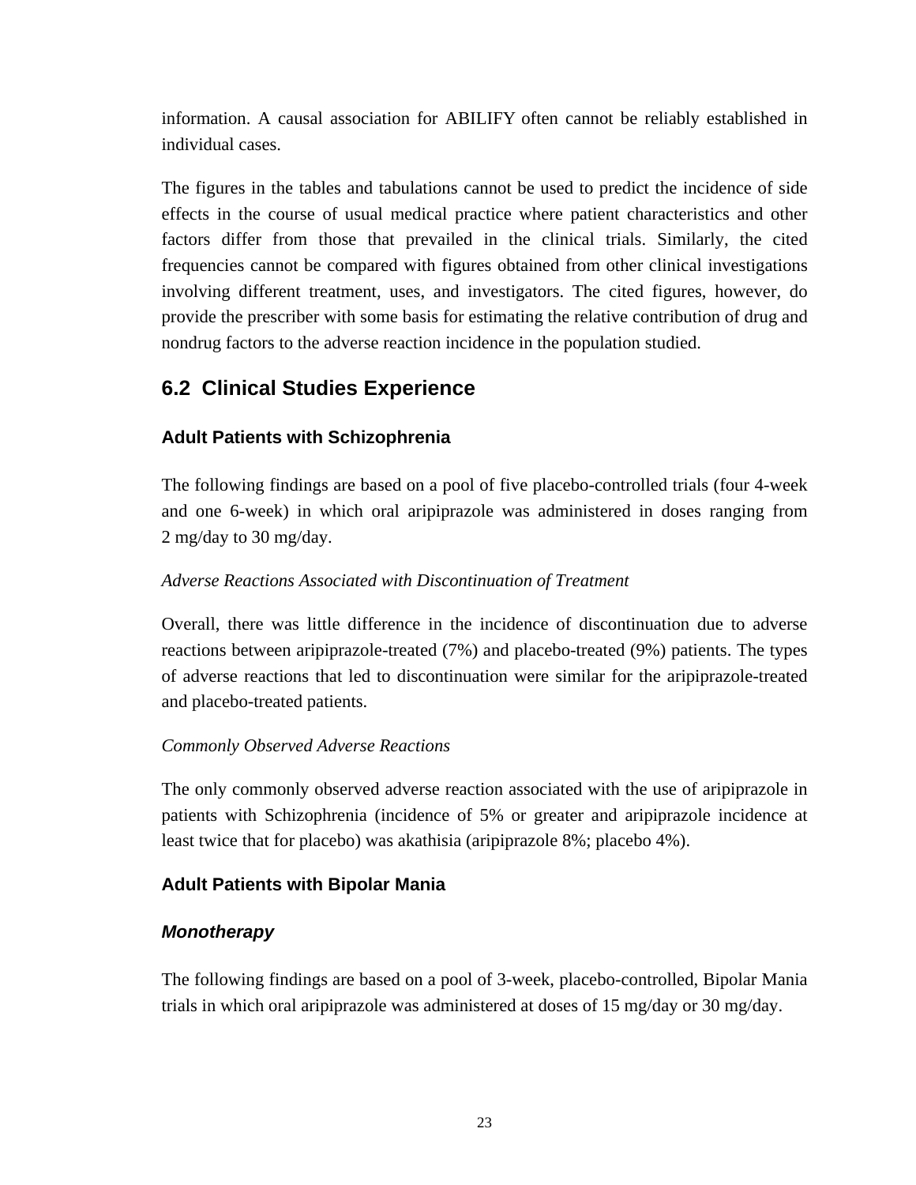information. A causal association for ABILIFY often cannot be reliably established in individual cases.

The figures in the tables and tabulations cannot be used to predict the incidence of side effects in the course of usual medical practice where patient characteristics and other factors differ from those that prevailed in the clinical trials. Similarly, the cited frequencies cannot be compared with figures obtained from other clinical investigations involving different treatment, uses, and investigators. The cited figures, however, do provide the prescriber with some basis for estimating the relative contribution of drug and nondrug factors to the adverse reaction incidence in the population studied.

## 6.2 Clinical Studies Experience

### Adult Patients with Schizophrenia

The following findings are based on a pool of five placebo-controlled trials (four 4-week and one 6-week) in which oral aripiprazole was administered in doses ranging from 2 mg/day to 30 mg/day.

*Adverse Reactions Associated with Discontinuation of Treatment*

Overall, there was little difference in the incidence of discontinuation due to adverse reactions between aripiprazole-treated (7%) and placebo-treated (9%) patients. The types of adverse reactions that led to discontinuation were similar for the aripiprazole-treated and placebo-treated patients.

*Commonly Observed Adverse Reactions*

The only commonly observed adverse reaction associated with the use of aripiprazole in patients with Schizophrenia (incidence of 5% or greater and aripiprazole incidence at least twice that for placebo) was akathisia (aripiprazole 8%; placebo 4%).

### Adult Patients with Bipolar Mania

#### *Monotherapy*

The following findings are based on a pool of 3-week, placebo-controlled, Bipolar Mania trials in which oral aripiprazole was administered at doses of 15 mg/day or 30 mg/day.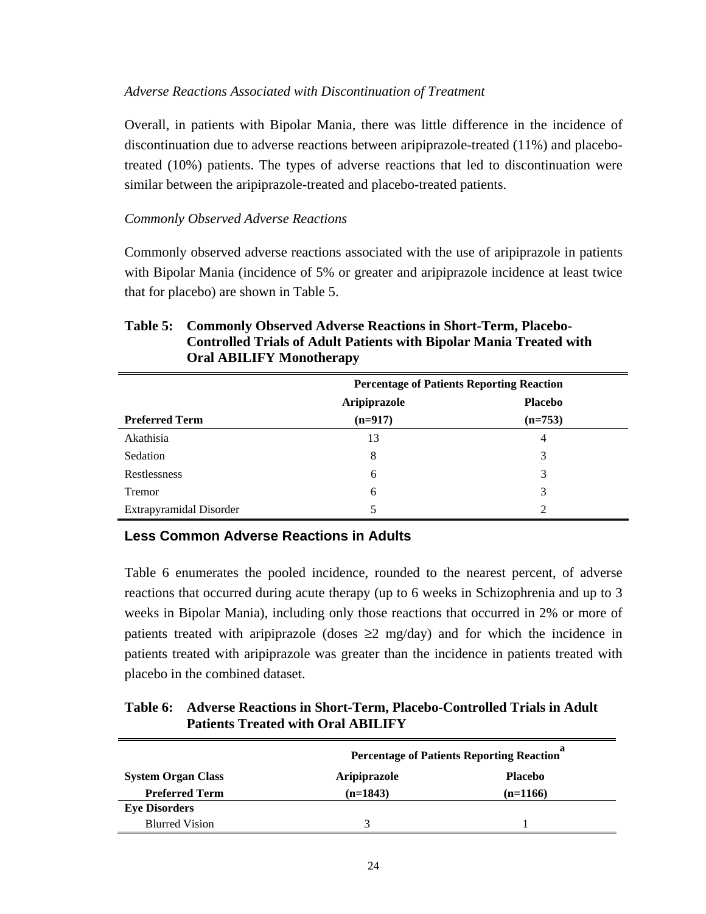*Adverse Reactions Associated with Discontinuation of Treatment*

Overall, in patients with Bipolar Mania, there was little difference in the incidence of discontinuation due to adverse reactions between aripiprazole-treated (11%) and placebo-treated (10%) patients. The types of adverse reactions that led to discontinuation were similar between the aripiprazole-treated and placebo-treated patients.

*Commonly Observed Adverse Reactions*

Commonly observed adverse reactions associated with the use of aripiprazole in patients with Bipolar Mania (incidence of 5% or greater and aripiprazole incidence at least twice that for placebo) are shown in Table 5.

**Table 5: Commonly Observed Adverse Reactions in Short-Term, Placebo-Controlled Trials of Adult Patients with Bipolar Mania Treated with Oral ABILIFY Monotherapy**

| | **Percentage of Patients Reporting Reaction** | |
|---|---|---|
| **Preferred Term** | **Aripiprazole (n=917)** | **Placebo (n=753)** |
| Akathisia | 13 | 4 |
| Sedation | 8 | 3 |
| Restlessness | 6 | 3 |
| Tremor | 6 | 3 |
| Extrapyramidal Disorder | 5 | 2 |

## Less Common Adverse Reactions in Adults

Table 6 enumerates the pooled incidence, rounded to the nearest percent, of adverse reactions that occurred during acute therapy (up to 6 weeks in Schizophrenia and up to 3 weeks in Bipolar Mania), including only those reactions that occurred in 2% or more of patients treated with aripiprazole (doses ≥2 mg/day) and for which the incidence in patients treated with aripiprazole was greater than the incidence in patients treated with placebo in the combined dataset.

**Table 6: Adverse Reactions in Short-Term, Placebo-Controlled Trials in Adult Patients Treated with Oral ABILIFY**

| | **Percentage of Patients Reporting Reaction**[a] | |
|---|---|---|
| **System Organ Class** / **Preferred Term** | **Aripiprazole (n=1843)** | **Placebo (n=1166)** |
| **Eye Disorders** | | |
| Blurred Vision | 3 | 1 |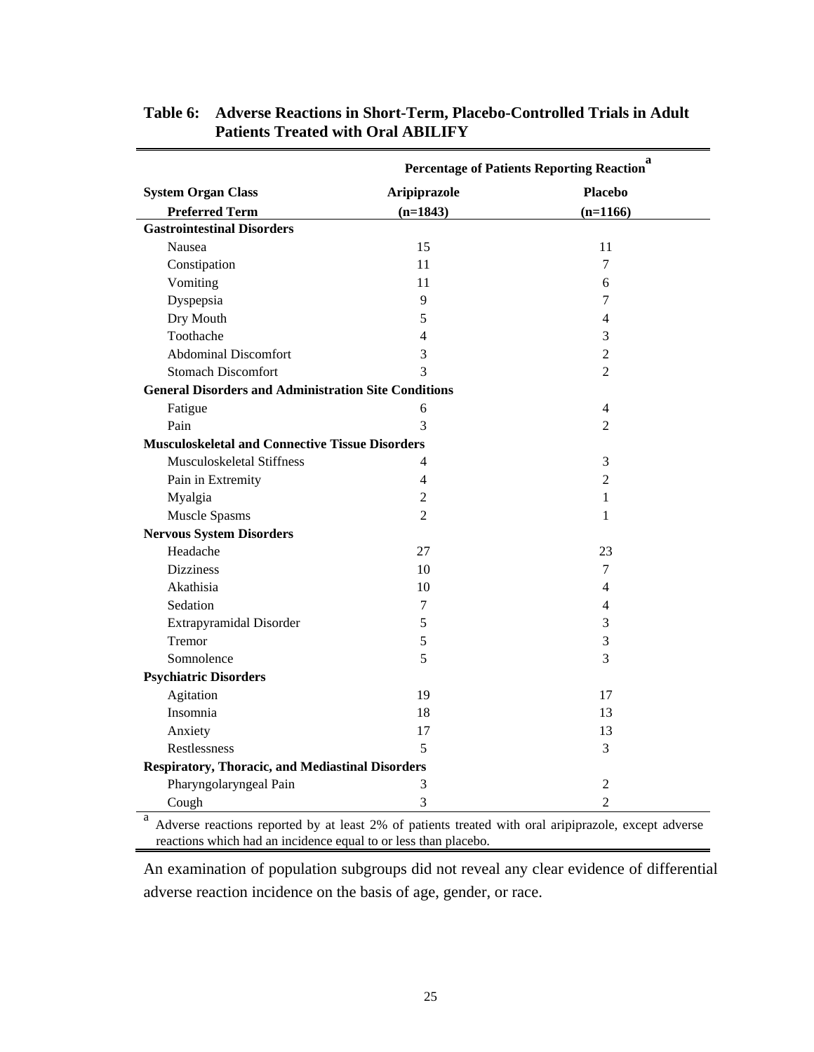**Table 6: Adverse Reactions in Short-Term, Placebo-Controlled Trials in Adult Patients Treated with Oral ABILIFY**

| | Percentage of Patients Reporting Reaction[a] | |
|---|---|---|
| **System Organ Class** | **Aripiprazole** | **Placebo** |
| **Preferred Term** | **(n=1843)** | **(n=1166)** |
| **Gastrointestinal Disorders** | | |
| Nausea | 15 | 11 |
| Constipation | 11 | 7 |
| Vomiting | 11 | 6 |
| Dyspepsia | 9 | 7 |
| Dry Mouth | 5 | 4 |
| Toothache | 4 | 3 |
| Abdominal Discomfort | 3 | 2 |
| Stomach Discomfort | 3 | 2 |
| **General Disorders and Administration Site Conditions** | | |
| Fatigue | 6 | 4 |
| Pain | 3 | 2 |
| **Musculoskeletal and Connective Tissue Disorders** | | |
| Musculoskeletal Stiffness | 4 | 3 |
| Pain in Extremity | 4 | 2 |
| Myalgia | 2 | 1 |
| Muscle Spasms | 2 | 1 |
| **Nervous System Disorders** | | |
| Headache | 27 | 23 |
| Dizziness | 10 | 7 |
| Akathisia | 10 | 4 |
| Sedation | 7 | 4 |
| Extrapyramidal Disorder | 5 | 3 |
| Tremor | 5 | 3 |
| Somnolence | 5 | 3 |
| **Psychiatric Disorders** | | |
| Agitation | 19 | 17 |
| Insomnia | 18 | 13 |
| Anxiety | 17 | 13 |
| Restlessness | 5 | 3 |
| **Respiratory, Thoracic, and Mediastinal Disorders** | | |
| Pharyngolaryngeal Pain | 3 | 2 |
| Cough | 3 | 2 |

[a] Adverse reactions reported by at least 2% of patients treated with oral aripiprazole, except adverse reactions which had an incidence equal to or less than placebo.

An examination of population subgroups did not reveal any clear evidence of differential adverse reaction incidence on the basis of age, gender, or race.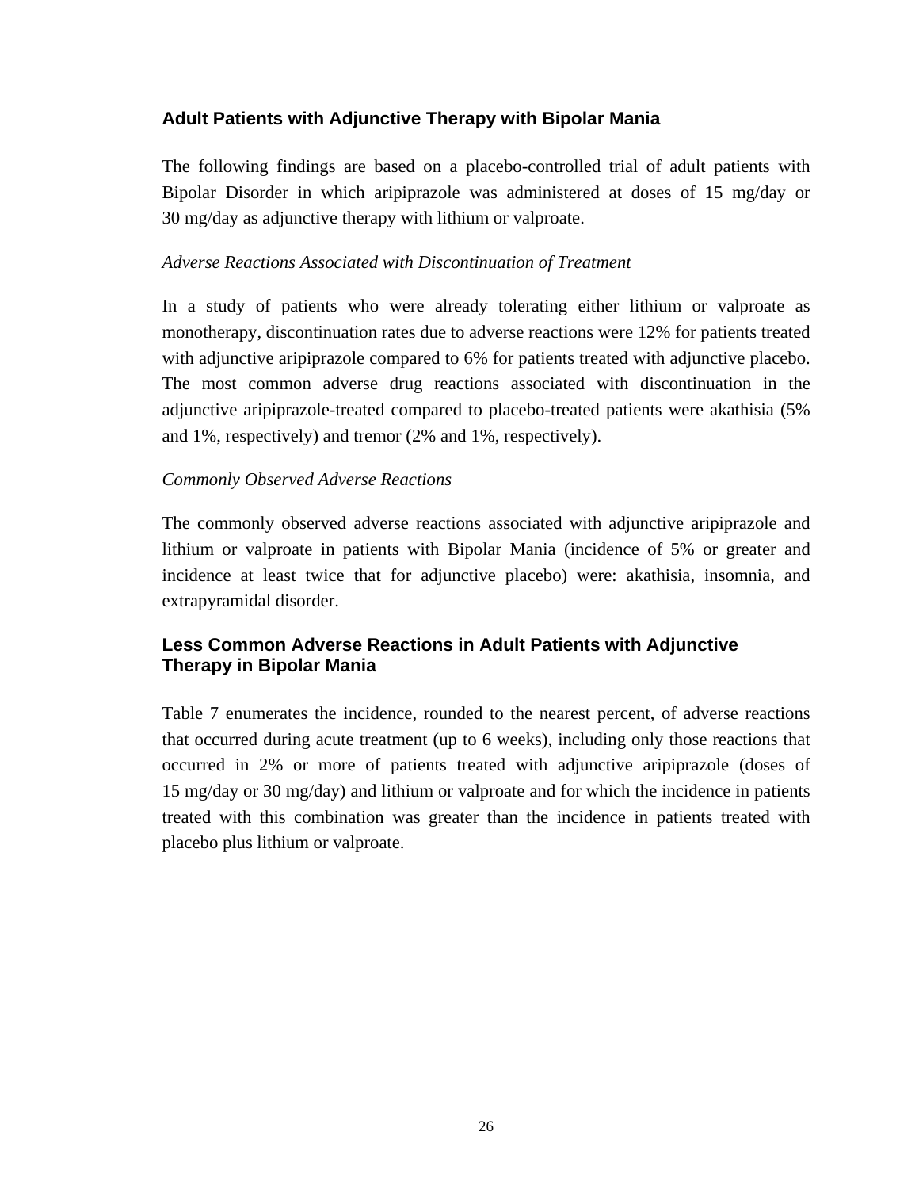### Adult Patients with Adjunctive Therapy with Bipolar Mania

The following findings are based on a placebo-controlled trial of adult patients with Bipolar Disorder in which aripiprazole was administered at doses of 15 mg/day or 30 mg/day as adjunctive therapy with lithium or valproate.

*Adverse Reactions Associated with Discontinuation of Treatment*

In a study of patients who were already tolerating either lithium or valproate as monotherapy, discontinuation rates due to adverse reactions were 12% for patients treated with adjunctive aripiprazole compared to 6% for patients treated with adjunctive placebo. The most common adverse drug reactions associated with discontinuation in the adjunctive aripiprazole-treated compared to placebo-treated patients were akathisia (5% and 1%, respectively) and tremor (2% and 1%, respectively).

*Commonly Observed Adverse Reactions*

The commonly observed adverse reactions associated with adjunctive aripiprazole and lithium or valproate in patients with Bipolar Mania (incidence of 5% or greater and incidence at least twice that for adjunctive placebo) were: akathisia, insomnia, and extrapyramidal disorder.

### Less Common Adverse Reactions in Adult Patients with Adjunctive Therapy in Bipolar Mania

Table 7 enumerates the incidence, rounded to the nearest percent, of adverse reactions that occurred during acute treatment (up to 6 weeks), including only those reactions that occurred in 2% or more of patients treated with adjunctive aripiprazole (doses of 15 mg/day or 30 mg/day) and lithium or valproate and for which the incidence in patients treated with this combination was greater than the incidence in patients treated with placebo plus lithium or valproate.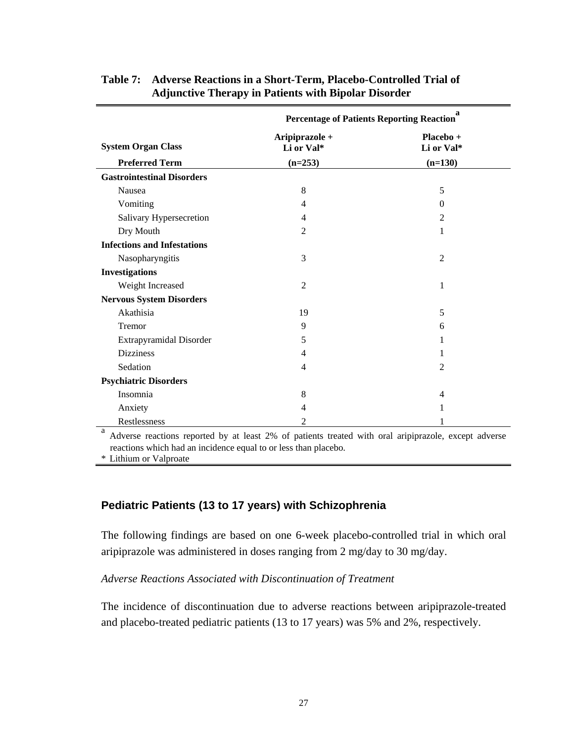**Table 7: Adverse Reactions in a Short-Term, Placebo-Controlled Trial of Adjunctive Therapy in Patients with Bipolar Disorder**

| | Percentage of Patients Reporting Reaction[a] | |
|---|---|---|
| **System Organ Class** | **Aripiprazole + Li or Val*** | **Placebo + Li or Val*** |
| **Preferred Term** | **(n=253)** | **(n=130)** |
| **Gastrointestinal Disorders** | | |
| Nausea | 8 | 5 |
| Vomiting | 4 | 0 |
| Salivary Hypersecretion | 4 | 2 |
| Dry Mouth | 2 | 1 |
| **Infections and Infestations** | | |
| Nasopharyngitis | 3 | 2 |
| **Investigations** | | |
| Weight Increased | 2 | 1 |
| **Nervous System Disorders** | | |
| Akathisia | 19 | 5 |
| Tremor | 9 | 6 |
| Extrapyramidal Disorder | 5 | 1 |
| Dizziness | 4 | 1 |
| Sedation | 4 | 2 |
| **Psychiatric Disorders** | | |
| Insomnia | 8 | 4 |
| Anxiety | 4 | 1 |
| Restlessness | 2 | 1 |

[a] Adverse reactions reported by at least 2% of patients treated with oral aripiprazole, except adverse reactions which had an incidence equal to or less than placebo.

\* Lithium or Valproate

### Pediatric Patients (13 to 17 years) with Schizophrenia

The following findings are based on one 6-week placebo-controlled trial in which oral aripiprazole was administered in doses ranging from 2 mg/day to 30 mg/day.

*Adverse Reactions Associated with Discontinuation of Treatment*

The incidence of discontinuation due to adverse reactions between aripiprazole-treated and placebo-treated pediatric patients (13 to 17 years) was 5% and 2%, respectively.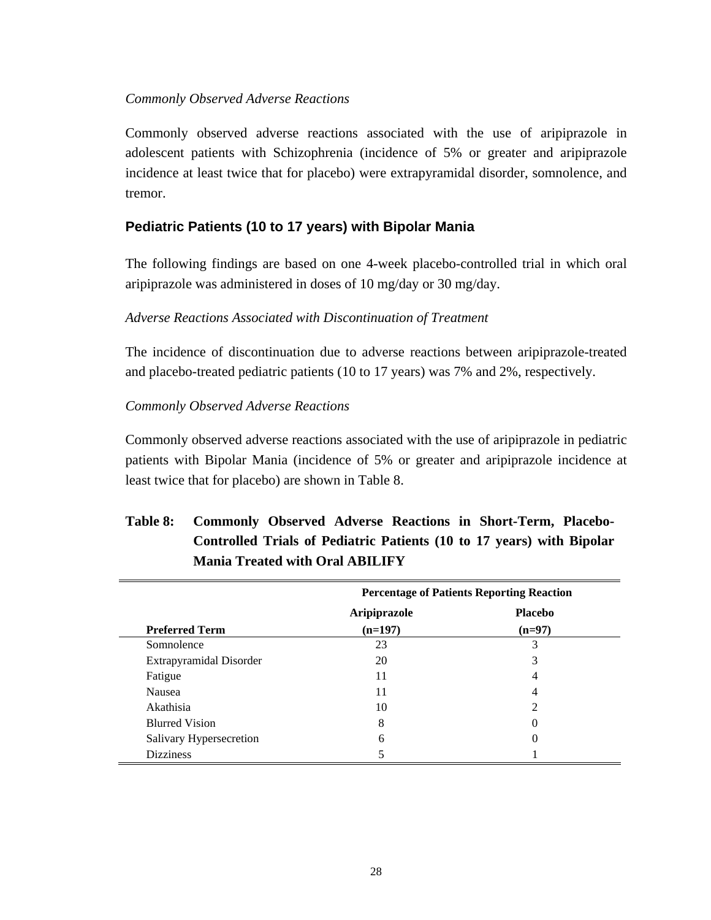*Commonly Observed Adverse Reactions*

Commonly observed adverse reactions associated with the use of aripiprazole in adolescent patients with Schizophrenia (incidence of 5% or greater and aripiprazole incidence at least twice that for placebo) were extrapyramidal disorder, somnolence, and tremor.

### Pediatric Patients (10 to 17 years) with Bipolar Mania

The following findings are based on one 4-week placebo-controlled trial in which oral aripiprazole was administered in doses of 10 mg/day or 30 mg/day.

*Adverse Reactions Associated with Discontinuation of Treatment*

The incidence of discontinuation due to adverse reactions between aripiprazole-treated and placebo-treated pediatric patients (10 to 17 years) was 7% and 2%, respectively.

*Commonly Observed Adverse Reactions*

Commonly observed adverse reactions associated with the use of aripiprazole in pediatric patients with Bipolar Mania (incidence of 5% or greater and aripiprazole incidence at least twice that for placebo) are shown in Table 8.

**Table 8: Commonly Observed Adverse Reactions in Short-Term, Placebo-Controlled Trials of Pediatric Patients (10 to 17 years) with Bipolar Mania Treated with Oral ABILIFY**

| | **Percentage of Patients Reporting Reaction** | |
|---|---|---|
| **Preferred Term** | **Aripiprazole (n=197)** | **Placebo (n=97)** |
| Somnolence | 23 | 3 |
| Extrapyramidal Disorder | 20 | 3 |
| Fatigue | 11 | 4 |
| Nausea | 11 | 4 |
| Akathisia | 10 | 2 |
| Blurred Vision | 8 | 0 |
| Salivary Hypersecretion | 6 | 0 |
| Dizziness | 5 | 1 |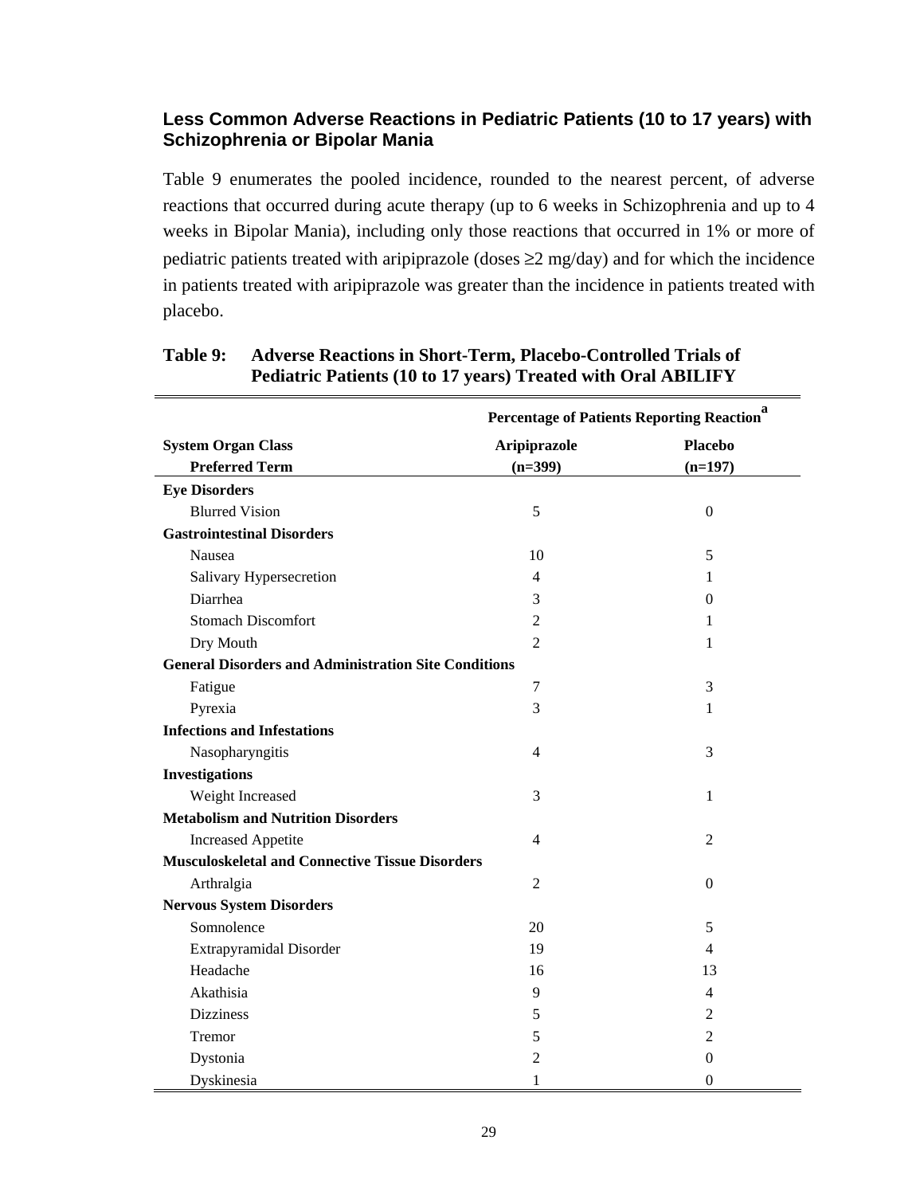### Less Common Adverse Reactions in Pediatric Patients (10 to 17 years) with Schizophrenia or Bipolar Mania

Table 9 enumerates the pooled incidence, rounded to the nearest percent, of adverse reactions that occurred during acute therapy (up to 6 weeks in Schizophrenia and up to 4 weeks in Bipolar Mania), including only those reactions that occurred in 1% or more of pediatric patients treated with aripiprazole (doses ≥2 mg/day) and for which the incidence in patients treated with aripiprazole was greater than the incidence in patients treated with placebo.

**Table 9: Adverse Reactions in Short-Term, Placebo-Controlled Trials of Pediatric Patients (10 to 17 years) Treated with Oral ABILIFY**

| | Percentage of Patients Reporting Reaction[a] | |
|---|---|---|
| **System Organ Class** / **Preferred Term** | **Aripiprazole (n=399)** | **Placebo (n=197)** |
| **Eye Disorders** | | |
| Blurred Vision | 5 | 0 |
| **Gastrointestinal Disorders** | | |
| Nausea | 10 | 5 |
| Salivary Hypersecretion | 4 | 1 |
| Diarrhea | 3 | 0 |
| Stomach Discomfort | 2 | 1 |
| Dry Mouth | 2 | 1 |
| **General Disorders and Administration Site Conditions** | | |
| Fatigue | 7 | 3 |
| Pyrexia | 3 | 1 |
| **Infections and Infestations** | | |
| Nasopharyngitis | 4 | 3 |
| **Investigations** | | |
| Weight Increased | 3 | 1 |
| **Metabolism and Nutrition Disorders** | | |
| Increased Appetite | 4 | 2 |
| **Musculoskeletal and Connective Tissue Disorders** | | |
| Arthralgia | 2 | 0 |
| **Nervous System Disorders** | | |
| Somnolence | 20 | 5 |
| Extrapyramidal Disorder | 19 | 4 |
| Headache | 16 | 13 |
| Akathisia | 9 | 4 |
| Dizziness | 5 | 2 |
| Tremor | 5 | 2 |
| Dystonia | 2 | 0 |
| Dyskinesia | 1 | 0 |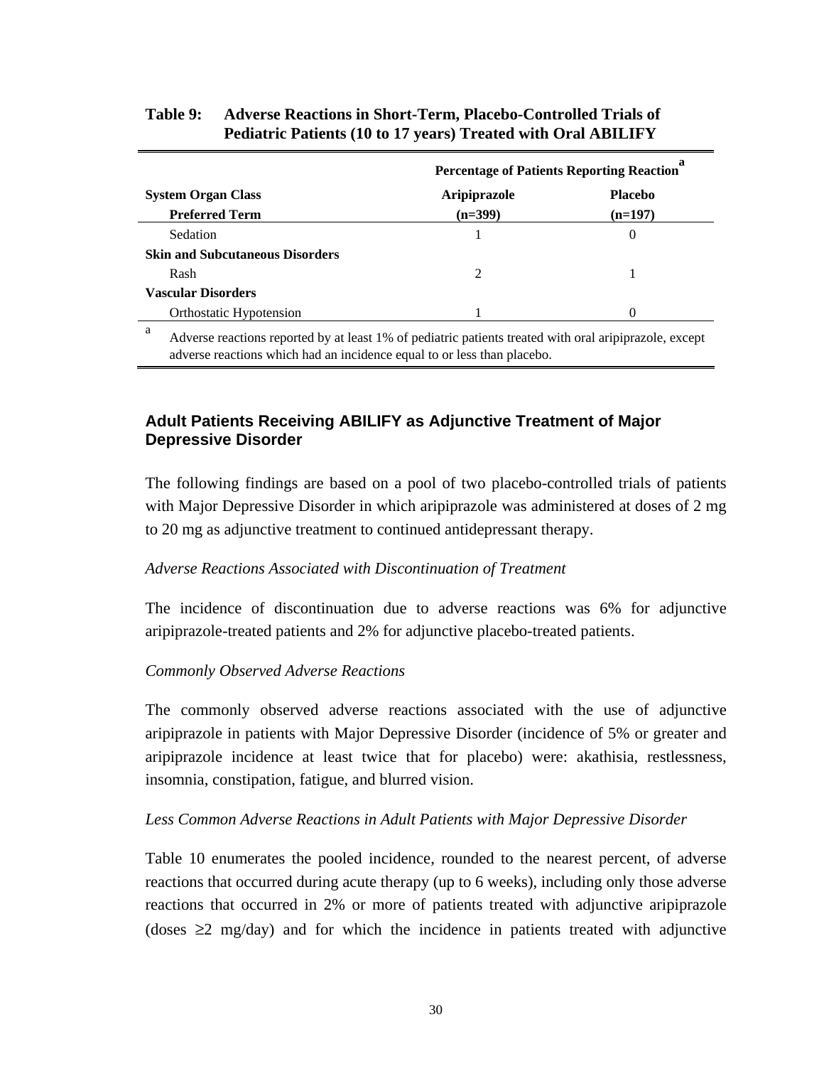**Table 9: Adverse Reactions in Short-Term, Placebo-Controlled Trials of Pediatric Patients (10 to 17 years) Treated with Oral ABILIFY**

| | Percentage of Patients Reporting Reaction[a] | |
|---|---|---|
| **System Organ Class** / **Preferred Term** | **Aripiprazole (n=399)** | **Placebo (n=197)** |
| Sedation | 1 | 0 |
| **Skin and Subcutaneous Disorders** | | |
| Rash | 2 | 1 |
| **Vascular Disorders** | | |
| Orthostatic Hypotension | 1 | 0 |

[a] Adverse reactions reported by at least 1% of pediatric patients treated with oral aripiprazole, except adverse reactions which had an incidence equal to or less than placebo.

## Adult Patients Receiving ABILIFY as Adjunctive Treatment of Major Depressive Disorder

The following findings are based on a pool of two placebo-controlled trials of patients with Major Depressive Disorder in which aripiprazole was administered at doses of 2 mg to 20 mg as adjunctive treatment to continued antidepressant therapy.

*Adverse Reactions Associated with Discontinuation of Treatment*

The incidence of discontinuation due to adverse reactions was 6% for adjunctive aripiprazole-treated patients and 2% for adjunctive placebo-treated patients.

*Commonly Observed Adverse Reactions*

The commonly observed adverse reactions associated with the use of adjunctive aripiprazole in patients with Major Depressive Disorder (incidence of 5% or greater and aripiprazole incidence at least twice that for placebo) were: akathisia, restlessness, insomnia, constipation, fatigue, and blurred vision.

*Less Common Adverse Reactions in Adult Patients with Major Depressive Disorder*

Table 10 enumerates the pooled incidence, rounded to the nearest percent, of adverse reactions that occurred during acute therapy (up to 6 weeks), including only those adverse reactions that occurred in 2% or more of patients treated with adjunctive aripiprazole (doses ≥2 mg/day) and for which the incidence in patients treated with adjunctive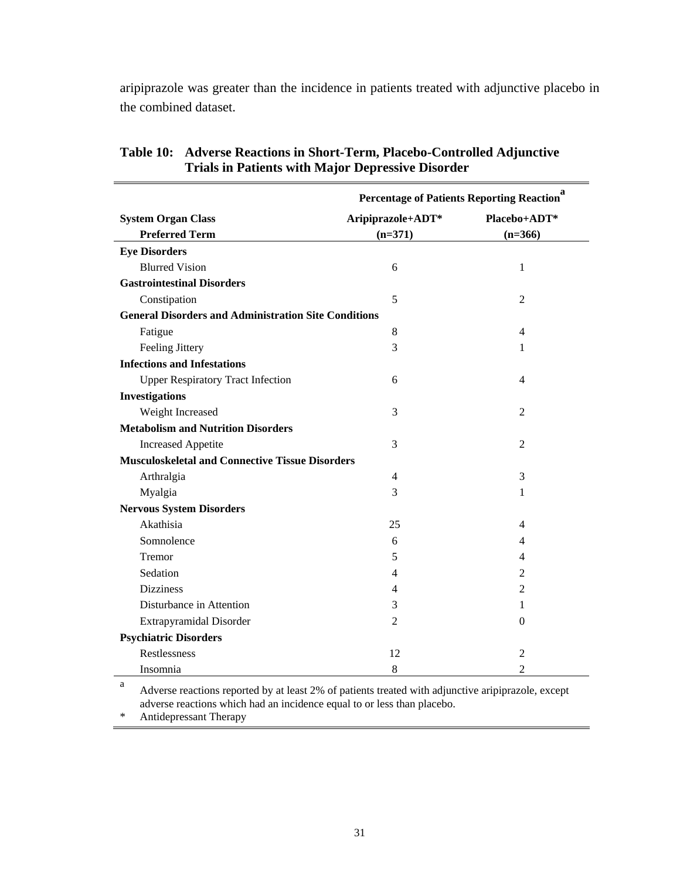aripiprazole was greater than the incidence in patients treated with adjunctive placebo in the combined dataset.

**Table 10: Adverse Reactions in Short-Term, Placebo-Controlled Adjunctive Trials in Patients with Major Depressive Disorder**

| | Percentage of Patients Reporting Reaction[a] | |
|---|---|---|
| **System Organ Class** / **Preferred Term** | **Aripiprazole+ADT*** **(n=371)** | **Placebo+ADT*** **(n=366)** |
| **Eye Disorders** | | |
| Blurred Vision | 6 | 1 |
| **Gastrointestinal Disorders** | | |
| Constipation | 5 | 2 |
| **General Disorders and Administration Site Conditions** | | |
| Fatigue | 8 | 4 |
| Feeling Jittery | 3 | 1 |
| **Infections and Infestations** | | |
| Upper Respiratory Tract Infection | 6 | 4 |
| **Investigations** | | |
| Weight Increased | 3 | 2 |
| **Metabolism and Nutrition Disorders** | | |
| Increased Appetite | 3 | 2 |
| **Musculoskeletal and Connective Tissue Disorders** | | |
| Arthralgia | 4 | 3 |
| Myalgia | 3 | 1 |
| **Nervous System Disorders** | | |
| Akathisia | 25 | 4 |
| Somnolence | 6 | 4 |
| Tremor | 5 | 4 |
| Sedation | 4 | 2 |
| Dizziness | 4 | 2 |
| Disturbance in Attention | 3 | 1 |
| Extrapyramidal Disorder | 2 | 0 |
| **Psychiatric Disorders** | | |
| Restlessness | 12 | 2 |
| Insomnia | 8 | 2 |

[a] Adverse reactions reported by at least 2% of patients treated with adjunctive aripiprazole, except adverse reactions which had an incidence equal to or less than placebo.

* Antidepressant Therapy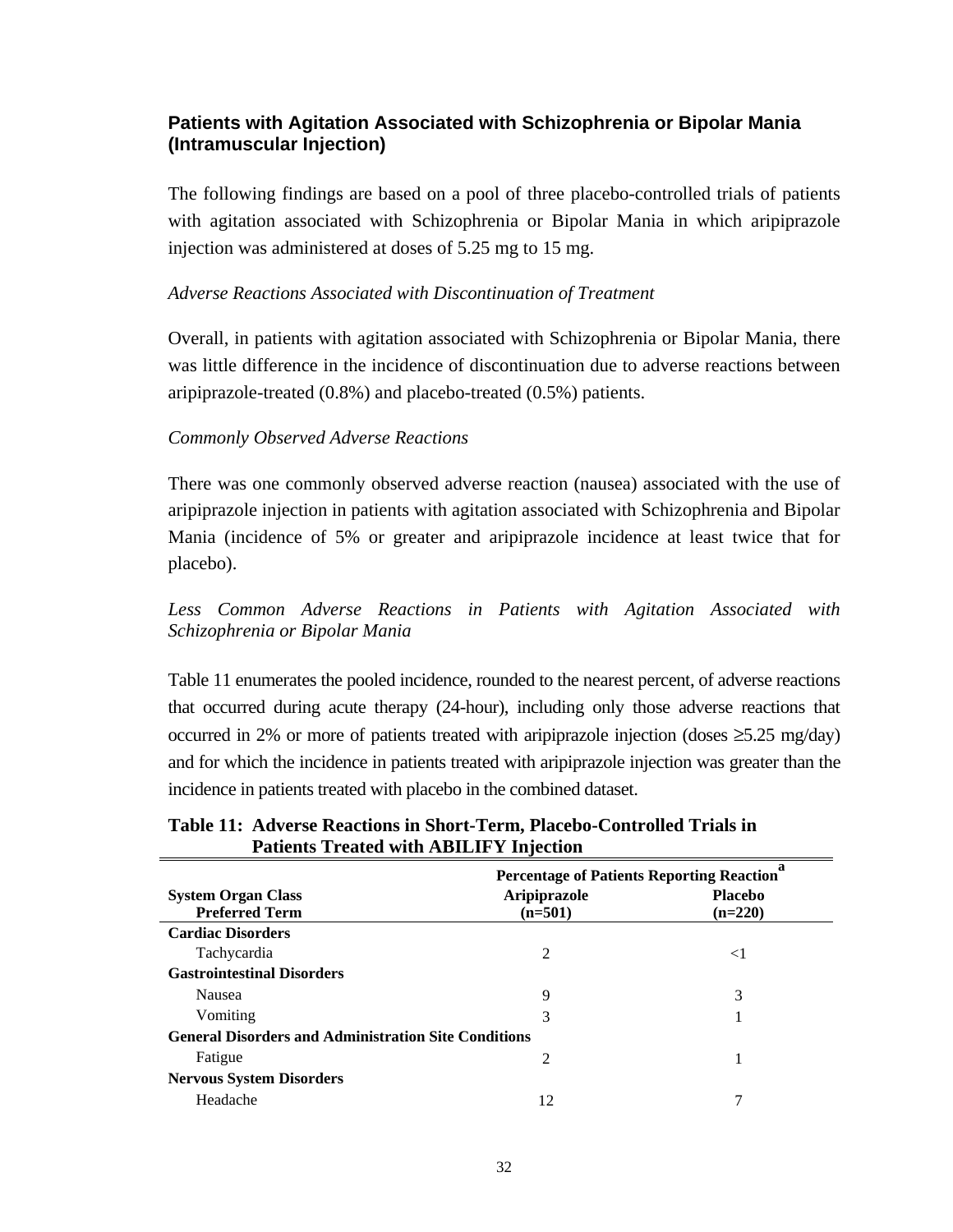### Patients with Agitation Associated with Schizophrenia or Bipolar Mania (Intramuscular Injection)

The following findings are based on a pool of three placebo-controlled trials of patients with agitation associated with Schizophrenia or Bipolar Mania in which aripiprazole injection was administered at doses of 5.25 mg to 15 mg.

*Adverse Reactions Associated with Discontinuation of Treatment*

Overall, in patients with agitation associated with Schizophrenia or Bipolar Mania, there was little difference in the incidence of discontinuation due to adverse reactions between aripiprazole-treated (0.8%) and placebo-treated (0.5%) patients.

*Commonly Observed Adverse Reactions*

There was one commonly observed adverse reaction (nausea) associated with the use of aripiprazole injection in patients with agitation associated with Schizophrenia and Bipolar Mania (incidence of 5% or greater and aripiprazole incidence at least twice that for placebo).

*Less Common Adverse Reactions in Patients with Agitation Associated with Schizophrenia or Bipolar Mania*

Table 11 enumerates the pooled incidence, rounded to the nearest percent, of adverse reactions that occurred during acute therapy (24-hour), including only those adverse reactions that occurred in 2% or more of patients treated with aripiprazole injection (doses ≥5.25 mg/day) and for which the incidence in patients treated with aripiprazole injection was greater than the incidence in patients treated with placebo in the combined dataset.

**Table 11: Adverse Reactions in Short-Term, Placebo-Controlled Trials in Patients Treated with ABILIFY Injection**

| System Organ Class<br>Preferred Term | Percentage of Patients Reporting Reaction[a]<br>Aripiprazole<br>(n=501) | <br>Placebo<br>(n=220) |
|---|---|---|
| **Cardiac Disorders** | | |
| Tachycardia | 2 | <1 |
| **Gastrointestinal Disorders** | | |
| Nausea | 9 | 3 |
| Vomiting | 3 | 1 |
| **General Disorders and Administration Site Conditions** | | |
| Fatigue | 2 | 1 |
| **Nervous System Disorders** | | |
| Headache | 12 | 7 |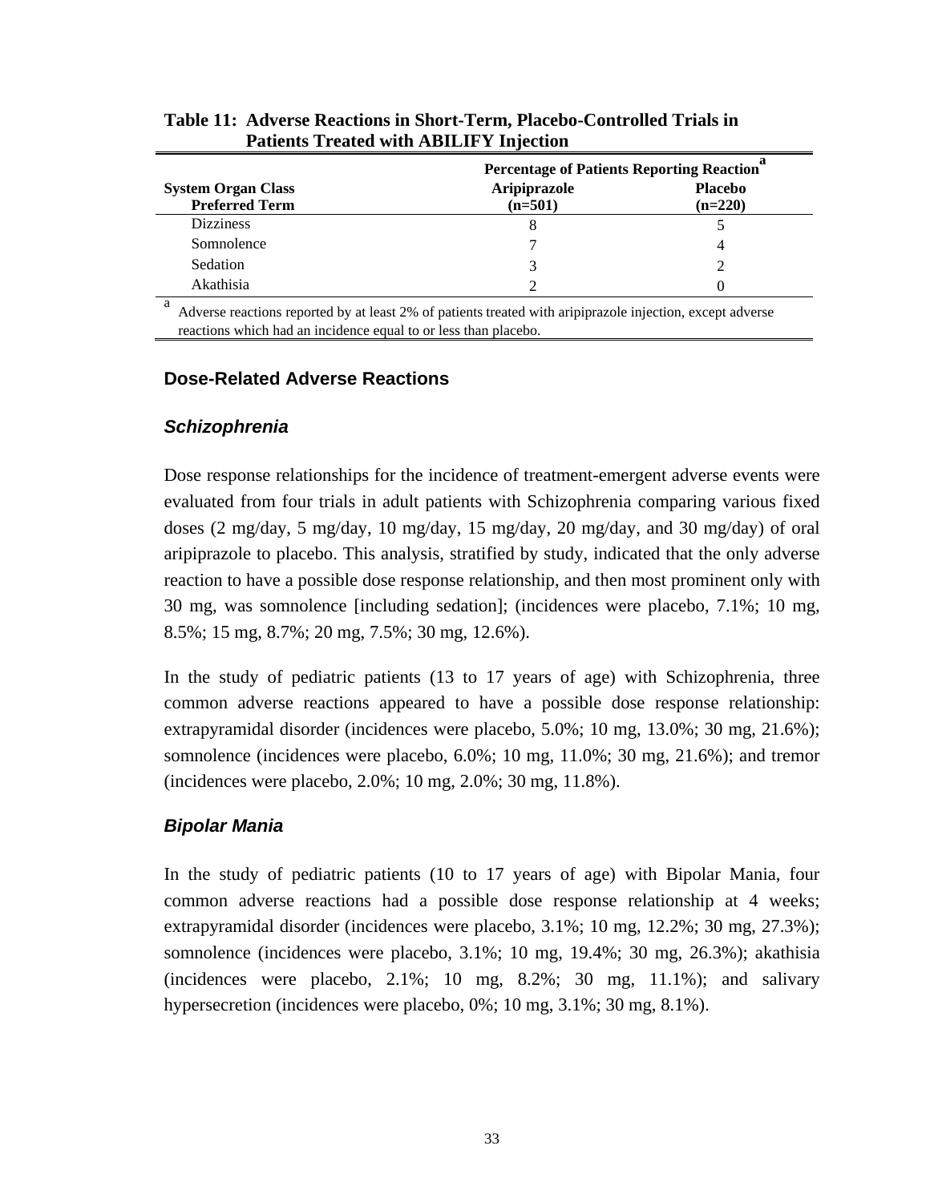**Table 11: Adverse Reactions in Short-Term, Placebo-Controlled Trials in Patients Treated with ABILIFY Injection**

| System Organ Class<br>Preferred Term | Percentage of Patients Reporting Reaction[a]<br>Aripiprazole<br>(n=501) | <br>Placebo<br>(n=220) |
|---|---|---|
| Dizziness | 8 | 5 |
| Somnolence | 7 | 4 |
| Sedation | 3 | 2 |
| Akathisia | 2 | 0 |

[a] Adverse reactions reported by at least 2% of patients treated with aripiprazole injection, except adverse reactions which had an incidence equal to or less than placebo.

### Dose-Related Adverse Reactions

#### *Schizophrenia*

Dose response relationships for the incidence of treatment-emergent adverse events were evaluated from four trials in adult patients with Schizophrenia comparing various fixed doses (2 mg/day, 5 mg/day, 10 mg/day, 15 mg/day, 20 mg/day, and 30 mg/day) of oral aripiprazole to placebo. This analysis, stratified by study, indicated that the only adverse reaction to have a possible dose response relationship, and then most prominent only with 30 mg, was somnolence [including sedation]; (incidences were placebo, 7.1%; 10 mg, 8.5%; 15 mg, 8.7%; 20 mg, 7.5%; 30 mg, 12.6%).

In the study of pediatric patients (13 to 17 years of age) with Schizophrenia, three common adverse reactions appeared to have a possible dose response relationship: extrapyramidal disorder (incidences were placebo, 5.0%; 10 mg, 13.0%; 30 mg, 21.6%); somnolence (incidences were placebo, 6.0%; 10 mg, 11.0%; 30 mg, 21.6%); and tremor (incidences were placebo, 2.0%; 10 mg, 2.0%; 30 mg, 11.8%).

#### *Bipolar Mania*

In the study of pediatric patients (10 to 17 years of age) with Bipolar Mania, four common adverse reactions had a possible dose response relationship at 4 weeks; extrapyramidal disorder (incidences were placebo, 3.1%; 10 mg, 12.2%; 30 mg, 27.3%); somnolence (incidences were placebo, 3.1%; 10 mg, 19.4%; 30 mg, 26.3%); akathisia (incidences were placebo, 2.1%; 10 mg, 8.2%; 30 mg, 11.1%); and salivary hypersecretion (incidences were placebo, 0%; 10 mg, 3.1%; 30 mg, 8.1%).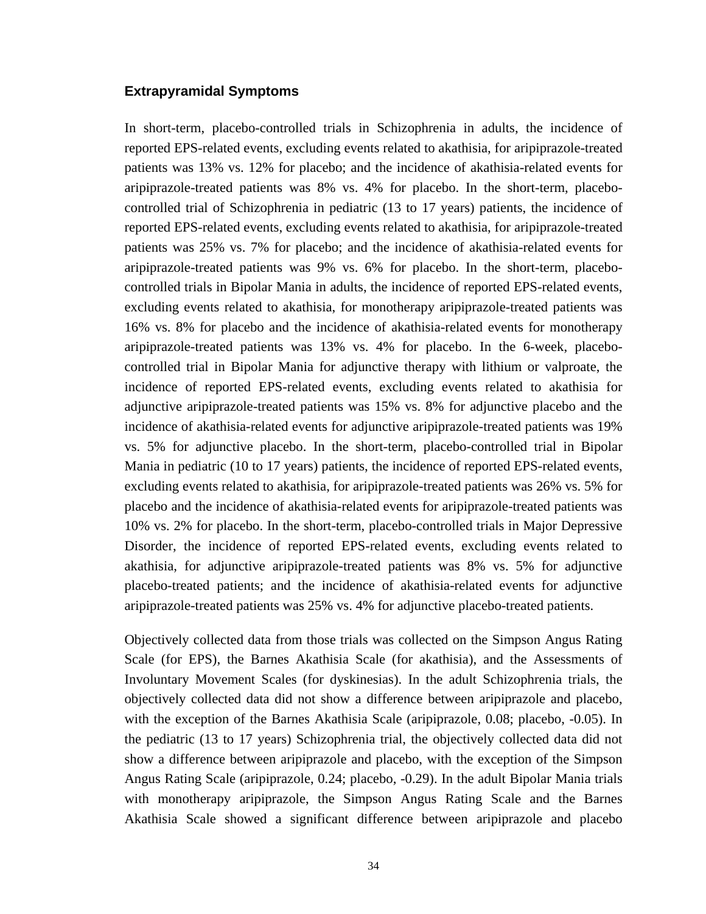### Extrapyramidal Symptoms

In short-term, placebo-controlled trials in Schizophrenia in adults, the incidence of reported EPS-related events, excluding events related to akathisia, for aripiprazole-treated patients was 13% vs. 12% for placebo; and the incidence of akathisia-related events for aripiprazole-treated patients was 8% vs. 4% for placebo. In the short-term, placebo-controlled trial of Schizophrenia in pediatric (13 to 17 years) patients, the incidence of reported EPS-related events, excluding events related to akathisia, for aripiprazole-treated patients was 25% vs. 7% for placebo; and the incidence of akathisia-related events for aripiprazole-treated patients was 9% vs. 6% for placebo. In the short-term, placebo-controlled trials in Bipolar Mania in adults, the incidence of reported EPS-related events, excluding events related to akathisia, for monotherapy aripiprazole-treated patients was 16% vs. 8% for placebo and the incidence of akathisia-related events for monotherapy aripiprazole-treated patients was 13% vs. 4% for placebo. In the 6-week, placebo-controlled trial in Bipolar Mania for adjunctive therapy with lithium or valproate, the incidence of reported EPS-related events, excluding events related to akathisia for adjunctive aripiprazole-treated patients was 15% vs. 8% for adjunctive placebo and the incidence of akathisia-related events for adjunctive aripiprazole-treated patients was 19% vs. 5% for adjunctive placebo. In the short-term, placebo-controlled trial in Bipolar Mania in pediatric (10 to 17 years) patients, the incidence of reported EPS-related events, excluding events related to akathisia, for aripiprazole-treated patients was 26% vs. 5% for placebo and the incidence of akathisia-related events for aripiprazole-treated patients was 10% vs. 2% for placebo. In the short-term, placebo-controlled trials in Major Depressive Disorder, the incidence of reported EPS-related events, excluding events related to akathisia, for adjunctive aripiprazole-treated patients was 8% vs. 5% for adjunctive placebo-treated patients; and the incidence of akathisia-related events for adjunctive aripiprazole-treated patients was 25% vs. 4% for adjunctive placebo-treated patients.

Objectively collected data from those trials was collected on the Simpson Angus Rating Scale (for EPS), the Barnes Akathisia Scale (for akathisia), and the Assessments of Involuntary Movement Scales (for dyskinesias). In the adult Schizophrenia trials, the objectively collected data did not show a difference between aripiprazole and placebo, with the exception of the Barnes Akathisia Scale (aripiprazole, 0.08; placebo, -0.05). In the pediatric (13 to 17 years) Schizophrenia trial, the objectively collected data did not show a difference between aripiprazole and placebo, with the exception of the Simpson Angus Rating Scale (aripiprazole, 0.24; placebo, -0.29). In the adult Bipolar Mania trials with monotherapy aripiprazole, the Simpson Angus Rating Scale and the Barnes Akathisia Scale showed a significant difference between aripiprazole and placebo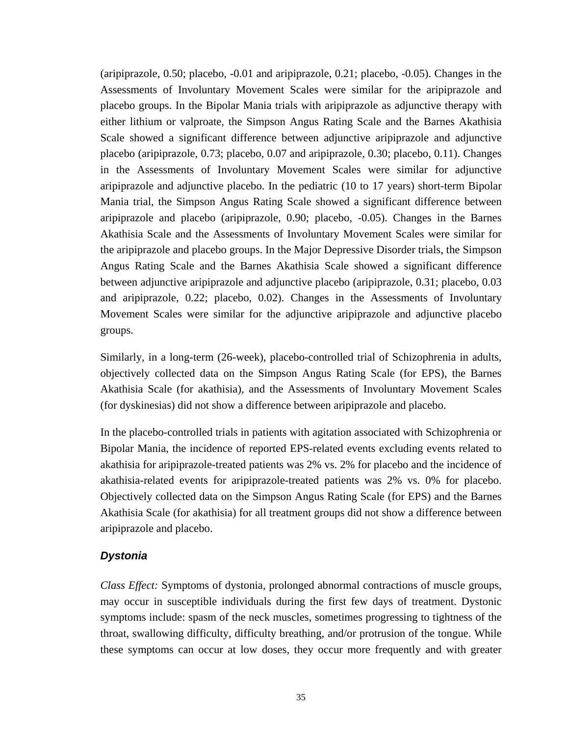(aripiprazole, 0.50; placebo, -0.01 and aripiprazole, 0.21; placebo, -0.05). Changes in the Assessments of Involuntary Movement Scales were similar for the aripiprazole and placebo groups. In the Bipolar Mania trials with aripiprazole as adjunctive therapy with either lithium or valproate, the Simpson Angus Rating Scale and the Barnes Akathisia Scale showed a significant difference between adjunctive aripiprazole and adjunctive placebo (aripiprazole, 0.73; placebo, 0.07 and aripiprazole, 0.30; placebo, 0.11). Changes in the Assessments of Involuntary Movement Scales were similar for adjunctive aripiprazole and adjunctive placebo. In the pediatric (10 to 17 years) short-term Bipolar Mania trial, the Simpson Angus Rating Scale showed a significant difference between aripiprazole and placebo (aripiprazole, 0.90; placebo, -0.05). Changes in the Barnes Akathisia Scale and the Assessments of Involuntary Movement Scales were similar for the aripiprazole and placebo groups. In the Major Depressive Disorder trials, the Simpson Angus Rating Scale and the Barnes Akathisia Scale showed a significant difference between adjunctive aripiprazole and adjunctive placebo (aripiprazole, 0.31; placebo, 0.03 and aripiprazole, 0.22; placebo, 0.02). Changes in the Assessments of Involuntary Movement Scales were similar for the adjunctive aripiprazole and adjunctive placebo groups.

Similarly, in a long-term (26-week), placebo-controlled trial of Schizophrenia in adults, objectively collected data on the Simpson Angus Rating Scale (for EPS), the Barnes Akathisia Scale (for akathisia), and the Assessments of Involuntary Movement Scales (for dyskinesias) did not show a difference between aripiprazole and placebo.

In the placebo-controlled trials in patients with agitation associated with Schizophrenia or Bipolar Mania, the incidence of reported EPS-related events excluding events related to akathisia for aripiprazole-treated patients was 2% vs. 2% for placebo and the incidence of akathisia-related events for aripiprazole-treated patients was 2% vs. 0% for placebo. Objectively collected data on the Simpson Angus Rating Scale (for EPS) and the Barnes Akathisia Scale (for akathisia) for all treatment groups did not show a difference between aripiprazole and placebo.

### *Dystonia*

*Class Effect:* Symptoms of dystonia, prolonged abnormal contractions of muscle groups, may occur in susceptible individuals during the first few days of treatment. Dystonic symptoms include: spasm of the neck muscles, sometimes progressing to tightness of the throat, swallowing difficulty, difficulty breathing, and/or protrusion of the tongue. While these symptoms can occur at low doses, they occur more frequently and with greater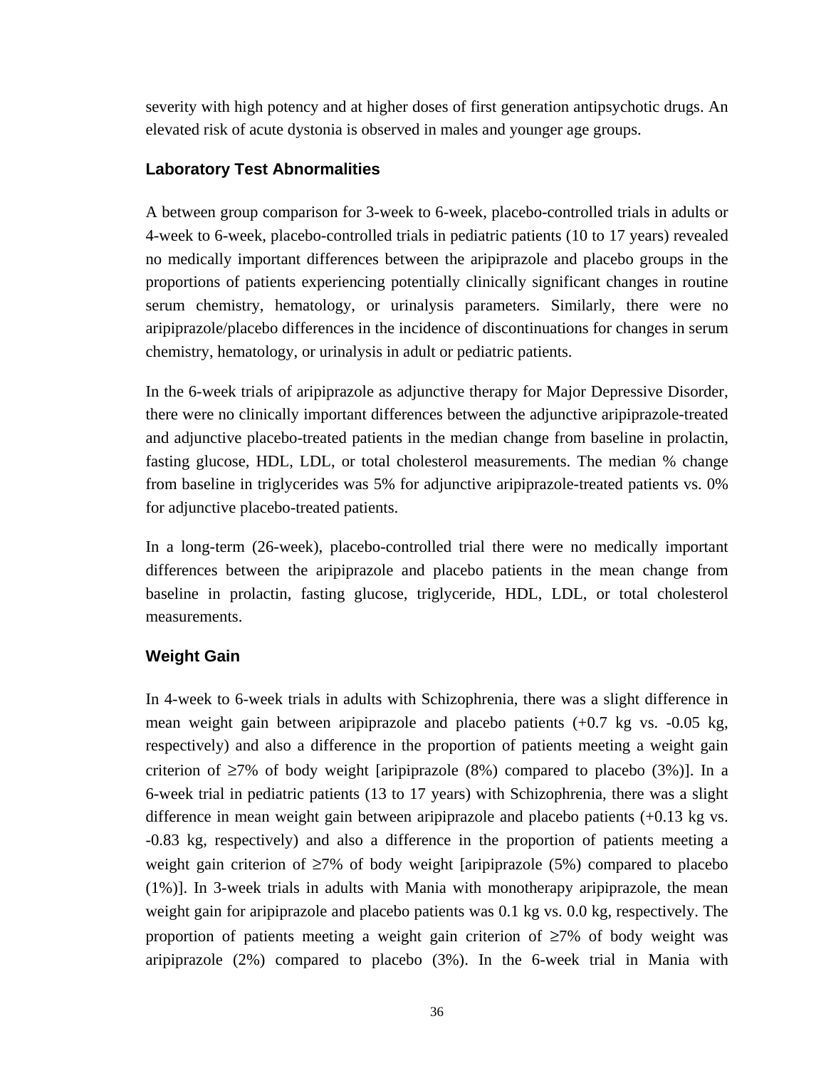severity with high potency and at higher doses of first generation antipsychotic drugs. An elevated risk of acute dystonia is observed in males and younger age groups.

### Laboratory Test Abnormalities

A between group comparison for 3-week to 6-week, placebo-controlled trials in adults or 4-week to 6-week, placebo-controlled trials in pediatric patients (10 to 17 years) revealed no medically important differences between the aripiprazole and placebo groups in the proportions of patients experiencing potentially clinically significant changes in routine serum chemistry, hematology, or urinalysis parameters. Similarly, there were no aripiprazole/placebo differences in the incidence of discontinuations for changes in serum chemistry, hematology, or urinalysis in adult or pediatric patients.

In the 6-week trials of aripiprazole as adjunctive therapy for Major Depressive Disorder, there were no clinically important differences between the adjunctive aripiprazole-treated and adjunctive placebo-treated patients in the median change from baseline in prolactin, fasting glucose, HDL, LDL, or total cholesterol measurements. The median % change from baseline in triglycerides was 5% for adjunctive aripiprazole-treated patients vs. 0% for adjunctive placebo-treated patients.

In a long-term (26-week), placebo-controlled trial there were no medically important differences between the aripiprazole and placebo patients in the mean change from baseline in prolactin, fasting glucose, triglyceride, HDL, LDL, or total cholesterol measurements.

### Weight Gain

In 4-week to 6-week trials in adults with Schizophrenia, there was a slight difference in mean weight gain between aripiprazole and placebo patients (+0.7 kg vs. -0.05 kg, respectively) and also a difference in the proportion of patients meeting a weight gain criterion of ≥7% of body weight [aripiprazole (8%) compared to placebo (3%)]. In a 6-week trial in pediatric patients (13 to 17 years) with Schizophrenia, there was a slight difference in mean weight gain between aripiprazole and placebo patients (+0.13 kg vs. -0.83 kg, respectively) and also a difference in the proportion of patients meeting a weight gain criterion of ≥7% of body weight [aripiprazole (5%) compared to placebo (1%)]. In 3-week trials in adults with Mania with monotherapy aripiprazole, the mean weight gain for aripiprazole and placebo patients was 0.1 kg vs. 0.0 kg, respectively. The proportion of patients meeting a weight gain criterion of ≥7% of body weight was aripiprazole (2%) compared to placebo (3%). In the 6-week trial in Mania with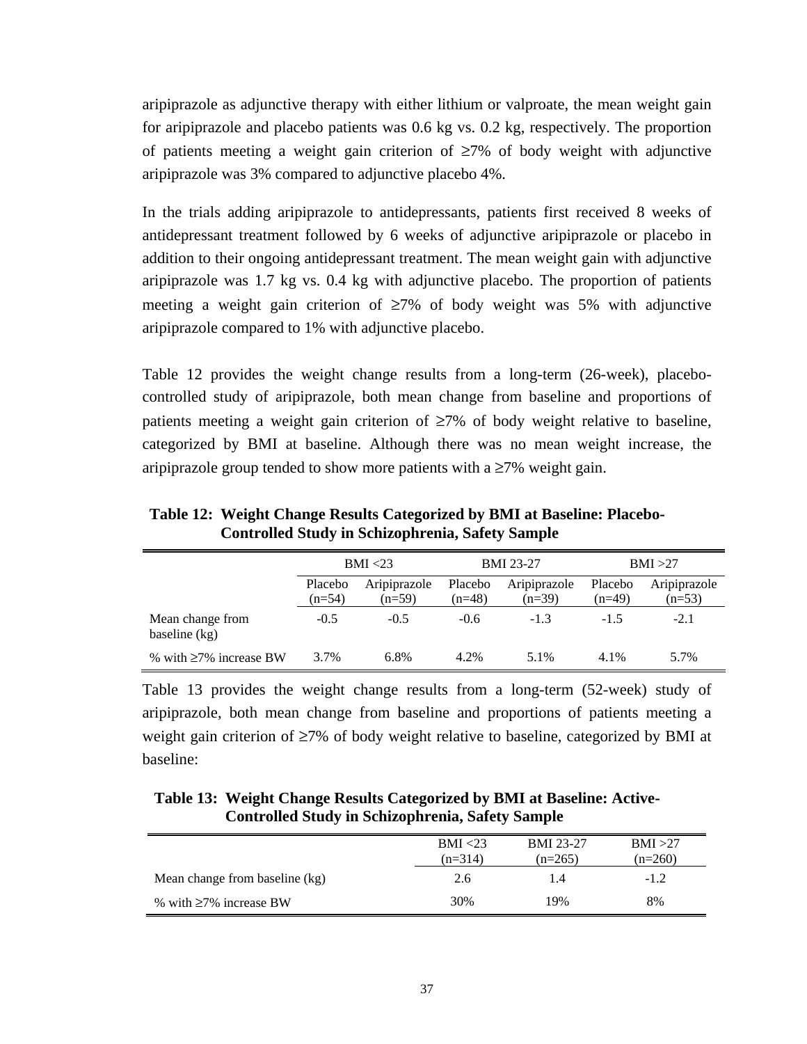aripiprazole as adjunctive therapy with either lithium or valproate, the mean weight gain for aripiprazole and placebo patients was 0.6 kg vs. 0.2 kg, respectively. The proportion of patients meeting a weight gain criterion of ≥7% of body weight with adjunctive aripiprazole was 3% compared to adjunctive placebo 4%.

In the trials adding aripiprazole to antidepressants, patients first received 8 weeks of antidepressant treatment followed by 6 weeks of adjunctive aripiprazole or placebo in addition to their ongoing antidepressant treatment. The mean weight gain with adjunctive aripiprazole was 1.7 kg vs. 0.4 kg with adjunctive placebo. The proportion of patients meeting a weight gain criterion of ≥7% of body weight was 5% with adjunctive aripiprazole compared to 1% with adjunctive placebo.

Table 12 provides the weight change results from a long-term (26-week), placebo-controlled study of aripiprazole, both mean change from baseline and proportions of patients meeting a weight gain criterion of ≥7% of body weight relative to baseline, categorized by BMI at baseline. Although there was no mean weight increase, the aripiprazole group tended to show more patients with a ≥7% weight gain.

**Table 12: Weight Change Results Categorized by BMI at Baseline: Placebo-Controlled Study in Schizophrenia, Safety Sample**

| | BMI <23 | | BMI 23-27 | | BMI >27 | |
|---|---|---|---|---|---|---|
| | Placebo (n=54) | Aripiprazole (n=59) | Placebo (n=48) | Aripiprazole (n=39) | Placebo (n=49) | Aripiprazole (n=53) |
| Mean change from baseline (kg) | -0.5 | -0.5 | -0.6 | -1.3 | -1.5 | -2.1 |
| % with ≥7% increase BW | 3.7% | 6.8% | 4.2% | 5.1% | 4.1% | 5.7% |

Table 13 provides the weight change results from a long-term (52-week) study of aripiprazole, both mean change from baseline and proportions of patients meeting a weight gain criterion of ≥7% of body weight relative to baseline, categorized by BMI at baseline:

**Table 13: Weight Change Results Categorized by BMI at Baseline: Active-Controlled Study in Schizophrenia, Safety Sample**

| | BMI <23 (n=314) | BMI 23-27 (n=265) | BMI >27 (n=260) |
|---|---|---|---|
| Mean change from baseline (kg) | 2.6 | 1.4 | -1.2 |
| % with ≥7% increase BW | 30% | 19% | 8% |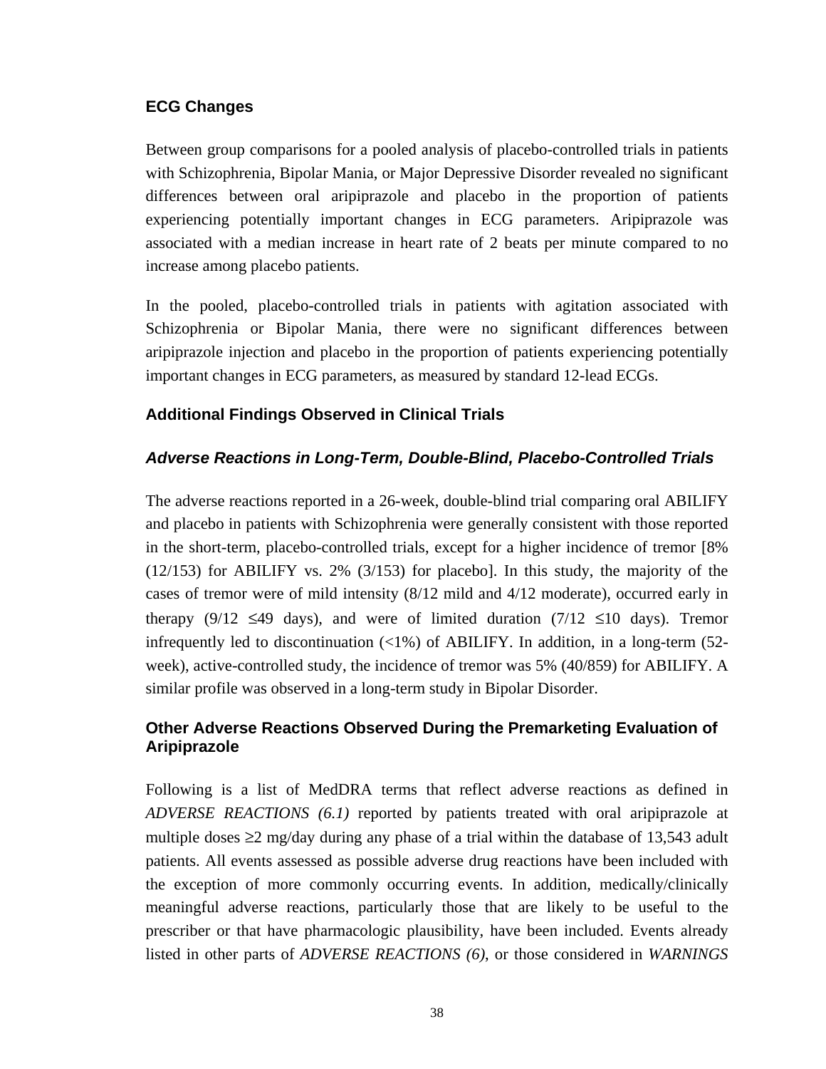### ECG Changes

Between group comparisons for a pooled analysis of placebo-controlled trials in patients with Schizophrenia, Bipolar Mania, or Major Depressive Disorder revealed no significant differences between oral aripiprazole and placebo in the proportion of patients experiencing potentially important changes in ECG parameters. Aripiprazole was associated with a median increase in heart rate of 2 beats per minute compared to no increase among placebo patients.

In the pooled, placebo-controlled trials in patients with agitation associated with Schizophrenia or Bipolar Mania, there were no significant differences between aripiprazole injection and placebo in the proportion of patients experiencing potentially important changes in ECG parameters, as measured by standard 12-lead ECGs.

### Additional Findings Observed in Clinical Trials

#### *Adverse Reactions in Long-Term, Double-Blind, Placebo-Controlled Trials*

The adverse reactions reported in a 26-week, double-blind trial comparing oral ABILIFY and placebo in patients with Schizophrenia were generally consistent with those reported in the short-term, placebo-controlled trials, except for a higher incidence of tremor [8% (12/153) for ABILIFY vs. 2% (3/153) for placebo]. In this study, the majority of the cases of tremor were of mild intensity (8/12 mild and 4/12 moderate), occurred early in therapy (9/12 ≤49 days), and were of limited duration (7/12 ≤10 days). Tremor infrequently led to discontinuation (<1%) of ABILIFY. In addition, in a long-term (52-week), active-controlled study, the incidence of tremor was 5% (40/859) for ABILIFY. A similar profile was observed in a long-term study in Bipolar Disorder.

### Other Adverse Reactions Observed During the Premarketing Evaluation of Aripiprazole

Following is a list of MedDRA terms that reflect adverse reactions as defined in *ADVERSE REACTIONS (6.1)* reported by patients treated with oral aripiprazole at multiple doses ≥2 mg/day during any phase of a trial within the database of 13,543 adult patients. All events assessed as possible adverse drug reactions have been included with the exception of more commonly occurring events. In addition, medically/clinically meaningful adverse reactions, particularly those that are likely to be useful to the prescriber or that have pharmacologic plausibility, have been included. Events already listed in other parts of *ADVERSE REACTIONS (6)*, or those considered in *WARNINGS*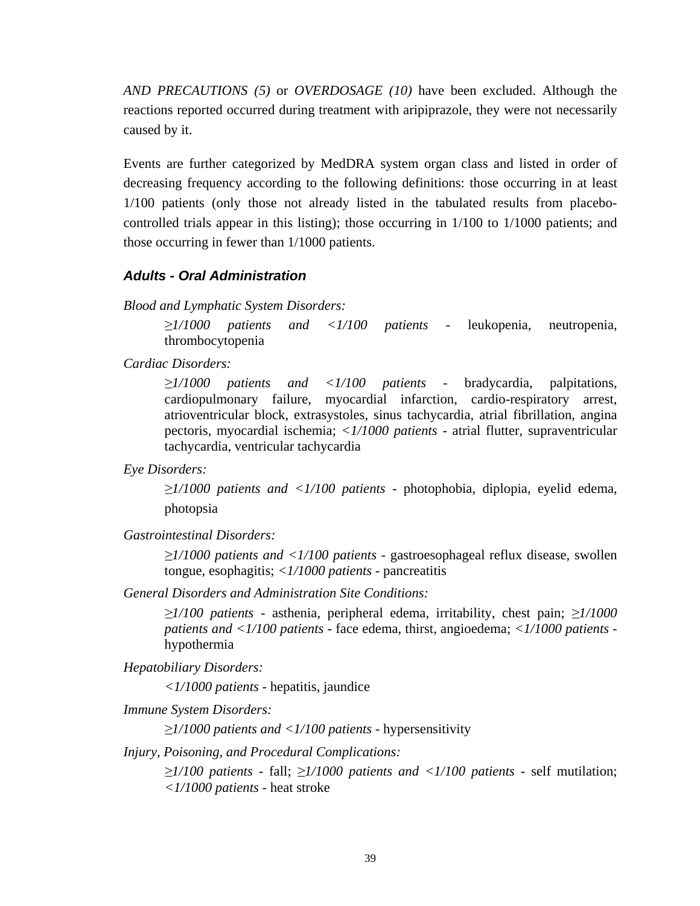*AND PRECAUTIONS (5)* or *OVERDOSAGE (10)* have been excluded. Although the reactions reported occurred during treatment with aripiprazole, they were not necessarily caused by it.

Events are further categorized by MedDRA system organ class and listed in order of decreasing frequency according to the following definitions: those occurring in at least 1/100 patients (only those not already listed in the tabulated results from placebo-controlled trials appear in this listing); those occurring in 1/100 to 1/1000 patients; and those occurring in fewer than 1/1000 patients.

### *Adults - Oral Administration*

*Blood and Lymphatic System Disorders:*

> *≥1/1000 patients and <1/100 patients* - leukopenia, neutropenia, thrombocytopenia

*Cardiac Disorders:*

> *≥1/1000 patients and <1/100 patients* - bradycardia, palpitations, cardiopulmonary failure, myocardial infarction, cardio-respiratory arrest, atrioventricular block, extrasystoles, sinus tachycardia, atrial fibrillation, angina pectoris, myocardial ischemia; *<1/1000 patients* - atrial flutter, supraventricular tachycardia, ventricular tachycardia

*Eye Disorders:*

> *≥1/1000 patients and <1/100 patients* - photophobia, diplopia, eyelid edema, photopsia

*Gastrointestinal Disorders:*

> *≥1/1000 patients and <1/100 patients* - gastroesophageal reflux disease, swollen tongue, esophagitis; *<1/1000 patients* - pancreatitis

*General Disorders and Administration Site Conditions:*

> *≥1/100 patients* - asthenia, peripheral edema, irritability, chest pain; *≥1/1000 patients and <1/100 patients* - face edema, thirst, angioedema; *<1/1000 patients* - hypothermia

*Hepatobiliary Disorders:*

> *<1/1000 patients* - hepatitis, jaundice

*Immune System Disorders:*

> *≥1/1000 patients and <1/100 patients* - hypersensitivity

*Injury, Poisoning, and Procedural Complications:*

> *≥1/100 patients* - fall; *≥1/1000 patients and <1/100 patients* - self mutilation; *<1/1000 patients* - heat stroke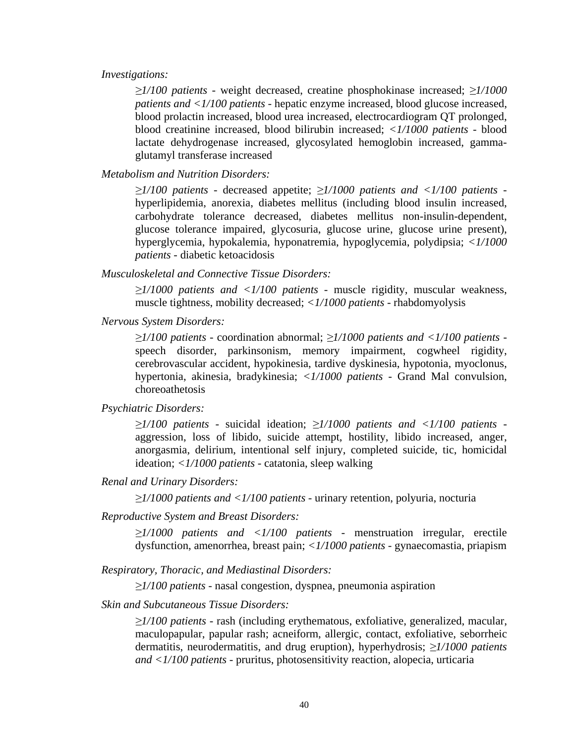*Investigations:*

*≥1/100 patients* - weight decreased, creatine phosphokinase increased; *≥1/1000 patients and <1/100 patients* - hepatic enzyme increased, blood glucose increased, blood prolactin increased, blood urea increased, electrocardiogram QT prolonged, blood creatinine increased, blood bilirubin increased; *<1/1000 patients* - blood lactate dehydrogenase increased, glycosylated hemoglobin increased, gamma-glutamyl transferase increased

*Metabolism and Nutrition Disorders:*

*≥1/100 patients* - decreased appetite; *≥1/1000 patients and <1/100 patients* - hyperlipidemia, anorexia, diabetes mellitus (including blood insulin increased, carbohydrate tolerance decreased, diabetes mellitus non-insulin-dependent, glucose tolerance impaired, glycosuria, glucose urine, glucose urine present), hyperglycemia, hypokalemia, hyponatremia, hypoglycemia, polydipsia; *<1/1000 patients* - diabetic ketoacidosis

*Musculoskeletal and Connective Tissue Disorders:*

*≥1/1000 patients and <1/100 patients* - muscle rigidity, muscular weakness, muscle tightness, mobility decreased; *<1/1000 patients* - rhabdomyolysis

*Nervous System Disorders:*

*≥1/100 patients* - coordination abnormal; *≥1/1000 patients and <1/100 patients* - speech disorder, parkinsonism, memory impairment, cogwheel rigidity, cerebrovascular accident, hypokinesia, tardive dyskinesia, hypotonia, myoclonus, hypertonia, akinesia, bradykinesia; *<1/1000 patients* - Grand Mal convulsion, choreoathetosis

*Psychiatric Disorders:*

*≥1/100 patients* - suicidal ideation; *≥1/1000 patients and <1/100 patients* - aggression, loss of libido, suicide attempt, hostility, libido increased, anger, anorgasmia, delirium, intentional self injury, completed suicide, tic, homicidal ideation; *<1/1000 patients* - catatonia, sleep walking

*Renal and Urinary Disorders:*

*≥1/1000 patients and <1/100 patients* - urinary retention, polyuria, nocturia

*Reproductive System and Breast Disorders:*

*≥1/1000 patients and <1/100 patients* - menstruation irregular, erectile dysfunction, amenorrhea, breast pain; *<1/1000 patients* - gynaecomastia, priapism

*Respiratory, Thoracic, and Mediastinal Disorders:*

*≥1/100 patients* - nasal congestion, dyspnea, pneumonia aspiration

*Skin and Subcutaneous Tissue Disorders:*

*≥1/100 patients* - rash (including erythematous, exfoliative, generalized, macular, maculopapular, papular rash; acneiform, allergic, contact, exfoliative, seborrheic dermatitis, neurodermatitis, and drug eruption), hyperhydrosis; *≥1/1000 patients and <1/100 patients* - pruritus, photosensitivity reaction, alopecia, urticaria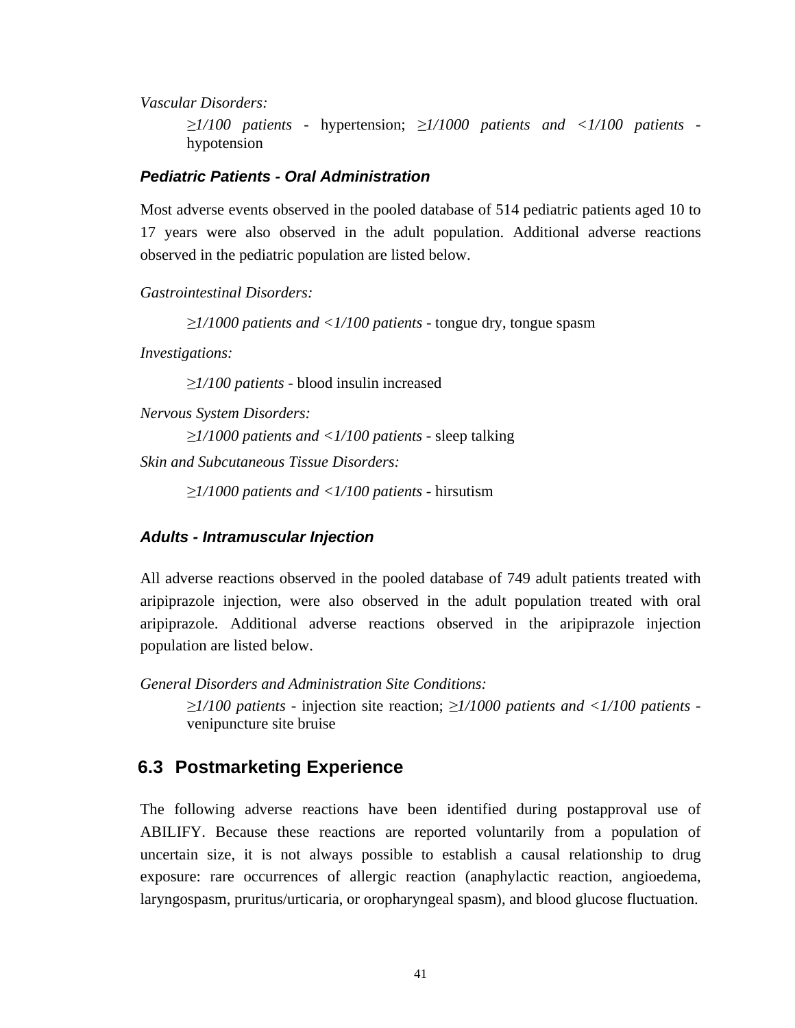*Vascular Disorders:*

> *≥1/100 patients* - hypertension; *≥1/1000 patients and <1/100 patients* - hypotension

### *Pediatric Patients - Oral Administration*

Most adverse events observed in the pooled database of 514 pediatric patients aged 10 to 17 years were also observed in the adult population. Additional adverse reactions observed in the pediatric population are listed below.

*Gastrointestinal Disorders:*

> *≥1/1000 patients and <1/100 patients* - tongue dry, tongue spasm

*Investigations:*

> *≥1/100 patients* - blood insulin increased

*Nervous System Disorders:*

> *≥1/1000 patients and <1/100 patients* - sleep talking

*Skin and Subcutaneous Tissue Disorders:*

> *≥1/1000 patients and <1/100 patients* - hirsutism

### *Adults - Intramuscular Injection*

All adverse reactions observed in the pooled database of 749 adult patients treated with aripiprazole injection, were also observed in the adult population treated with oral aripiprazole. Additional adverse reactions observed in the aripiprazole injection population are listed below.

*General Disorders and Administration Site Conditions:*

> *≥1/100 patients* - injection site reaction; *≥1/1000 patients and <1/100 patients* - venipuncture site bruise

## 6.3 Postmarketing Experience

The following adverse reactions have been identified during postapproval use of ABILIFY. Because these reactions are reported voluntarily from a population of uncertain size, it is not always possible to establish a causal relationship to drug exposure: rare occurrences of allergic reaction (anaphylactic reaction, angioedema, laryngospasm, pruritus/urticaria, or oropharyngeal spasm), and blood glucose fluctuation.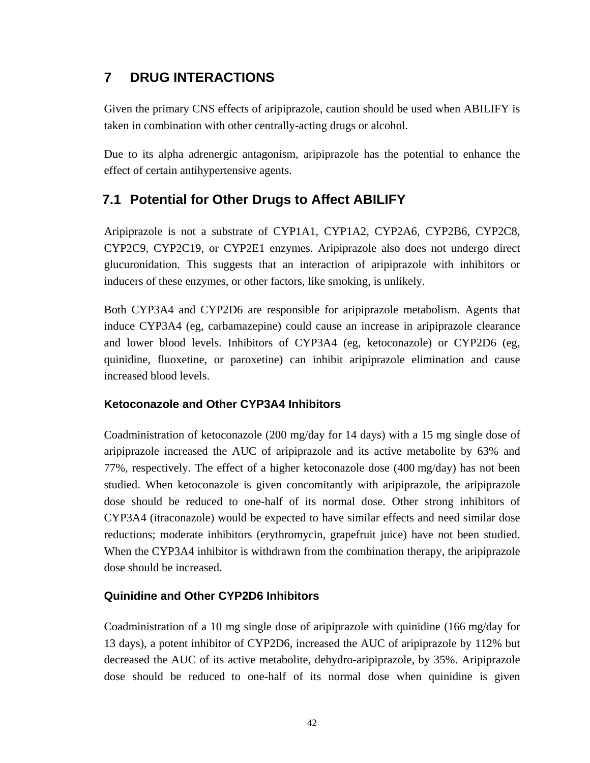## 7 DRUG INTERACTIONS

Given the primary CNS effects of aripiprazole, caution should be used when ABILIFY is taken in combination with other centrally-acting drugs or alcohol.

Due to its alpha adrenergic antagonism, aripiprazole has the potential to enhance the effect of certain antihypertensive agents.

### 7.1 Potential for Other Drugs to Affect ABILIFY

Aripiprazole is not a substrate of CYP1A1, CYP1A2, CYP2A6, CYP2B6, CYP2C8, CYP2C9, CYP2C19, or CYP2E1 enzymes. Aripiprazole also does not undergo direct glucuronidation. This suggests that an interaction of aripiprazole with inhibitors or inducers of these enzymes, or other factors, like smoking, is unlikely.

Both CYP3A4 and CYP2D6 are responsible for aripiprazole metabolism. Agents that induce CYP3A4 (eg, carbamazepine) could cause an increase in aripiprazole clearance and lower blood levels. Inhibitors of CYP3A4 (eg, ketoconazole) or CYP2D6 (eg, quinidine, fluoxetine, or paroxetine) can inhibit aripiprazole elimination and cause increased blood levels.

#### Ketoconazole and Other CYP3A4 Inhibitors

Coadministration of ketoconazole (200 mg/day for 14 days) with a 15 mg single dose of aripiprazole increased the AUC of aripiprazole and its active metabolite by 63% and 77%, respectively. The effect of a higher ketoconazole dose (400 mg/day) has not been studied. When ketoconazole is given concomitantly with aripiprazole, the aripiprazole dose should be reduced to one-half of its normal dose. Other strong inhibitors of CYP3A4 (itraconazole) would be expected to have similar effects and need similar dose reductions; moderate inhibitors (erythromycin, grapefruit juice) have not been studied. When the CYP3A4 inhibitor is withdrawn from the combination therapy, the aripiprazole dose should be increased.

#### Quinidine and Other CYP2D6 Inhibitors

Coadministration of a 10 mg single dose of aripiprazole with quinidine (166 mg/day for 13 days), a potent inhibitor of CYP2D6, increased the AUC of aripiprazole by 112% but decreased the AUC of its active metabolite, dehydro-aripiprazole, by 35%. Aripiprazole dose should be reduced to one-half of its normal dose when quinidine is given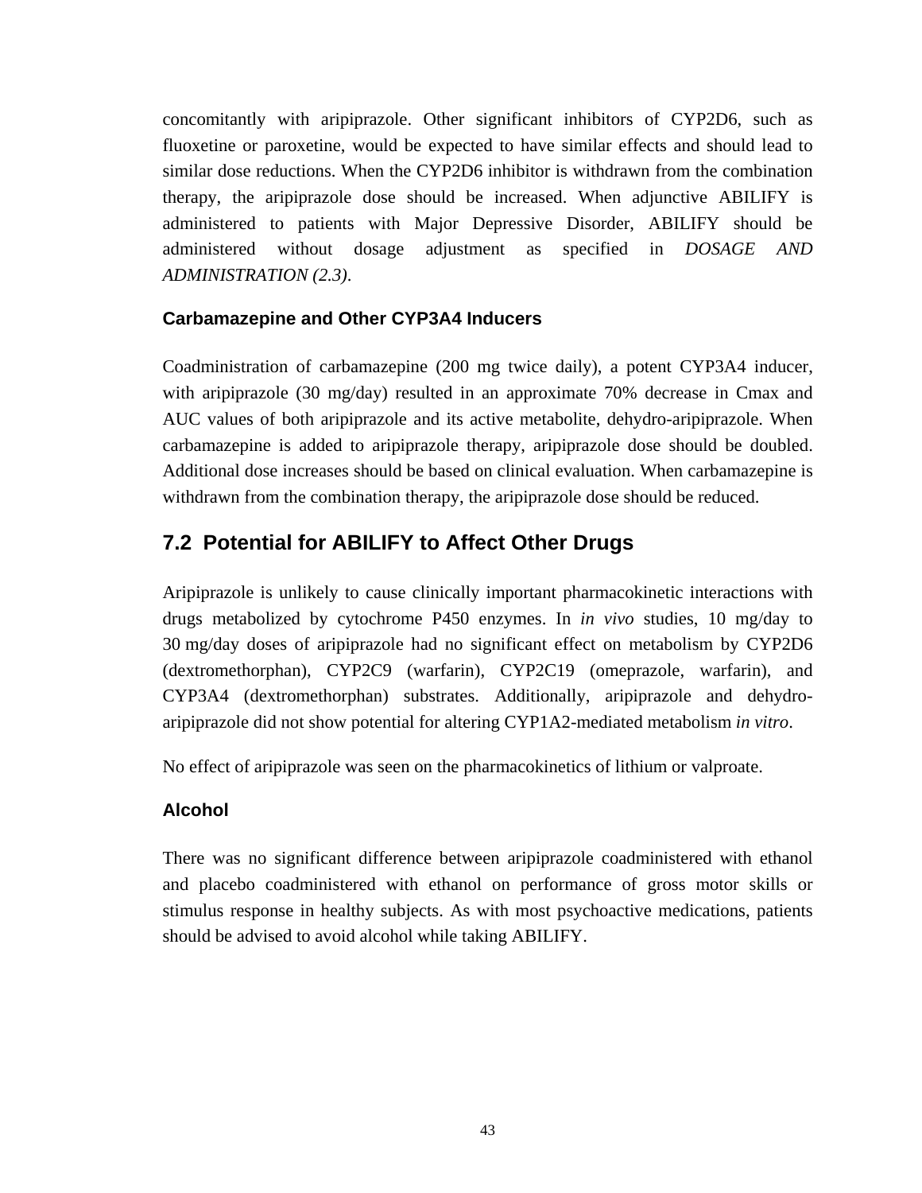concomitantly with aripiprazole. Other significant inhibitors of CYP2D6, such as fluoxetine or paroxetine, would be expected to have similar effects and should lead to similar dose reductions. When the CYP2D6 inhibitor is withdrawn from the combination therapy, the aripiprazole dose should be increased. When adjunctive ABILIFY is administered to patients with Major Depressive Disorder, ABILIFY should be administered without dosage adjustment as specified in *DOSAGE AND ADMINISTRATION (2.3)*.

### Carbamazepine and Other CYP3A4 Inducers

Coadministration of carbamazepine (200 mg twice daily), a potent CYP3A4 inducer, with aripiprazole (30 mg/day) resulted in an approximate 70% decrease in Cmax and AUC values of both aripiprazole and its active metabolite, dehydro-aripiprazole. When carbamazepine is added to aripiprazole therapy, aripiprazole dose should be doubled. Additional dose increases should be based on clinical evaluation. When carbamazepine is withdrawn from the combination therapy, the aripiprazole dose should be reduced.

## 7.2 Potential for ABILIFY to Affect Other Drugs

Aripiprazole is unlikely to cause clinically important pharmacokinetic interactions with drugs metabolized by cytochrome P450 enzymes. In *in vivo* studies, 10 mg/day to 30 mg/day doses of aripiprazole had no significant effect on metabolism by CYP2D6 (dextromethorphan), CYP2C9 (warfarin), CYP2C19 (omeprazole, warfarin), and CYP3A4 (dextromethorphan) substrates. Additionally, aripiprazole and dehydro-aripiprazole did not show potential for altering CYP1A2-mediated metabolism *in vitro*.

No effect of aripiprazole was seen on the pharmacokinetics of lithium or valproate.

### Alcohol

There was no significant difference between aripiprazole coadministered with ethanol and placebo coadministered with ethanol on performance of gross motor skills or stimulus response in healthy subjects. As with most psychoactive medications, patients should be advised to avoid alcohol while taking ABILIFY.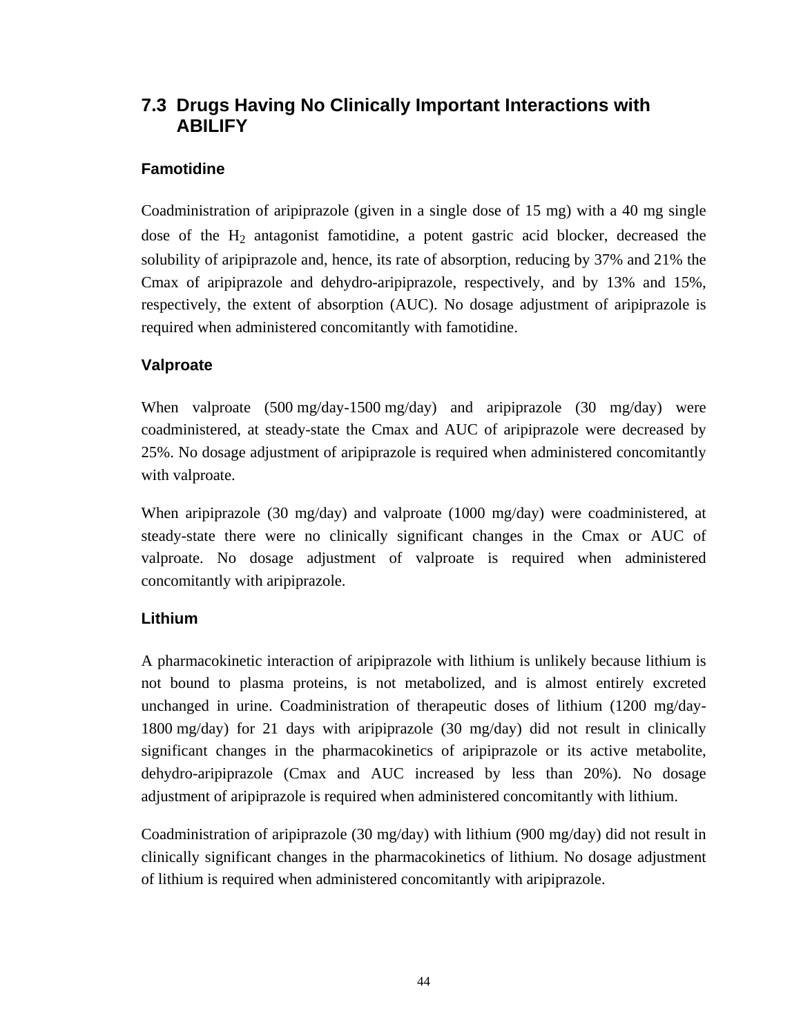## 7.3 Drugs Having No Clinically Important Interactions with ABILIFY

### Famotidine

Coadministration of aripiprazole (given in a single dose of 15 mg) with a 40 mg single dose of the $H_2$ antagonist famotidine, a potent gastric acid blocker, decreased the solubility of aripiprazole and, hence, its rate of absorption, reducing by 37% and 21% the Cmax of aripiprazole and dehydro-aripiprazole, respectively, and by 13% and 15%, respectively, the extent of absorption (AUC). No dosage adjustment of aripiprazole is required when administered concomitantly with famotidine.

### Valproate

When valproate (500 mg/day-1500 mg/day) and aripiprazole (30 mg/day) were coadministered, at steady-state the Cmax and AUC of aripiprazole were decreased by 25%. No dosage adjustment of aripiprazole is required when administered concomitantly with valproate.

When aripiprazole (30 mg/day) and valproate (1000 mg/day) were coadministered, at steady-state there were no clinically significant changes in the Cmax or AUC of valproate. No dosage adjustment of valproate is required when administered concomitantly with aripiprazole.

### Lithium

A pharmacokinetic interaction of aripiprazole with lithium is unlikely because lithium is not bound to plasma proteins, is not metabolized, and is almost entirely excreted unchanged in urine. Coadministration of therapeutic doses of lithium (1200 mg/day-1800 mg/day) for 21 days with aripiprazole (30 mg/day) did not result in clinically significant changes in the pharmacokinetics of aripiprazole or its active metabolite, dehydro-aripiprazole (Cmax and AUC increased by less than 20%). No dosage adjustment of aripiprazole is required when administered concomitantly with lithium.

Coadministration of aripiprazole (30 mg/day) with lithium (900 mg/day) did not result in clinically significant changes in the pharmacokinetics of lithium. No dosage adjustment of lithium is required when administered concomitantly with aripiprazole.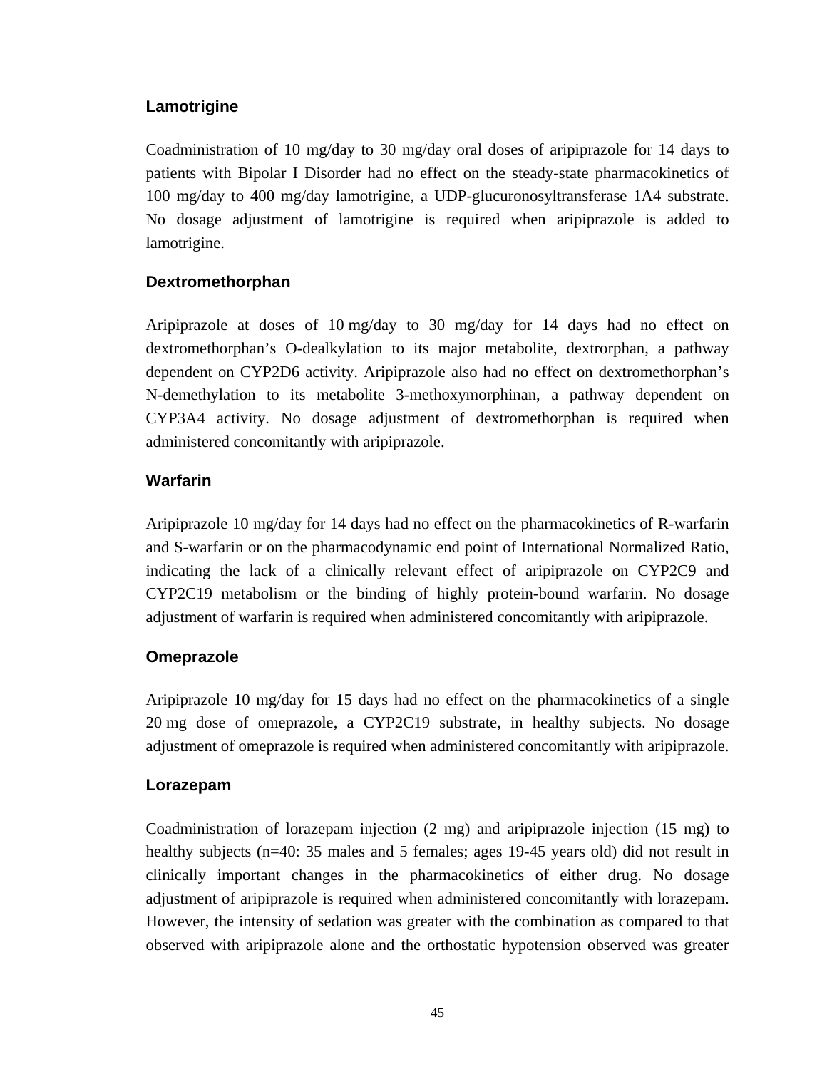### Lamotrigine

Coadministration of 10 mg/day to 30 mg/day oral doses of aripiprazole for 14 days to patients with Bipolar I Disorder had no effect on the steady-state pharmacokinetics of 100 mg/day to 400 mg/day lamotrigine, a UDP-glucuronosyltransferase 1A4 substrate. No dosage adjustment of lamotrigine is required when aripiprazole is added to lamotrigine.

### Dextromethorphan

Aripiprazole at doses of 10 mg/day to 30 mg/day for 14 days had no effect on dextromethorphan's O-dealkylation to its major metabolite, dextrorphan, a pathway dependent on CYP2D6 activity. Aripiprazole also had no effect on dextromethorphan's N-demethylation to its metabolite 3-methoxymorphinan, a pathway dependent on CYP3A4 activity. No dosage adjustment of dextromethorphan is required when administered concomitantly with aripiprazole.

### Warfarin

Aripiprazole 10 mg/day for 14 days had no effect on the pharmacokinetics of R-warfarin and S-warfarin or on the pharmacodynamic end point of International Normalized Ratio, indicating the lack of a clinically relevant effect of aripiprazole on CYP2C9 and CYP2C19 metabolism or the binding of highly protein-bound warfarin. No dosage adjustment of warfarin is required when administered concomitantly with aripiprazole.

### Omeprazole

Aripiprazole 10 mg/day for 15 days had no effect on the pharmacokinetics of a single 20 mg dose of omeprazole, a CYP2C19 substrate, in healthy subjects. No dosage adjustment of omeprazole is required when administered concomitantly with aripiprazole.

### Lorazepam

Coadministration of lorazepam injection (2 mg) and aripiprazole injection (15 mg) to healthy subjects (n=40: 35 males and 5 females; ages 19-45 years old) did not result in clinically important changes in the pharmacokinetics of either drug. No dosage adjustment of aripiprazole is required when administered concomitantly with lorazepam. However, the intensity of sedation was greater with the combination as compared to that observed with aripiprazole alone and the orthostatic hypotension observed was greater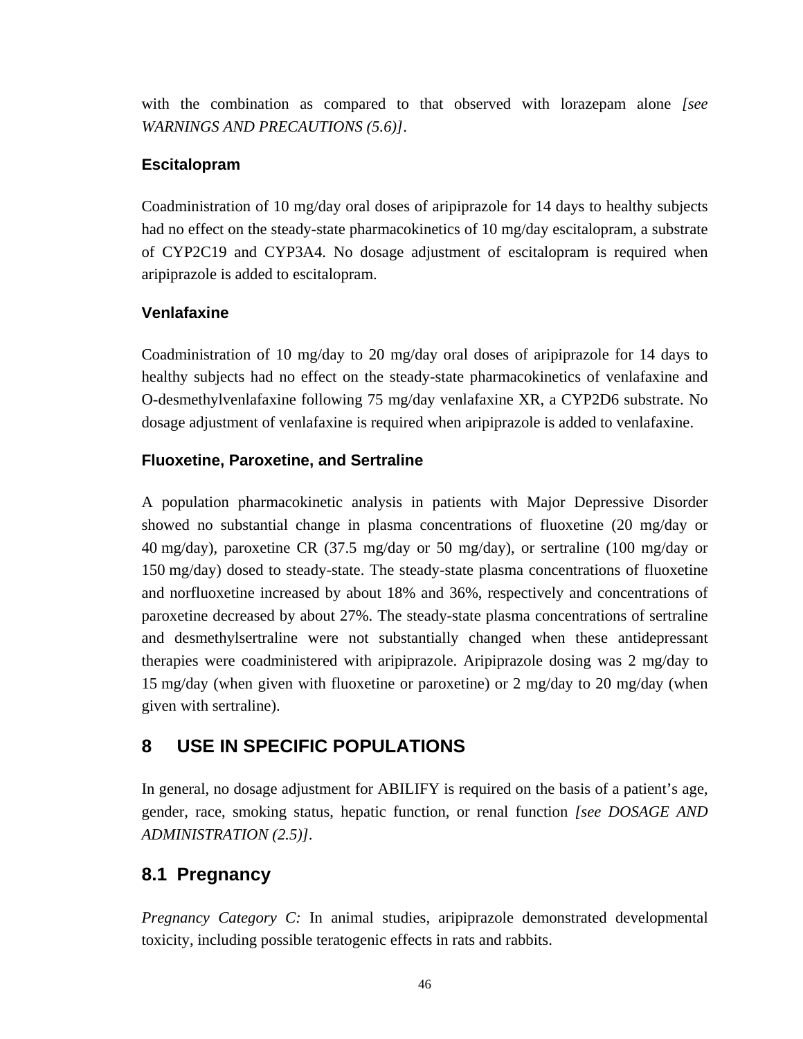with the combination as compared to that observed with lorazepam alone *[see WARNINGS AND PRECAUTIONS (5.6)]*.

### Escitalopram

Coadministration of 10 mg/day oral doses of aripiprazole for 14 days to healthy subjects had no effect on the steady-state pharmacokinetics of 10 mg/day escitalopram, a substrate of CYP2C19 and CYP3A4. No dosage adjustment of escitalopram is required when aripiprazole is added to escitalopram.

### Venlafaxine

Coadministration of 10 mg/day to 20 mg/day oral doses of aripiprazole for 14 days to healthy subjects had no effect on the steady-state pharmacokinetics of venlafaxine and O-desmethylvenlafaxine following 75 mg/day venlafaxine XR, a CYP2D6 substrate. No dosage adjustment of venlafaxine is required when aripiprazole is added to venlafaxine.

### Fluoxetine, Paroxetine, and Sertraline

A population pharmacokinetic analysis in patients with Major Depressive Disorder showed no substantial change in plasma concentrations of fluoxetine (20 mg/day or 40 mg/day), paroxetine CR (37.5 mg/day or 50 mg/day), or sertraline (100 mg/day or 150 mg/day) dosed to steady-state. The steady-state plasma concentrations of fluoxetine and norfluoxetine increased by about 18% and 36%, respectively and concentrations of paroxetine decreased by about 27%. The steady-state plasma concentrations of sertraline and desmethylsertraline were not substantially changed when these antidepressant therapies were coadministered with aripiprazole. Aripiprazole dosing was 2 mg/day to 15 mg/day (when given with fluoxetine or paroxetine) or 2 mg/day to 20 mg/day (when given with sertraline).

## 8 USE IN SPECIFIC POPULATIONS

In general, no dosage adjustment for ABILIFY is required on the basis of a patient's age, gender, race, smoking status, hepatic function, or renal function *[see DOSAGE AND ADMINISTRATION (2.5)]*.

## 8.1 Pregnancy

*Pregnancy Category C:* In animal studies, aripiprazole demonstrated developmental toxicity, including possible teratogenic effects in rats and rabbits.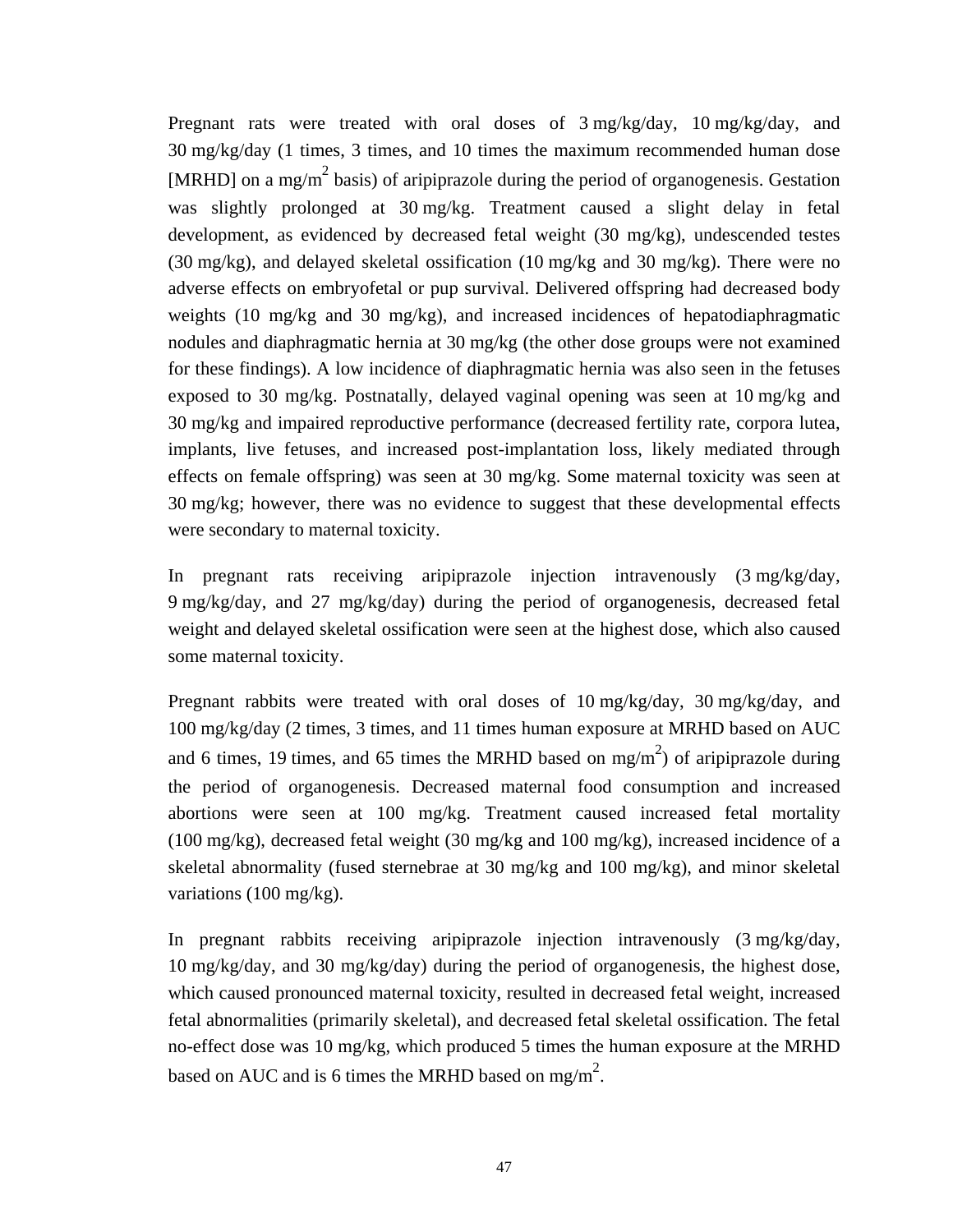Pregnant rats were treated with oral doses of 3 mg/kg/day, 10 mg/kg/day, and 30 mg/kg/day (1 times, 3 times, and 10 times the maximum recommended human dose [MRHD] on a mg/m$^2$ basis) of aripiprazole during the period of organogenesis. Gestation was slightly prolonged at 30 mg/kg. Treatment caused a slight delay in fetal development, as evidenced by decreased fetal weight (30 mg/kg), undescended testes (30 mg/kg), and delayed skeletal ossification (10 mg/kg and 30 mg/kg). There were no adverse effects on embryofetal or pup survival. Delivered offspring had decreased body weights (10 mg/kg and 30 mg/kg), and increased incidences of hepatodiaphragmatic nodules and diaphragmatic hernia at 30 mg/kg (the other dose groups were not examined for these findings). A low incidence of diaphragmatic hernia was also seen in the fetuses exposed to 30 mg/kg. Postnatally, delayed vaginal opening was seen at 10 mg/kg and 30 mg/kg and impaired reproductive performance (decreased fertility rate, corpora lutea, implants, live fetuses, and increased post-implantation loss, likely mediated through effects on female offspring) was seen at 30 mg/kg. Some maternal toxicity was seen at 30 mg/kg; however, there was no evidence to suggest that these developmental effects were secondary to maternal toxicity.

In pregnant rats receiving aripiprazole injection intravenously (3 mg/kg/day, 9 mg/kg/day, and 27 mg/kg/day) during the period of organogenesis, decreased fetal weight and delayed skeletal ossification were seen at the highest dose, which also caused some maternal toxicity.

Pregnant rabbits were treated with oral doses of 10 mg/kg/day, 30 mg/kg/day, and 100 mg/kg/day (2 times, 3 times, and 11 times human exposure at MRHD based on AUC and 6 times, 19 times, and 65 times the MRHD based on mg/m$^2$) of aripiprazole during the period of organogenesis. Decreased maternal food consumption and increased abortions were seen at 100 mg/kg. Treatment caused increased fetal mortality (100 mg/kg), decreased fetal weight (30 mg/kg and 100 mg/kg), increased incidence of a skeletal abnormality (fused sternebrae at 30 mg/kg and 100 mg/kg), and minor skeletal variations (100 mg/kg).

In pregnant rabbits receiving aripiprazole injection intravenously (3 mg/kg/day, 10 mg/kg/day, and 30 mg/kg/day) during the period of organogenesis, the highest dose, which caused pronounced maternal toxicity, resulted in decreased fetal weight, increased fetal abnormalities (primarily skeletal), and decreased fetal skeletal ossification. The fetal no-effect dose was 10 mg/kg, which produced 5 times the human exposure at the MRHD based on AUC and is 6 times the MRHD based on mg/m$^2$.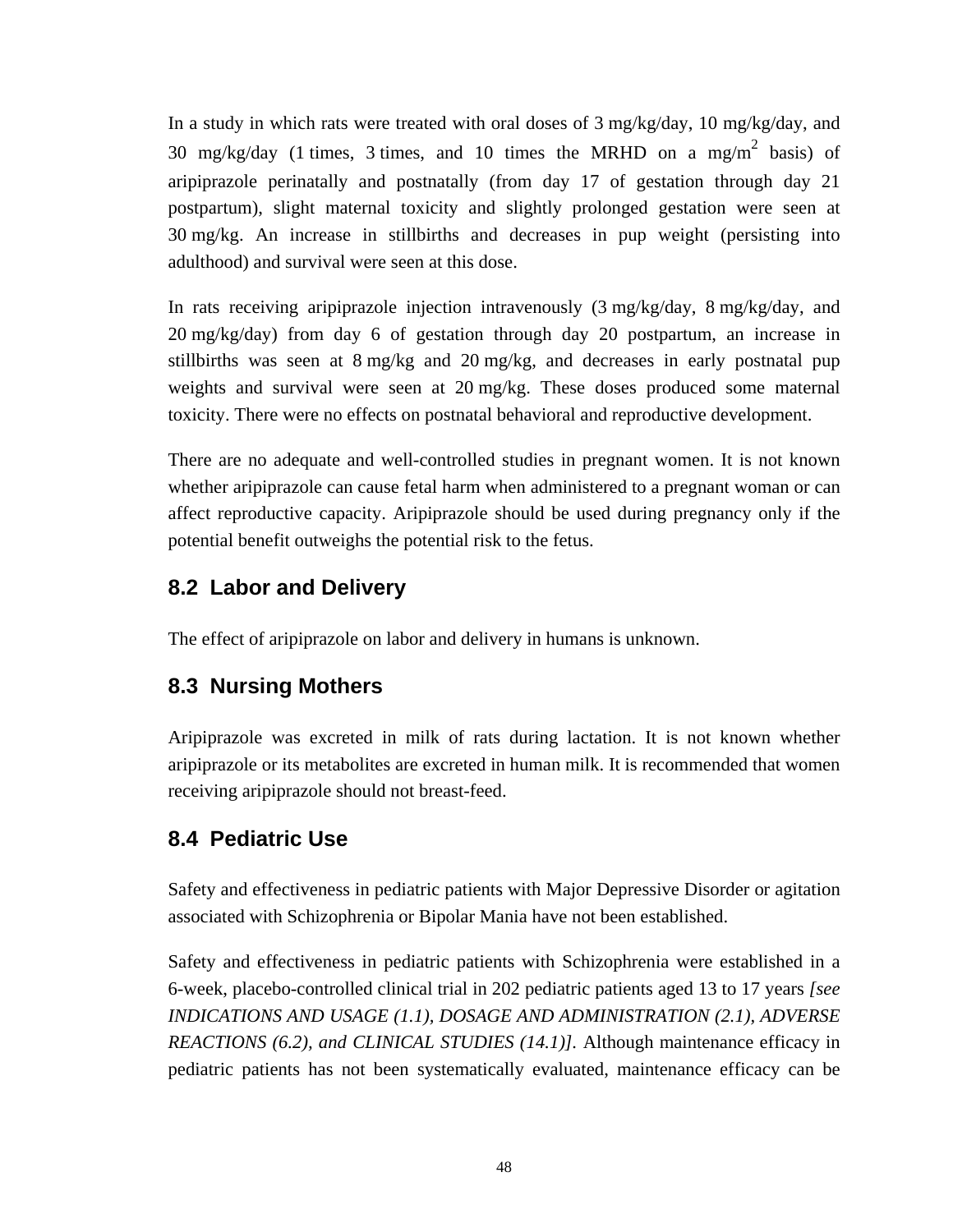In a study in which rats were treated with oral doses of 3 mg/kg/day, 10 mg/kg/day, and 30 mg/kg/day (1 times, 3 times, and 10 times the MRHD on a mg/m$^2$ basis) of aripiprazole perinatally and postnatally (from day 17 of gestation through day 21 postpartum), slight maternal toxicity and slightly prolonged gestation were seen at 30 mg/kg. An increase in stillbirths and decreases in pup weight (persisting into adulthood) and survival were seen at this dose.

In rats receiving aripiprazole injection intravenously (3 mg/kg/day, 8 mg/kg/day, and 20 mg/kg/day) from day 6 of gestation through day 20 postpartum, an increase in stillbirths was seen at 8 mg/kg and 20 mg/kg, and decreases in early postnatal pup weights and survival were seen at 20 mg/kg. These doses produced some maternal toxicity. There were no effects on postnatal behavioral and reproductive development.

There are no adequate and well-controlled studies in pregnant women. It is not known whether aripiprazole can cause fetal harm when administered to a pregnant woman or can affect reproductive capacity. Aripiprazole should be used during pregnancy only if the potential benefit outweighs the potential risk to the fetus.

## 8.2 Labor and Delivery

The effect of aripiprazole on labor and delivery in humans is unknown.

## 8.3 Nursing Mothers

Aripiprazole was excreted in milk of rats during lactation. It is not known whether aripiprazole or its metabolites are excreted in human milk. It is recommended that women receiving aripiprazole should not breast-feed.

## 8.4 Pediatric Use

Safety and effectiveness in pediatric patients with Major Depressive Disorder or agitation associated with Schizophrenia or Bipolar Mania have not been established.

Safety and effectiveness in pediatric patients with Schizophrenia were established in a 6-week, placebo-controlled clinical trial in 202 pediatric patients aged 13 to 17 years *[see INDICATIONS AND USAGE (1.1), DOSAGE AND ADMINISTRATION (2.1), ADVERSE REACTIONS (6.2), and CLINICAL STUDIES (14.1)]*. Although maintenance efficacy in pediatric patients has not been systematically evaluated, maintenance efficacy can be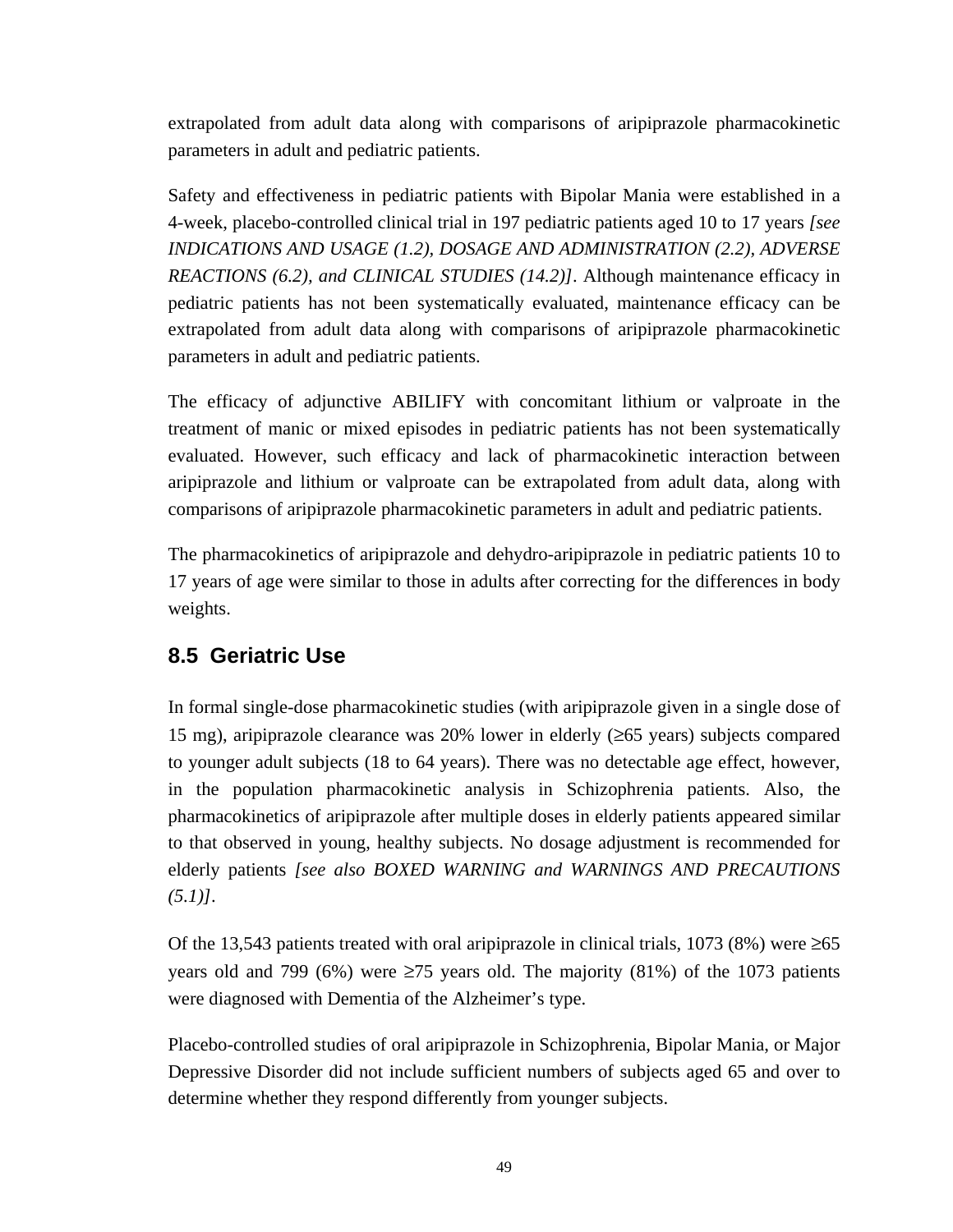extrapolated from adult data along with comparisons of aripiprazole pharmacokinetic parameters in adult and pediatric patients.

Safety and effectiveness in pediatric patients with Bipolar Mania were established in a 4-week, placebo-controlled clinical trial in 197 pediatric patients aged 10 to 17 years *[see INDICATIONS AND USAGE (1.2), DOSAGE AND ADMINISTRATION (2.2), ADVERSE REACTIONS (6.2), and CLINICAL STUDIES (14.2)]*. Although maintenance efficacy in pediatric patients has not been systematically evaluated, maintenance efficacy can be extrapolated from adult data along with comparisons of aripiprazole pharmacokinetic parameters in adult and pediatric patients.

The efficacy of adjunctive ABILIFY with concomitant lithium or valproate in the treatment of manic or mixed episodes in pediatric patients has not been systematically evaluated. However, such efficacy and lack of pharmacokinetic interaction between aripiprazole and lithium or valproate can be extrapolated from adult data, along with comparisons of aripiprazole pharmacokinetic parameters in adult and pediatric patients.

The pharmacokinetics of aripiprazole and dehydro-aripiprazole in pediatric patients 10 to 17 years of age were similar to those in adults after correcting for the differences in body weights.

## 8.5 Geriatric Use

In formal single-dose pharmacokinetic studies (with aripiprazole given in a single dose of 15 mg), aripiprazole clearance was 20% lower in elderly (≥65 years) subjects compared to younger adult subjects (18 to 64 years). There was no detectable age effect, however, in the population pharmacokinetic analysis in Schizophrenia patients. Also, the pharmacokinetics of aripiprazole after multiple doses in elderly patients appeared similar to that observed in young, healthy subjects. No dosage adjustment is recommended for elderly patients *[see also BOXED WARNING and WARNINGS AND PRECAUTIONS (5.1)]*.

Of the 13,543 patients treated with oral aripiprazole in clinical trials, 1073 (8%) were ≥65 years old and 799 (6%) were ≥75 years old. The majority (81%) of the 1073 patients were diagnosed with Dementia of the Alzheimer's type.

Placebo-controlled studies of oral aripiprazole in Schizophrenia, Bipolar Mania, or Major Depressive Disorder did not include sufficient numbers of subjects aged 65 and over to determine whether they respond differently from younger subjects.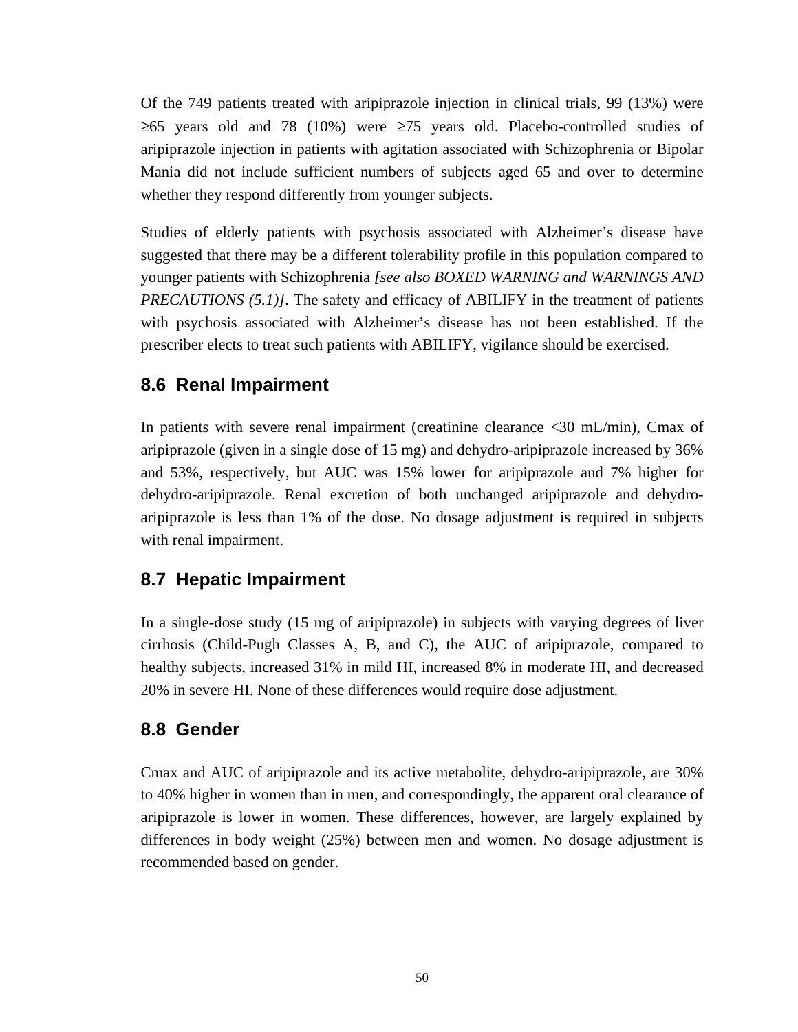Of the 749 patients treated with aripiprazole injection in clinical trials, 99 (13%) were ≥65 years old and 78 (10%) were ≥75 years old. Placebo-controlled studies of aripiprazole injection in patients with agitation associated with Schizophrenia or Bipolar Mania did not include sufficient numbers of subjects aged 65 and over to determine whether they respond differently from younger subjects.

Studies of elderly patients with psychosis associated with Alzheimer's disease have suggested that there may be a different tolerability profile in this population compared to younger patients with Schizophrenia *[see also BOXED WARNING and WARNINGS AND PRECAUTIONS (5.1)]*. The safety and efficacy of ABILIFY in the treatment of patients with psychosis associated with Alzheimer's disease has not been established. If the prescriber elects to treat such patients with ABILIFY, vigilance should be exercised.

## 8.6 Renal Impairment

In patients with severe renal impairment (creatinine clearance <30 mL/min), Cmax of aripiprazole (given in a single dose of 15 mg) and dehydro-aripiprazole increased by 36% and 53%, respectively, but AUC was 15% lower for aripiprazole and 7% higher for dehydro-aripiprazole. Renal excretion of both unchanged aripiprazole and dehydro-aripiprazole is less than 1% of the dose. No dosage adjustment is required in subjects with renal impairment.

## 8.7 Hepatic Impairment

In a single-dose study (15 mg of aripiprazole) in subjects with varying degrees of liver cirrhosis (Child-Pugh Classes A, B, and C), the AUC of aripiprazole, compared to healthy subjects, increased 31% in mild HI, increased 8% in moderate HI, and decreased 20% in severe HI. None of these differences would require dose adjustment.

## 8.8 Gender

Cmax and AUC of aripiprazole and its active metabolite, dehydro-aripiprazole, are 30% to 40% higher in women than in men, and correspondingly, the apparent oral clearance of aripiprazole is lower in women. These differences, however, are largely explained by differences in body weight (25%) between men and women. No dosage adjustment is recommended based on gender.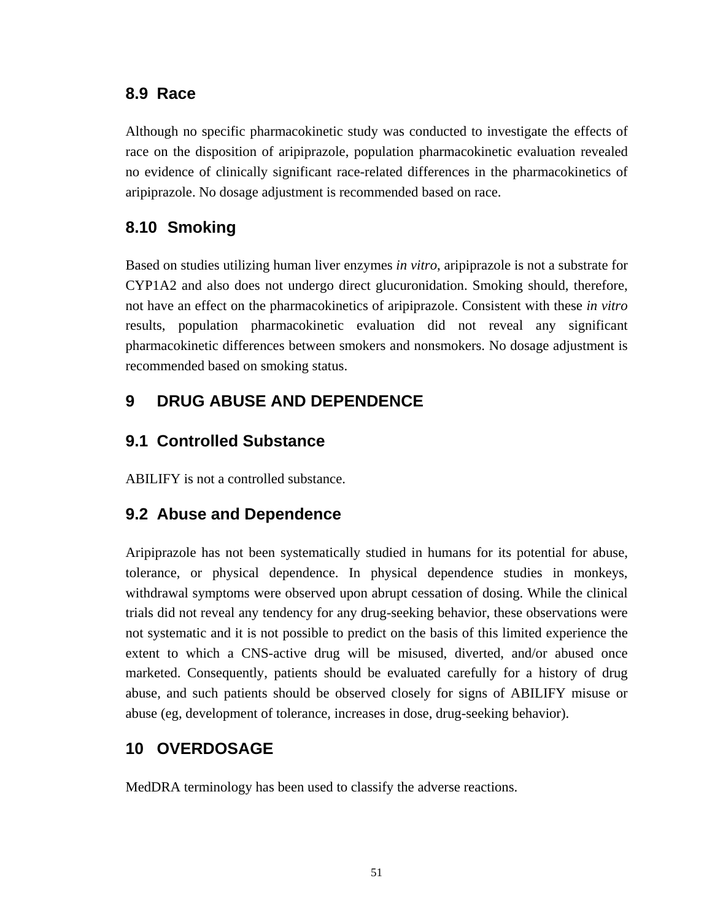### 8.9 Race

Although no specific pharmacokinetic study was conducted to investigate the effects of race on the disposition of aripiprazole, population pharmacokinetic evaluation revealed no evidence of clinically significant race-related differences in the pharmacokinetics of aripiprazole. No dosage adjustment is recommended based on race.

### 8.10 Smoking

Based on studies utilizing human liver enzymes *in vitro*, aripiprazole is not a substrate for CYP1A2 and also does not undergo direct glucuronidation. Smoking should, therefore, not have an effect on the pharmacokinetics of aripiprazole. Consistent with these *in vitro* results, population pharmacokinetic evaluation did not reveal any significant pharmacokinetic differences between smokers and nonsmokers. No dosage adjustment is recommended based on smoking status.

## 9 DRUG ABUSE AND DEPENDENCE

### 9.1 Controlled Substance

ABILIFY is not a controlled substance.

### 9.2 Abuse and Dependence

Aripiprazole has not been systematically studied in humans for its potential for abuse, tolerance, or physical dependence. In physical dependence studies in monkeys, withdrawal symptoms were observed upon abrupt cessation of dosing. While the clinical trials did not reveal any tendency for any drug-seeking behavior, these observations were not systematic and it is not possible to predict on the basis of this limited experience the extent to which a CNS-active drug will be misused, diverted, and/or abused once marketed. Consequently, patients should be evaluated carefully for a history of drug abuse, and such patients should be observed closely for signs of ABILIFY misuse or abuse (eg, development of tolerance, increases in dose, drug-seeking behavior).

## 10 OVERDOSAGE

MedDRA terminology has been used to classify the adverse reactions.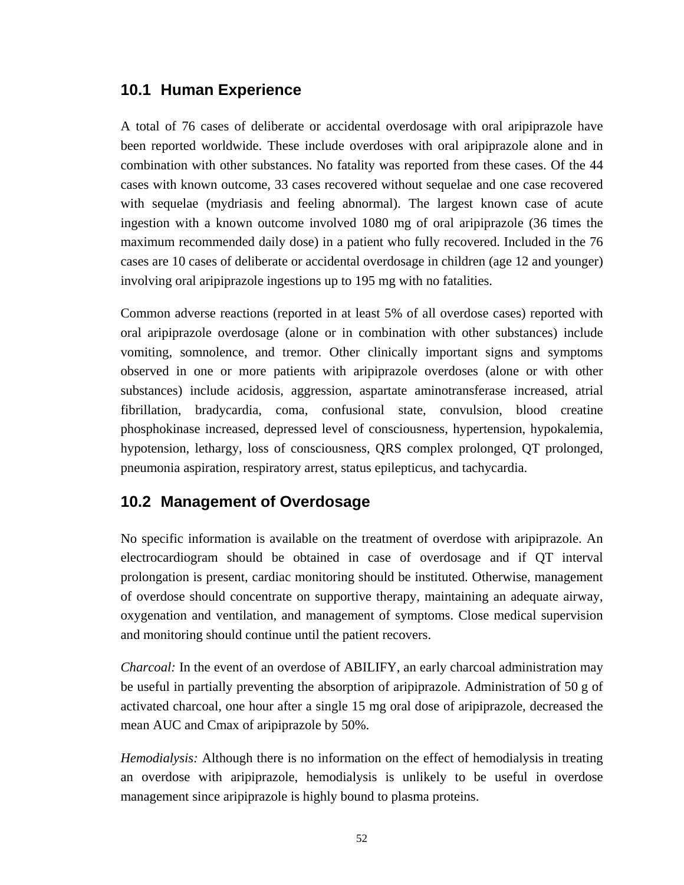## 10.1 Human Experience

A total of 76 cases of deliberate or accidental overdosage with oral aripiprazole have been reported worldwide. These include overdoses with oral aripiprazole alone and in combination with other substances. No fatality was reported from these cases. Of the 44 cases with known outcome, 33 cases recovered without sequelae and one case recovered with sequelae (mydriasis and feeling abnormal). The largest known case of acute ingestion with a known outcome involved 1080 mg of oral aripiprazole (36 times the maximum recommended daily dose) in a patient who fully recovered. Included in the 76 cases are 10 cases of deliberate or accidental overdosage in children (age 12 and younger) involving oral aripiprazole ingestions up to 195 mg with no fatalities.

Common adverse reactions (reported in at least 5% of all overdose cases) reported with oral aripiprazole overdosage (alone or in combination with other substances) include vomiting, somnolence, and tremor. Other clinically important signs and symptoms observed in one or more patients with aripiprazole overdoses (alone or with other substances) include acidosis, aggression, aspartate aminotransferase increased, atrial fibrillation, bradycardia, coma, confusional state, convulsion, blood creatine phosphokinase increased, depressed level of consciousness, hypertension, hypokalemia, hypotension, lethargy, loss of consciousness, QRS complex prolonged, QT prolonged, pneumonia aspiration, respiratory arrest, status epilepticus, and tachycardia.

## 10.2 Management of Overdosage

No specific information is available on the treatment of overdose with aripiprazole. An electrocardiogram should be obtained in case of overdosage and if QT interval prolongation is present, cardiac monitoring should be instituted. Otherwise, management of overdose should concentrate on supportive therapy, maintaining an adequate airway, oxygenation and ventilation, and management of symptoms. Close medical supervision and monitoring should continue until the patient recovers.

*Charcoal:* In the event of an overdose of ABILIFY, an early charcoal administration may be useful in partially preventing the absorption of aripiprazole. Administration of 50 g of activated charcoal, one hour after a single 15 mg oral dose of aripiprazole, decreased the mean AUC and Cmax of aripiprazole by 50%.

*Hemodialysis:* Although there is no information on the effect of hemodialysis in treating an overdose with aripiprazole, hemodialysis is unlikely to be useful in overdose management since aripiprazole is highly bound to plasma proteins.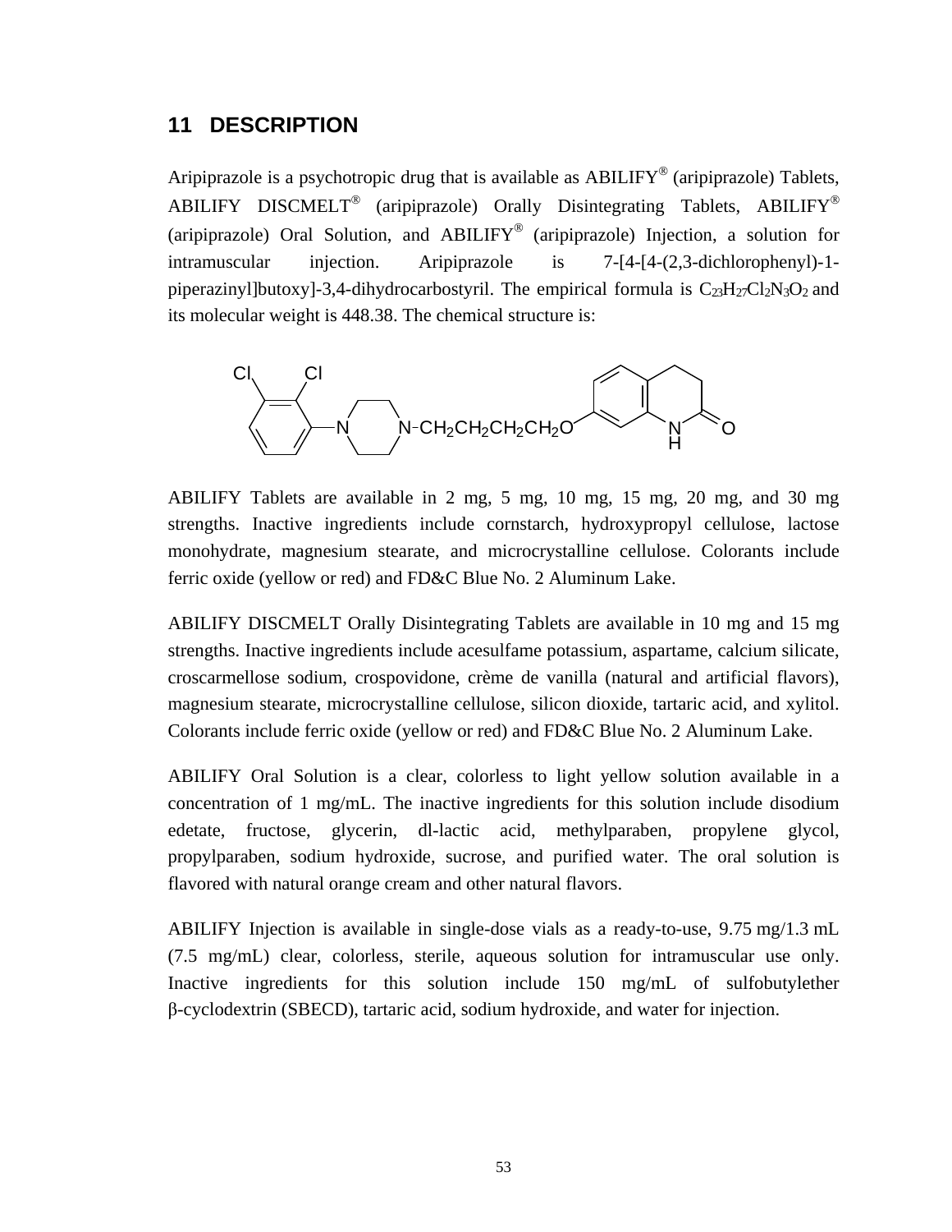## 11 DESCRIPTION

Aripiprazole is a psychotropic drug that is available as ABILIFY® (aripiprazole) Tablets, ABILIFY DISCMELT® (aripiprazole) Orally Disintegrating Tablets, ABILIFY® (aripiprazole) Oral Solution, and ABILIFY® (aripiprazole) Injection, a solution for intramuscular injection. Aripiprazole is 7-[4-[4-(2,3-dichlorophenyl)-1-piperazinyl]butoxy]-3,4-dihydrocarbostyril. The empirical formula is $C_{23}H_{27}Cl_2N_3O_2$ and its molecular weight is 448.38. The chemical structure is:

ABILIFY Tablets are available in 2 mg, 5 mg, 10 mg, 15 mg, 20 mg, and 30 mg strengths. Inactive ingredients include cornstarch, hydroxypropyl cellulose, lactose monohydrate, magnesium stearate, and microcrystalline cellulose. Colorants include ferric oxide (yellow or red) and FD&C Blue No. 2 Aluminum Lake.

ABILIFY DISCMELT Orally Disintegrating Tablets are available in 10 mg and 15 mg strengths. Inactive ingredients include acesulfame potassium, aspartame, calcium silicate, croscarmellose sodium, crospovidone, crème de vanilla (natural and artificial flavors), magnesium stearate, microcrystalline cellulose, silicon dioxide, tartaric acid, and xylitol. Colorants include ferric oxide (yellow or red) and FD&C Blue No. 2 Aluminum Lake.

ABILIFY Oral Solution is a clear, colorless to light yellow solution available in a concentration of 1 mg/mL. The inactive ingredients for this solution include disodium edetate, fructose, glycerin, dl-lactic acid, methylparaben, propylene glycol, propylparaben, sodium hydroxide, sucrose, and purified water. The oral solution is flavored with natural orange cream and other natural flavors.

ABILIFY Injection is available in single-dose vials as a ready-to-use, 9.75 mg/1.3 mL (7.5 mg/mL) clear, colorless, sterile, aqueous solution for intramuscular use only. Inactive ingredients for this solution include 150 mg/mL of sulfobutylether β-cyclodextrin (SBECD), tartaric acid, sodium hydroxide, and water for injection.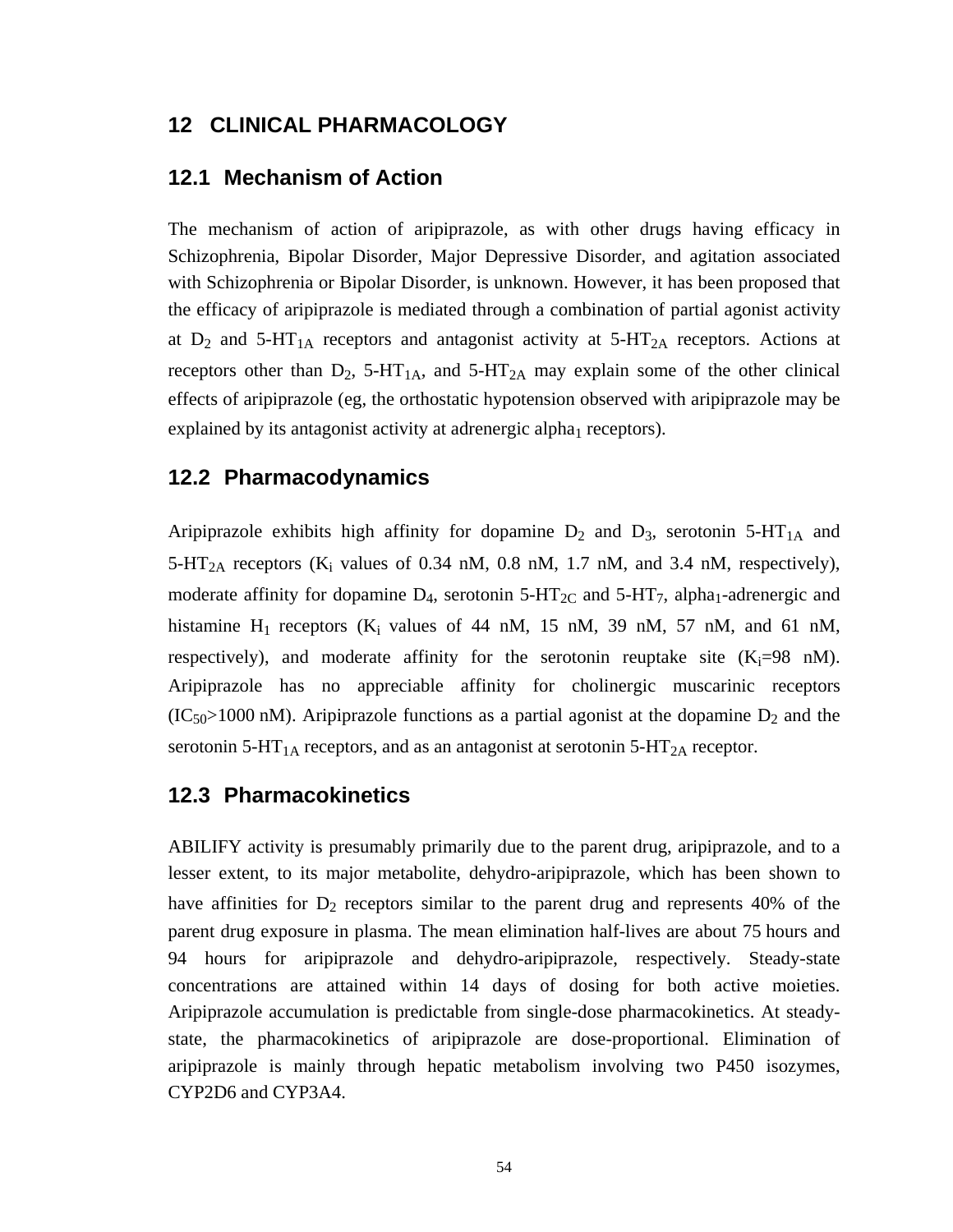# 12 CLINICAL PHARMACOLOGY

## 12.1 Mechanism of Action

The mechanism of action of aripiprazole, as with other drugs having efficacy in Schizophrenia, Bipolar Disorder, Major Depressive Disorder, and agitation associated with Schizophrenia or Bipolar Disorder, is unknown. However, it has been proposed that the efficacy of aripiprazole is mediated through a combination of partial agonist activity at $D_2$ and 5-$HT_{1A}$ receptors and antagonist activity at 5-$HT_{2A}$ receptors. Actions at receptors other than $D_2$, 5-$HT_{1A}$, and 5-$HT_{2A}$ may explain some of the other clinical effects of aripiprazole (eg, the orthostatic hypotension observed with aripiprazole may be explained by its antagonist activity at adrenergic $alpha_1$ receptors).

## 12.2 Pharmacodynamics

Aripiprazole exhibits high affinity for dopamine $D_2$ and $D_3$, serotonin 5-$HT_{1A}$ and 5-$HT_{2A}$ receptors ($K_i$ values of 0.34 nM, 0.8 nM, 1.7 nM, and 3.4 nM, respectively), moderate affinity for dopamine $D_4$, serotonin 5-$HT_{2C}$ and 5-$HT_7$, $alpha_1$-adrenergic and histamine $H_1$ receptors ($K_i$ values of 44 nM, 15 nM, 39 nM, 57 nM, and 61 nM, respectively), and moderate affinity for the serotonin reuptake site ($K_i$=98 nM). Aripiprazole has no appreciable affinity for cholinergic muscarinic receptors ($IC_{50}$>1000 nM). Aripiprazole functions as a partial agonist at the dopamine $D_2$ and the serotonin 5-$HT_{1A}$ receptors, and as an antagonist at serotonin 5-$HT_{2A}$ receptor.

## 12.3 Pharmacokinetics

ABILIFY activity is presumably primarily due to the parent drug, aripiprazole, and to a lesser extent, to its major metabolite, dehydro-aripiprazole, which has been shown to have affinities for $D_2$ receptors similar to the parent drug and represents 40% of the parent drug exposure in plasma. The mean elimination half-lives are about 75 hours and 94 hours for aripiprazole and dehydro-aripiprazole, respectively. Steady-state concentrations are attained within 14 days of dosing for both active moieties. Aripiprazole accumulation is predictable from single-dose pharmacokinetics. At steady-state, the pharmacokinetics of aripiprazole are dose-proportional. Elimination of aripiprazole is mainly through hepatic metabolism involving two P450 isozymes, CYP2D6 and CYP3A4.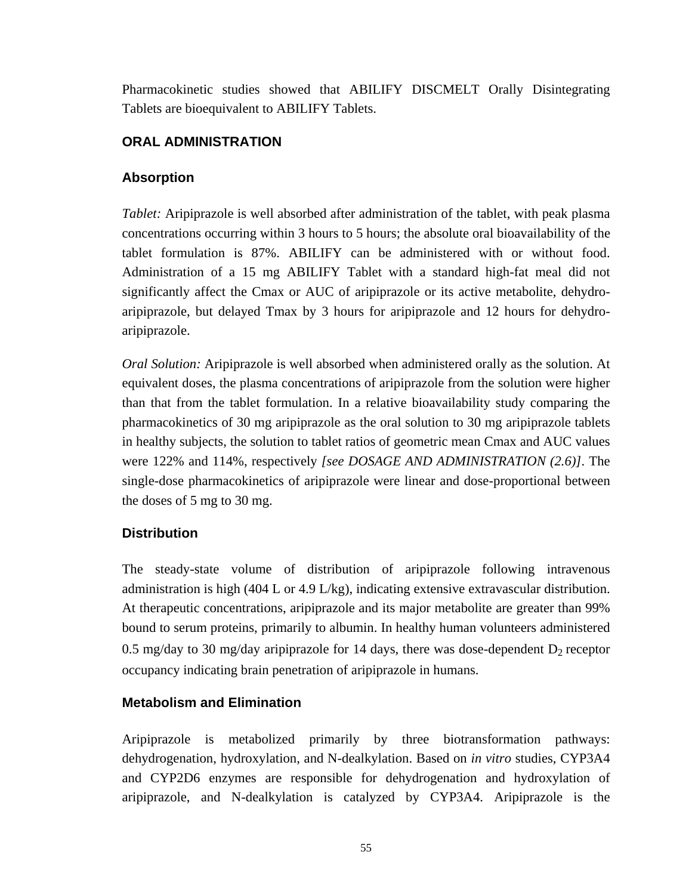Pharmacokinetic studies showed that ABILIFY DISCMELT Orally Disintegrating Tablets are bioequivalent to ABILIFY Tablets.

## ORAL ADMINISTRATION

### Absorption

*Tablet:* Aripiprazole is well absorbed after administration of the tablet, with peak plasma concentrations occurring within 3 hours to 5 hours; the absolute oral bioavailability of the tablet formulation is 87%. ABILIFY can be administered with or without food. Administration of a 15 mg ABILIFY Tablet with a standard high-fat meal did not significantly affect the Cmax or AUC of aripiprazole or its active metabolite, dehydro-aripiprazole, but delayed Tmax by 3 hours for aripiprazole and 12 hours for dehydro-aripiprazole.

*Oral Solution:* Aripiprazole is well absorbed when administered orally as the solution. At equivalent doses, the plasma concentrations of aripiprazole from the solution were higher than that from the tablet formulation. In a relative bioavailability study comparing the pharmacokinetics of 30 mg aripiprazole as the oral solution to 30 mg aripiprazole tablets in healthy subjects, the solution to tablet ratios of geometric mean Cmax and AUC values were 122% and 114%, respectively *[see DOSAGE AND ADMINISTRATION (2.6)]*. The single-dose pharmacokinetics of aripiprazole were linear and dose-proportional between the doses of 5 mg to 30 mg.

### Distribution

The steady-state volume of distribution of aripiprazole following intravenous administration is high (404 L or 4.9 L/kg), indicating extensive extravascular distribution. At therapeutic concentrations, aripiprazole and its major metabolite are greater than 99% bound to serum proteins, primarily to albumin. In healthy human volunteers administered 0.5 mg/day to 30 mg/day aripiprazole for 14 days, there was dose-dependent $D_2$ receptor occupancy indicating brain penetration of aripiprazole in humans.

### Metabolism and Elimination

Aripiprazole is metabolized primarily by three biotransformation pathways: dehydrogenation, hydroxylation, and N-dealkylation. Based on *in vitro* studies, CYP3A4 and CYP2D6 enzymes are responsible for dehydrogenation and hydroxylation of aripiprazole, and N-dealkylation is catalyzed by CYP3A4. Aripiprazole is the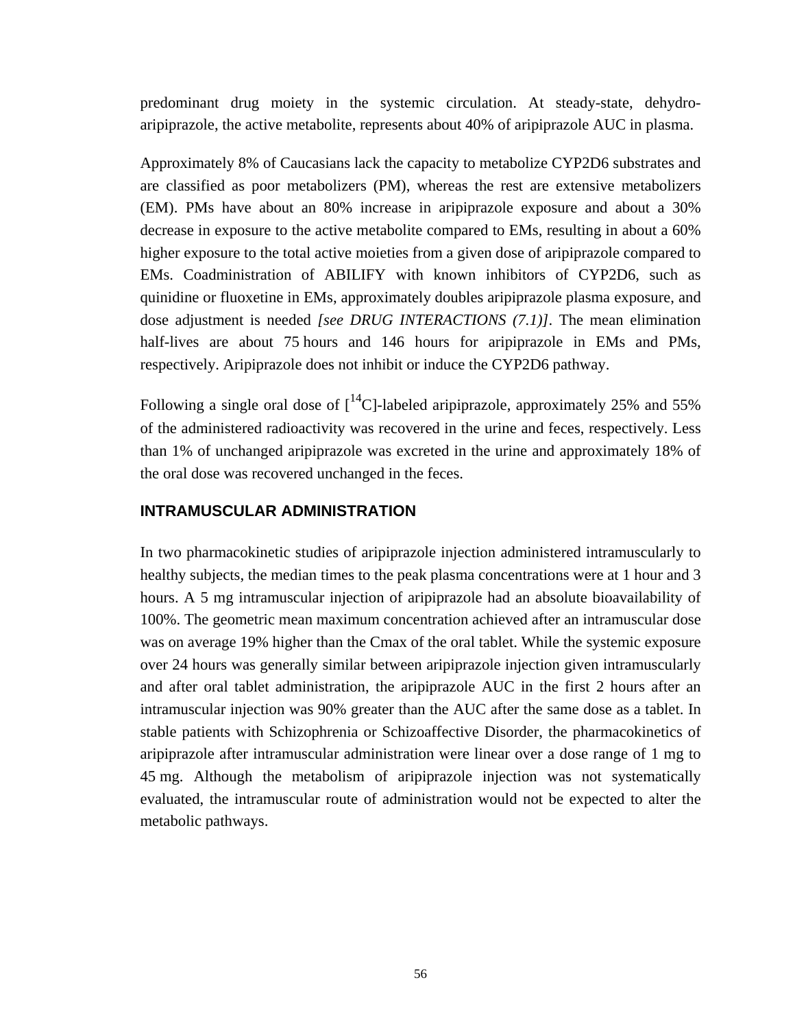predominant drug moiety in the systemic circulation. At steady-state, dehydro-aripiprazole, the active metabolite, represents about 40% of aripiprazole AUC in plasma.

Approximately 8% of Caucasians lack the capacity to metabolize CYP2D6 substrates and are classified as poor metabolizers (PM), whereas the rest are extensive metabolizers (EM). PMs have about an 80% increase in aripiprazole exposure and about a 30% decrease in exposure to the active metabolite compared to EMs, resulting in about a 60% higher exposure to the total active moieties from a given dose of aripiprazole compared to EMs. Coadministration of ABILIFY with known inhibitors of CYP2D6, such as quinidine or fluoxetine in EMs, approximately doubles aripiprazole plasma exposure, and dose adjustment is needed *[see DRUG INTERACTIONS (7.1)]*. The mean elimination half-lives are about 75 hours and 146 hours for aripiprazole in EMs and PMs, respectively. Aripiprazole does not inhibit or induce the CYP2D6 pathway.

Following a single oral dose of [$^{14}$C]-labeled aripiprazole, approximately 25% and 55% of the administered radioactivity was recovered in the urine and feces, respectively. Less than 1% of unchanged aripiprazole was excreted in the urine and approximately 18% of the oral dose was recovered unchanged in the feces.

### INTRAMUSCULAR ADMINISTRATION

In two pharmacokinetic studies of aripiprazole injection administered intramuscularly to healthy subjects, the median times to the peak plasma concentrations were at 1 hour and 3 hours. A 5 mg intramuscular injection of aripiprazole had an absolute bioavailability of 100%. The geometric mean maximum concentration achieved after an intramuscular dose was on average 19% higher than the Cmax of the oral tablet. While the systemic exposure over 24 hours was generally similar between aripiprazole injection given intramuscularly and after oral tablet administration, the aripiprazole AUC in the first 2 hours after an intramuscular injection was 90% greater than the AUC after the same dose as a tablet. In stable patients with Schizophrenia or Schizoaffective Disorder, the pharmacokinetics of aripiprazole after intramuscular administration were linear over a dose range of 1 mg to 45 mg. Although the metabolism of aripiprazole injection was not systematically evaluated, the intramuscular route of administration would not be expected to alter the metabolic pathways.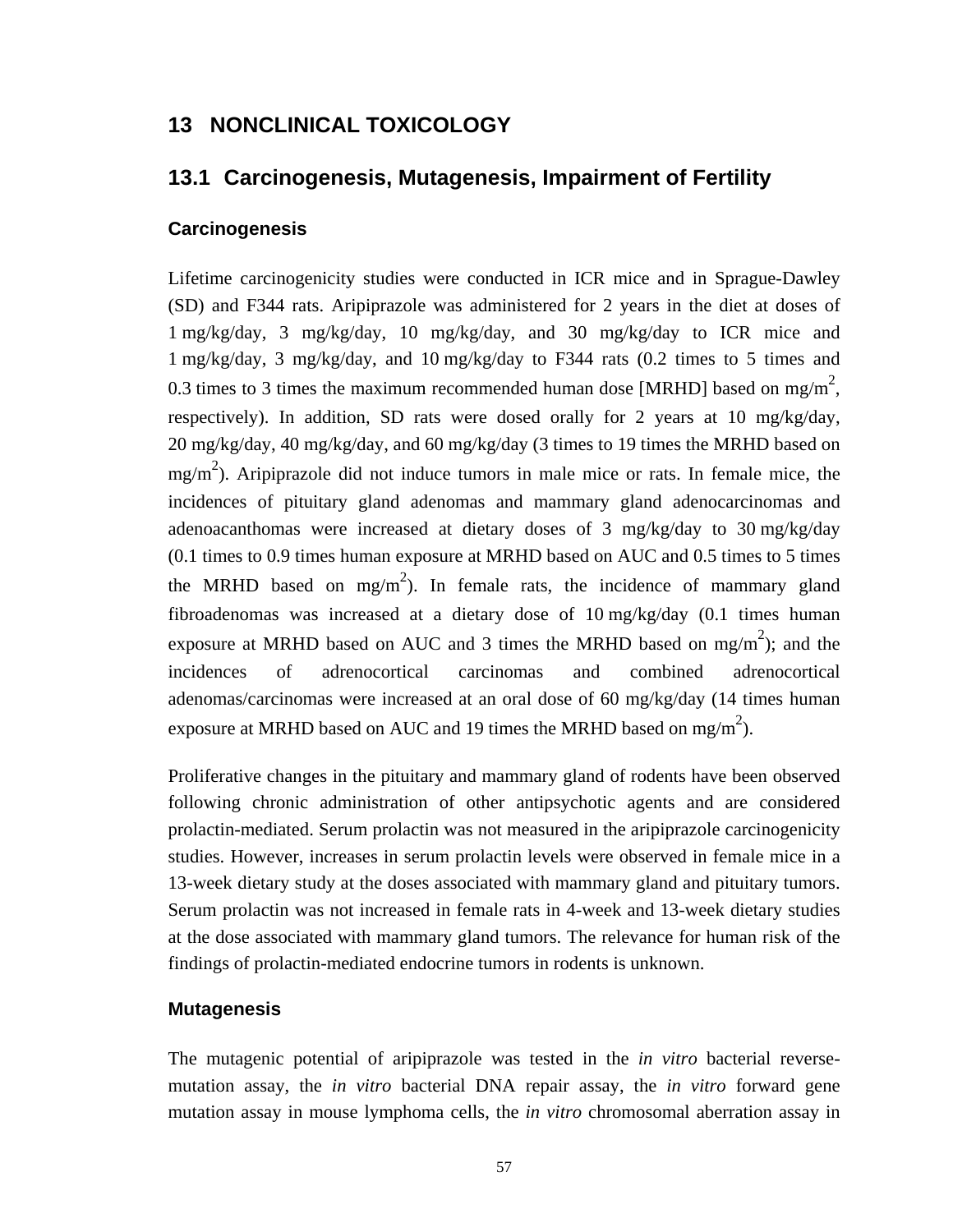# 13 NONCLINICAL TOXICOLOGY

## 13.1 Carcinogenesis, Mutagenesis, Impairment of Fertility

### Carcinogenesis

Lifetime carcinogenicity studies were conducted in ICR mice and in Sprague-Dawley (SD) and F344 rats. Aripiprazole was administered for 2 years in the diet at doses of 1 mg/kg/day, 3 mg/kg/day, 10 mg/kg/day, and 30 mg/kg/day to ICR mice and 1 mg/kg/day, 3 mg/kg/day, and 10 mg/kg/day to F344 rats (0.2 times to 5 times and 0.3 times to 3 times the maximum recommended human dose [MRHD] based on $mg/m^2$, respectively). In addition, SD rats were dosed orally for 2 years at 10 mg/kg/day, 20 mg/kg/day, 40 mg/kg/day, and 60 mg/kg/day (3 times to 19 times the MRHD based on $mg/m^2$). Aripiprazole did not induce tumors in male mice or rats. In female mice, the incidences of pituitary gland adenomas and mammary gland adenocarcinomas and adenoacanthomas were increased at dietary doses of 3 mg/kg/day to 30 mg/kg/day (0.1 times to 0.9 times human exposure at MRHD based on AUC and 0.5 times to 5 times the MRHD based on $mg/m^2$). In female rats, the incidence of mammary gland fibroadenomas was increased at a dietary dose of 10 mg/kg/day (0.1 times human exposure at MRHD based on AUC and 3 times the MRHD based on $mg/m^2$); and the incidences of adrenocortical carcinomas and combined adrenocortical adenomas/carcinomas were increased at an oral dose of 60 mg/kg/day (14 times human exposure at MRHD based on AUC and 19 times the MRHD based on $mg/m^2$).

Proliferative changes in the pituitary and mammary gland of rodents have been observed following chronic administration of other antipsychotic agents and are considered prolactin-mediated. Serum prolactin was not measured in the aripiprazole carcinogenicity studies. However, increases in serum prolactin levels were observed in female mice in a 13-week dietary study at the doses associated with mammary gland and pituitary tumors. Serum prolactin was not increased in female rats in 4-week and 13-week dietary studies at the dose associated with mammary gland tumors. The relevance for human risk of the findings of prolactin-mediated endocrine tumors in rodents is unknown.

### Mutagenesis

The mutagenic potential of aripiprazole was tested in the *in vitro* bacterial reverse-mutation assay, the *in vitro* bacterial DNA repair assay, the *in vitro* forward gene mutation assay in mouse lymphoma cells, the *in vitro* chromosomal aberration assay in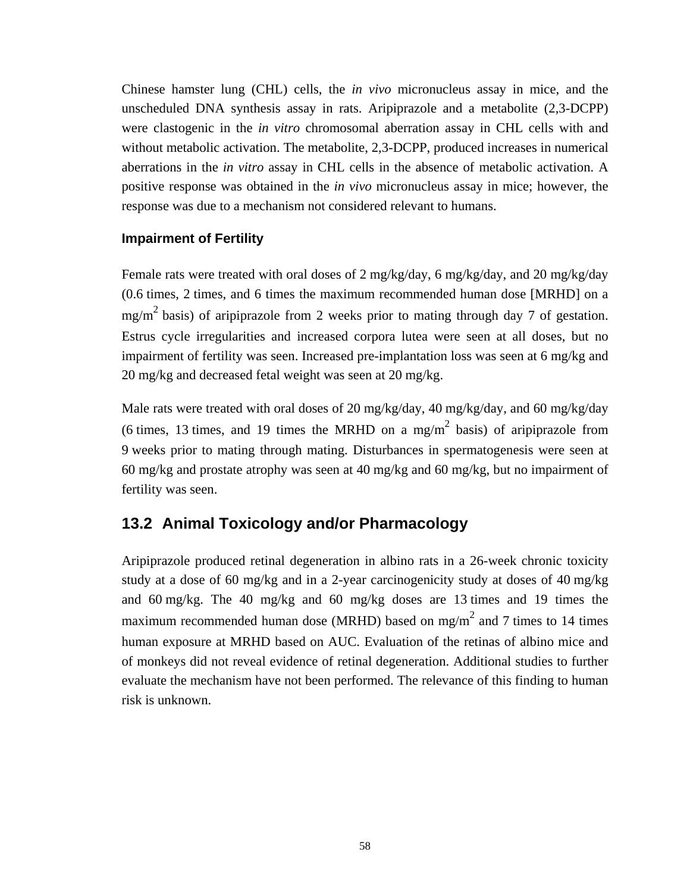Chinese hamster lung (CHL) cells, the *in vivo* micronucleus assay in mice, and the unscheduled DNA synthesis assay in rats. Aripiprazole and a metabolite (2,3-DCPP) were clastogenic in the *in vitro* chromosomal aberration assay in CHL cells with and without metabolic activation. The metabolite, 2,3-DCPP, produced increases in numerical aberrations in the *in vitro* assay in CHL cells in the absence of metabolic activation. A positive response was obtained in the *in vivo* micronucleus assay in mice; however, the response was due to a mechanism not considered relevant to humans.

### Impairment of Fertility

Female rats were treated with oral doses of 2 mg/kg/day, 6 mg/kg/day, and 20 mg/kg/day (0.6 times, 2 times, and 6 times the maximum recommended human dose [MRHD] on a mg/m$^2$ basis) of aripiprazole from 2 weeks prior to mating through day 7 of gestation. Estrus cycle irregularities and increased corpora lutea were seen at all doses, but no impairment of fertility was seen. Increased pre-implantation loss was seen at 6 mg/kg and 20 mg/kg and decreased fetal weight was seen at 20 mg/kg.

Male rats were treated with oral doses of 20 mg/kg/day, 40 mg/kg/day, and 60 mg/kg/day (6 times, 13 times, and 19 times the MRHD on a mg/m$^2$ basis) of aripiprazole from 9 weeks prior to mating through mating. Disturbances in spermatogenesis were seen at 60 mg/kg and prostate atrophy was seen at 40 mg/kg and 60 mg/kg, but no impairment of fertility was seen.

## 13.2 Animal Toxicology and/or Pharmacology

Aripiprazole produced retinal degeneration in albino rats in a 26-week chronic toxicity study at a dose of 60 mg/kg and in a 2-year carcinogenicity study at doses of 40 mg/kg and 60 mg/kg. The 40 mg/kg and 60 mg/kg doses are 13 times and 19 times the maximum recommended human dose (MRHD) based on mg/m$^2$ and 7 times to 14 times human exposure at MRHD based on AUC. Evaluation of the retinas of albino mice and of monkeys did not reveal evidence of retinal degeneration. Additional studies to further evaluate the mechanism have not been performed. The relevance of this finding to human risk is unknown.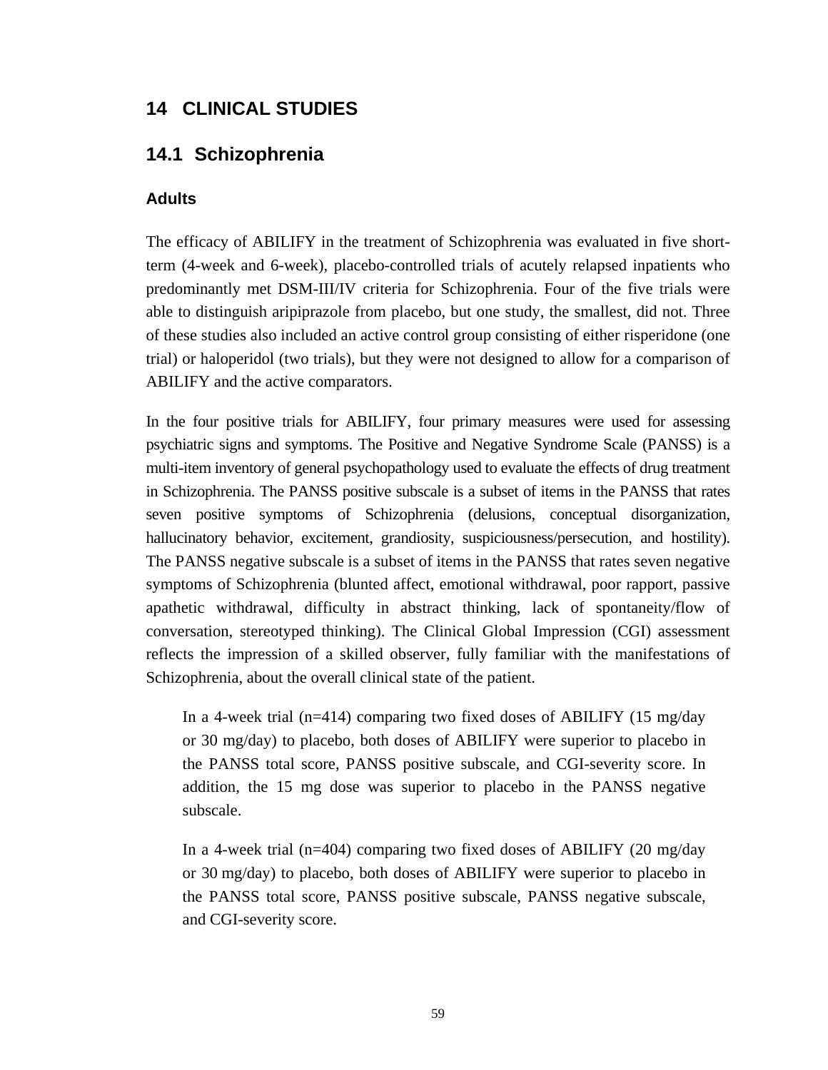# 14 CLINICAL STUDIES

## 14.1 Schizophrenia

### Adults

The efficacy of ABILIFY in the treatment of Schizophrenia was evaluated in five short-term (4-week and 6-week), placebo-controlled trials of acutely relapsed inpatients who predominantly met DSM-III/IV criteria for Schizophrenia. Four of the five trials were able to distinguish aripiprazole from placebo, but one study, the smallest, did not. Three of these studies also included an active control group consisting of either risperidone (one trial) or haloperidol (two trials), but they were not designed to allow for a comparison of ABILIFY and the active comparators.

In the four positive trials for ABILIFY, four primary measures were used for assessing psychiatric signs and symptoms. The Positive and Negative Syndrome Scale (PANSS) is a multi-item inventory of general psychopathology used to evaluate the effects of drug treatment in Schizophrenia. The PANSS positive subscale is a subset of items in the PANSS that rates seven positive symptoms of Schizophrenia (delusions, conceptual disorganization, hallucinatory behavior, excitement, grandiosity, suspiciousness/persecution, and hostility). The PANSS negative subscale is a subset of items in the PANSS that rates seven negative symptoms of Schizophrenia (blunted affect, emotional withdrawal, poor rapport, passive apathetic withdrawal, difficulty in abstract thinking, lack of spontaneity/flow of conversation, stereotyped thinking). The Clinical Global Impression (CGI) assessment reflects the impression of a skilled observer, fully familiar with the manifestations of Schizophrenia, about the overall clinical state of the patient.

> In a 4-week trial (n=414) comparing two fixed doses of ABILIFY (15 mg/day or 30 mg/day) to placebo, both doses of ABILIFY were superior to placebo in the PANSS total score, PANSS positive subscale, and CGI-severity score. In addition, the 15 mg dose was superior to placebo in the PANSS negative subscale.
>
> In a 4-week trial (n=404) comparing two fixed doses of ABILIFY (20 mg/day or 30 mg/day) to placebo, both doses of ABILIFY were superior to placebo in the PANSS total score, PANSS positive subscale, PANSS negative subscale, and CGI-severity score.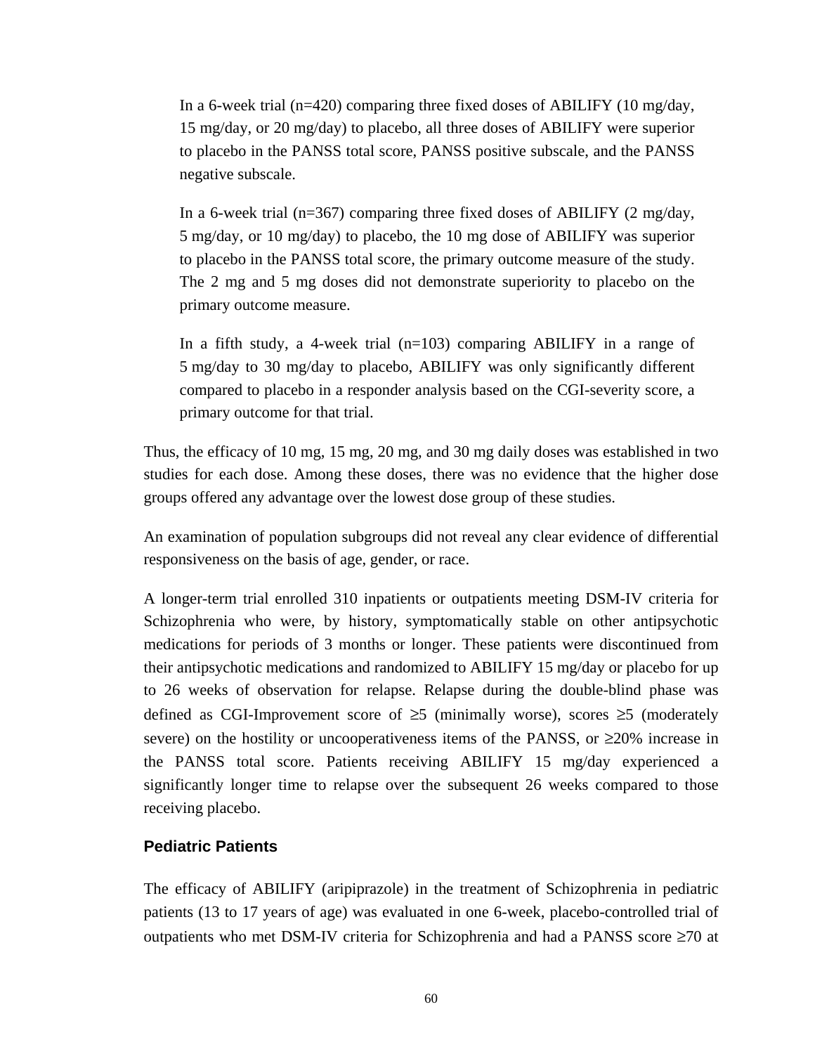In a 6-week trial (n=420) comparing three fixed doses of ABILIFY (10 mg/day, 15 mg/day, or 20 mg/day) to placebo, all three doses of ABILIFY were superior to placebo in the PANSS total score, PANSS positive subscale, and the PANSS negative subscale.

In a 6-week trial (n=367) comparing three fixed doses of ABILIFY (2 mg/day, 5 mg/day, or 10 mg/day) to placebo, the 10 mg dose of ABILIFY was superior to placebo in the PANSS total score, the primary outcome measure of the study. The 2 mg and 5 mg doses did not demonstrate superiority to placebo on the primary outcome measure.

In a fifth study, a 4-week trial (n=103) comparing ABILIFY in a range of 5 mg/day to 30 mg/day to placebo, ABILIFY was only significantly different compared to placebo in a responder analysis based on the CGI-severity score, a primary outcome for that trial.

Thus, the efficacy of 10 mg, 15 mg, 20 mg, and 30 mg daily doses was established in two studies for each dose. Among these doses, there was no evidence that the higher dose groups offered any advantage over the lowest dose group of these studies.

An examination of population subgroups did not reveal any clear evidence of differential responsiveness on the basis of age, gender, or race.

A longer-term trial enrolled 310 inpatients or outpatients meeting DSM-IV criteria for Schizophrenia who were, by history, symptomatically stable on other antipsychotic medications for periods of 3 months or longer. These patients were discontinued from their antipsychotic medications and randomized to ABILIFY 15 mg/day or placebo for up to 26 weeks of observation for relapse. Relapse during the double-blind phase was defined as CGI-Improvement score of ≥5 (minimally worse), scores ≥5 (moderately severe) on the hostility or uncooperativeness items of the PANSS, or ≥20% increase in the PANSS total score. Patients receiving ABILIFY 15 mg/day experienced a significantly longer time to relapse over the subsequent 26 weeks compared to those receiving placebo.

### Pediatric Patients

The efficacy of ABILIFY (aripiprazole) in the treatment of Schizophrenia in pediatric patients (13 to 17 years of age) was evaluated in one 6-week, placebo-controlled trial of outpatients who met DSM-IV criteria for Schizophrenia and had a PANSS score ≥70 at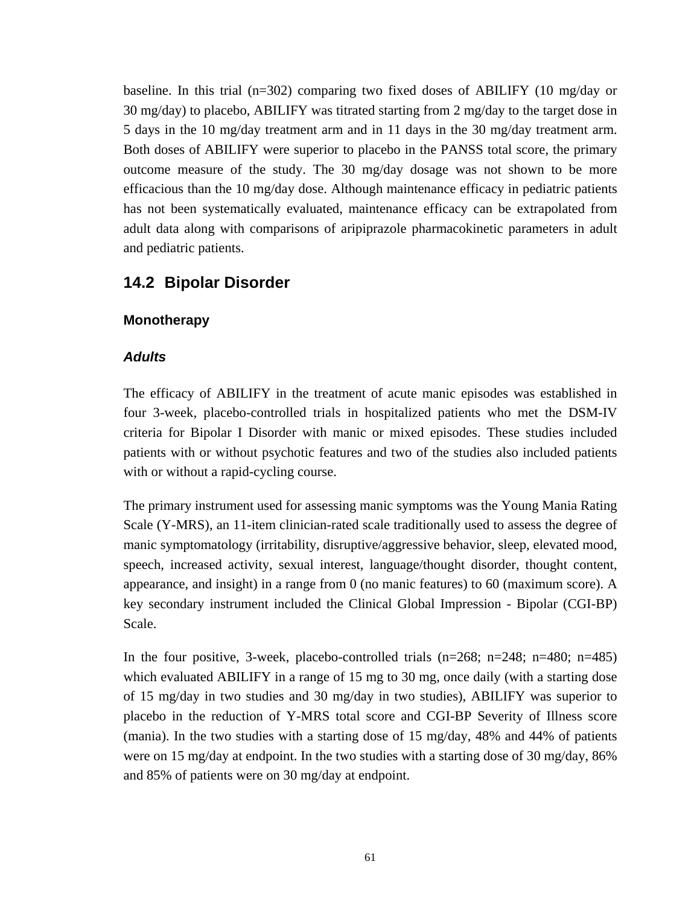baseline. In this trial (n=302) comparing two fixed doses of ABILIFY (10 mg/day or 30 mg/day) to placebo, ABILIFY was titrated starting from 2 mg/day to the target dose in 5 days in the 10 mg/day treatment arm and in 11 days in the 30 mg/day treatment arm. Both doses of ABILIFY were superior to placebo in the PANSS total score, the primary outcome measure of the study. The 30 mg/day dosage was not shown to be more efficacious than the 10 mg/day dose. Although maintenance efficacy in pediatric patients has not been systematically evaluated, maintenance efficacy can be extrapolated from adult data along with comparisons of aripiprazole pharmacokinetic parameters in adult and pediatric patients.

## 14.2 Bipolar Disorder

### Monotherapy

#### *Adults*

The efficacy of ABILIFY in the treatment of acute manic episodes was established in four 3-week, placebo-controlled trials in hospitalized patients who met the DSM-IV criteria for Bipolar I Disorder with manic or mixed episodes. These studies included patients with or without psychotic features and two of the studies also included patients with or without a rapid-cycling course.

The primary instrument used for assessing manic symptoms was the Young Mania Rating Scale (Y-MRS), an 11-item clinician-rated scale traditionally used to assess the degree of manic symptomatology (irritability, disruptive/aggressive behavior, sleep, elevated mood, speech, increased activity, sexual interest, language/thought disorder, thought content, appearance, and insight) in a range from 0 (no manic features) to 60 (maximum score). A key secondary instrument included the Clinical Global Impression - Bipolar (CGI-BP) Scale.

In the four positive, 3-week, placebo-controlled trials (n=268; n=248; n=480; n=485) which evaluated ABILIFY in a range of 15 mg to 30 mg, once daily (with a starting dose of 15 mg/day in two studies and 30 mg/day in two studies), ABILIFY was superior to placebo in the reduction of Y-MRS total score and CGI-BP Severity of Illness score (mania). In the two studies with a starting dose of 15 mg/day, 48% and 44% of patients were on 15 mg/day at endpoint. In the two studies with a starting dose of 30 mg/day, 86% and 85% of patients were on 30 mg/day at endpoint.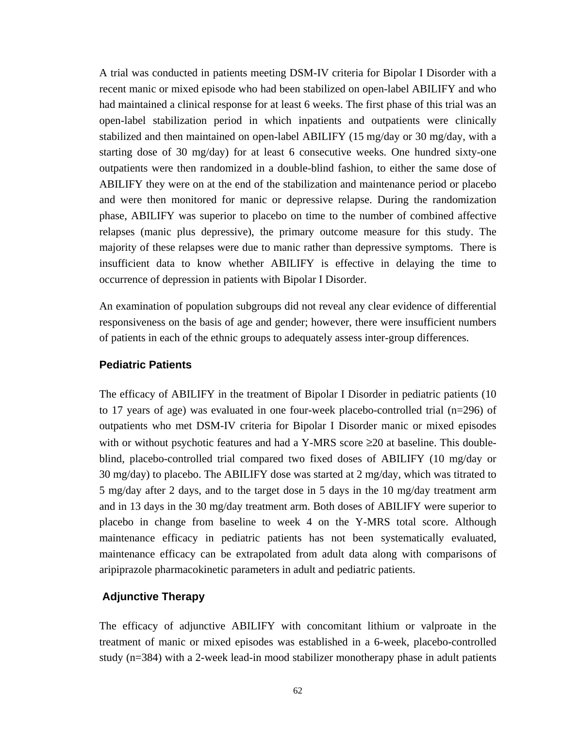A trial was conducted in patients meeting DSM-IV criteria for Bipolar I Disorder with a recent manic or mixed episode who had been stabilized on open-label ABILIFY and who had maintained a clinical response for at least 6 weeks. The first phase of this trial was an open-label stabilization period in which inpatients and outpatients were clinically stabilized and then maintained on open-label ABILIFY (15 mg/day or 30 mg/day, with a starting dose of 30 mg/day) for at least 6 consecutive weeks. One hundred sixty-one outpatients were then randomized in a double-blind fashion, to either the same dose of ABILIFY they were on at the end of the stabilization and maintenance period or placebo and were then monitored for manic or depressive relapse. During the randomization phase, ABILIFY was superior to placebo on time to the number of combined affective relapses (manic plus depressive), the primary outcome measure for this study. The majority of these relapses were due to manic rather than depressive symptoms. There is insufficient data to know whether ABILIFY is effective in delaying the time to occurrence of depression in patients with Bipolar I Disorder.

An examination of population subgroups did not reveal any clear evidence of differential responsiveness on the basis of age and gender; however, there were insufficient numbers of patients in each of the ethnic groups to adequately assess inter-group differences.

### Pediatric Patients

The efficacy of ABILIFY in the treatment of Bipolar I Disorder in pediatric patients (10 to 17 years of age) was evaluated in one four-week placebo-controlled trial (n=296) of outpatients who met DSM-IV criteria for Bipolar I Disorder manic or mixed episodes with or without psychotic features and had a Y-MRS score ≥20 at baseline. This double-blind, placebo-controlled trial compared two fixed doses of ABILIFY (10 mg/day or 30 mg/day) to placebo. The ABILIFY dose was started at 2 mg/day, which was titrated to 5 mg/day after 2 days, and to the target dose in 5 days in the 10 mg/day treatment arm and in 13 days in the 30 mg/day treatment arm. Both doses of ABILIFY were superior to placebo in change from baseline to week 4 on the Y-MRS total score. Although maintenance efficacy in pediatric patients has not been systematically evaluated, maintenance efficacy can be extrapolated from adult data along with comparisons of aripiprazole pharmacokinetic parameters in adult and pediatric patients.

### Adjunctive Therapy

The efficacy of adjunctive ABILIFY with concomitant lithium or valproate in the treatment of manic or mixed episodes was established in a 6-week, placebo-controlled study (n=384) with a 2-week lead-in mood stabilizer monotherapy phase in adult patients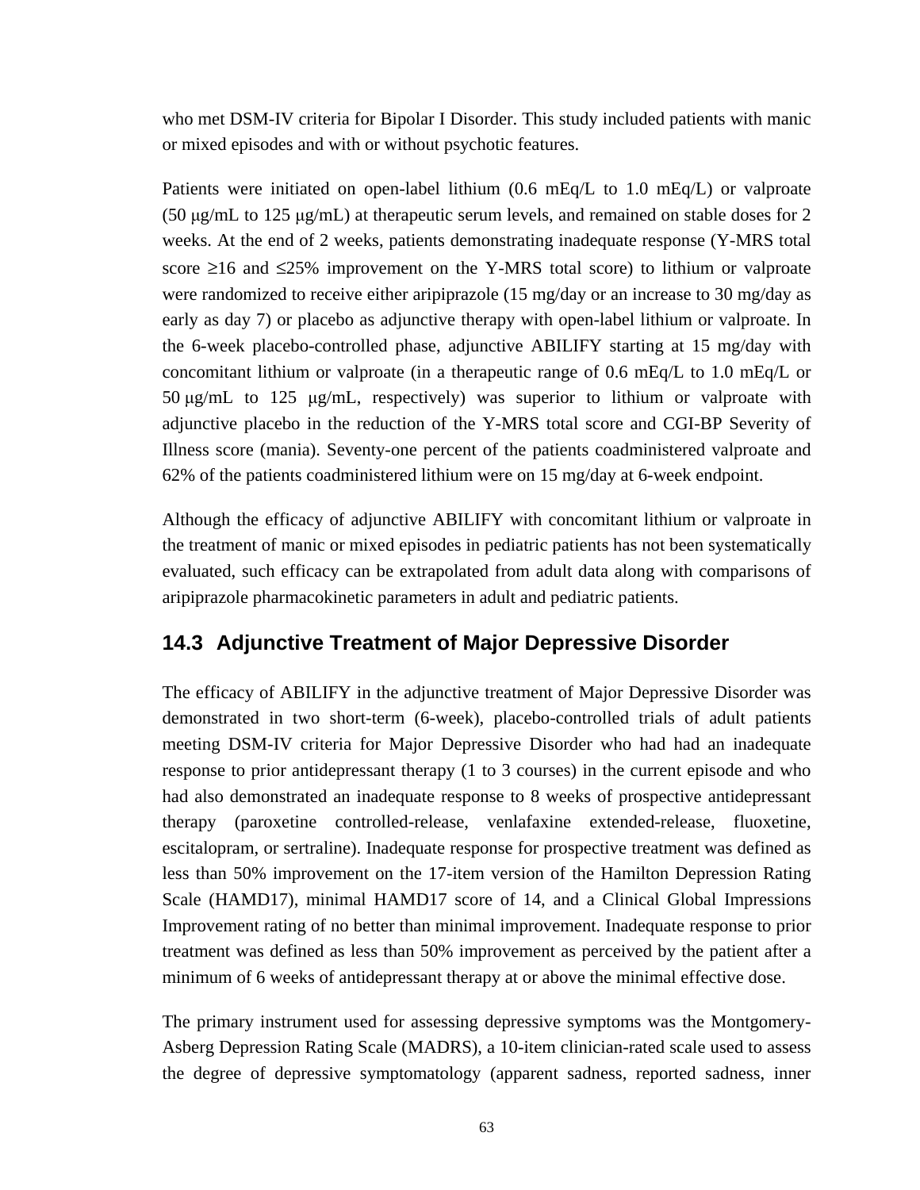who met DSM-IV criteria for Bipolar I Disorder. This study included patients with manic or mixed episodes and with or without psychotic features.

Patients were initiated on open-label lithium (0.6 mEq/L to 1.0 mEq/L) or valproate (50 μg/mL to 125 μg/mL) at therapeutic serum levels, and remained on stable doses for 2 weeks. At the end of 2 weeks, patients demonstrating inadequate response (Y-MRS total score ≥16 and ≤25% improvement on the Y-MRS total score) to lithium or valproate were randomized to receive either aripiprazole (15 mg/day or an increase to 30 mg/day as early as day 7) or placebo as adjunctive therapy with open-label lithium or valproate. In the 6-week placebo-controlled phase, adjunctive ABILIFY starting at 15 mg/day with concomitant lithium or valproate (in a therapeutic range of 0.6 mEq/L to 1.0 mEq/L or 50 μg/mL to 125 μg/mL, respectively) was superior to lithium or valproate with adjunctive placebo in the reduction of the Y-MRS total score and CGI-BP Severity of Illness score (mania). Seventy-one percent of the patients coadministered valproate and 62% of the patients coadministered lithium were on 15 mg/day at 6-week endpoint.

Although the efficacy of adjunctive ABILIFY with concomitant lithium or valproate in the treatment of manic or mixed episodes in pediatric patients has not been systematically evaluated, such efficacy can be extrapolated from adult data along with comparisons of aripiprazole pharmacokinetic parameters in adult and pediatric patients.

## 14.3 Adjunctive Treatment of Major Depressive Disorder

The efficacy of ABILIFY in the adjunctive treatment of Major Depressive Disorder was demonstrated in two short-term (6-week), placebo-controlled trials of adult patients meeting DSM-IV criteria for Major Depressive Disorder who had had an inadequate response to prior antidepressant therapy (1 to 3 courses) in the current episode and who had also demonstrated an inadequate response to 8 weeks of prospective antidepressant therapy (paroxetine controlled-release, venlafaxine extended-release, fluoxetine, escitalopram, or sertraline). Inadequate response for prospective treatment was defined as less than 50% improvement on the 17-item version of the Hamilton Depression Rating Scale (HAMD17), minimal HAMD17 score of 14, and a Clinical Global Impressions Improvement rating of no better than minimal improvement. Inadequate response to prior treatment was defined as less than 50% improvement as perceived by the patient after a minimum of 6 weeks of antidepressant therapy at or above the minimal effective dose.

The primary instrument used for assessing depressive symptoms was the Montgomery-Asberg Depression Rating Scale (MADRS), a 10-item clinician-rated scale used to assess the degree of depressive symptomatology (apparent sadness, reported sadness, inner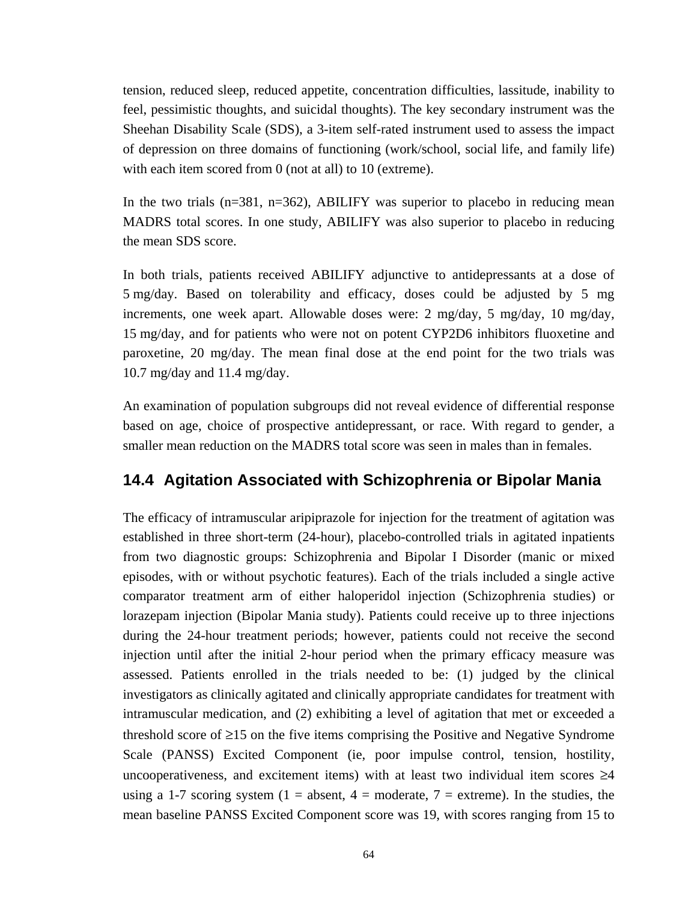tension, reduced sleep, reduced appetite, concentration difficulties, lassitude, inability to feel, pessimistic thoughts, and suicidal thoughts). The key secondary instrument was the Sheehan Disability Scale (SDS), a 3-item self-rated instrument used to assess the impact of depression on three domains of functioning (work/school, social life, and family life) with each item scored from 0 (not at all) to 10 (extreme).

In the two trials (n=381, n=362), ABILIFY was superior to placebo in reducing mean MADRS total scores. In one study, ABILIFY was also superior to placebo in reducing the mean SDS score.

In both trials, patients received ABILIFY adjunctive to antidepressants at a dose of 5 mg/day. Based on tolerability and efficacy, doses could be adjusted by 5 mg increments, one week apart. Allowable doses were: 2 mg/day, 5 mg/day, 10 mg/day, 15 mg/day, and for patients who were not on potent CYP2D6 inhibitors fluoxetine and paroxetine, 20 mg/day. The mean final dose at the end point for the two trials was 10.7 mg/day and 11.4 mg/day.

An examination of population subgroups did not reveal evidence of differential response based on age, choice of prospective antidepressant, or race. With regard to gender, a smaller mean reduction on the MADRS total score was seen in males than in females.

## 14.4 Agitation Associated with Schizophrenia or Bipolar Mania

The efficacy of intramuscular aripiprazole for injection for the treatment of agitation was established in three short-term (24-hour), placebo-controlled trials in agitated inpatients from two diagnostic groups: Schizophrenia and Bipolar I Disorder (manic or mixed episodes, with or without psychotic features). Each of the trials included a single active comparator treatment arm of either haloperidol injection (Schizophrenia studies) or lorazepam injection (Bipolar Mania study). Patients could receive up to three injections during the 24-hour treatment periods; however, patients could not receive the second injection until after the initial 2-hour period when the primary efficacy measure was assessed. Patients enrolled in the trials needed to be: (1) judged by the clinical investigators as clinically agitated and clinically appropriate candidates for treatment with intramuscular medication, and (2) exhibiting a level of agitation that met or exceeded a threshold score of ≥15 on the five items comprising the Positive and Negative Syndrome Scale (PANSS) Excited Component (ie, poor impulse control, tension, hostility, uncooperativeness, and excitement items) with at least two individual item scores ≥4 using a 1-7 scoring system (1 = absent, 4 = moderate, 7 = extreme). In the studies, the mean baseline PANSS Excited Component score was 19, with scores ranging from 15 to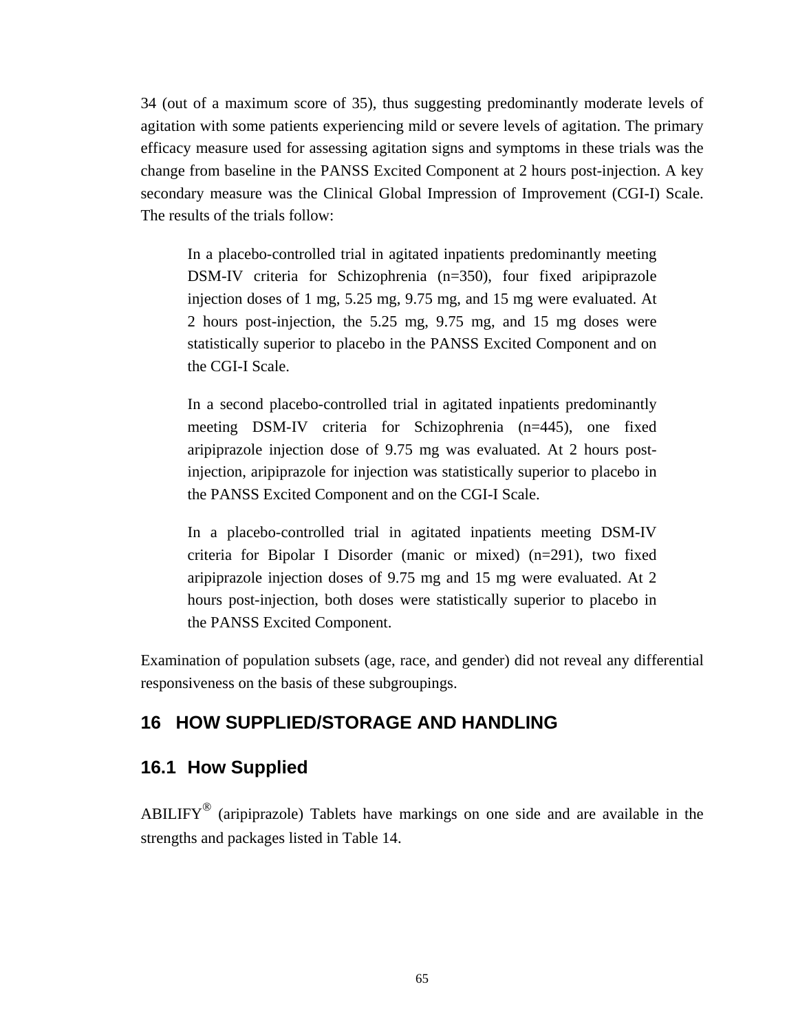34 (out of a maximum score of 35), thus suggesting predominantly moderate levels of agitation with some patients experiencing mild or severe levels of agitation. The primary efficacy measure used for assessing agitation signs and symptoms in these trials was the change from baseline in the PANSS Excited Component at 2 hours post-injection. A key secondary measure was the Clinical Global Impression of Improvement (CGI-I) Scale. The results of the trials follow:

> In a placebo-controlled trial in agitated inpatients predominantly meeting DSM-IV criteria for Schizophrenia (n=350), four fixed aripiprazole injection doses of 1 mg, 5.25 mg, 9.75 mg, and 15 mg were evaluated. At 2 hours post-injection, the 5.25 mg, 9.75 mg, and 15 mg doses were statistically superior to placebo in the PANSS Excited Component and on the CGI-I Scale.
>
> In a second placebo-controlled trial in agitated inpatients predominantly meeting DSM-IV criteria for Schizophrenia (n=445), one fixed aripiprazole injection dose of 9.75 mg was evaluated. At 2 hours post-injection, aripiprazole for injection was statistically superior to placebo in the PANSS Excited Component and on the CGI-I Scale.
>
> In a placebo-controlled trial in agitated inpatients meeting DSM-IV criteria for Bipolar I Disorder (manic or mixed) (n=291), two fixed aripiprazole injection doses of 9.75 mg and 15 mg were evaluated. At 2 hours post-injection, both doses were statistically superior to placebo in the PANSS Excited Component.

Examination of population subsets (age, race, and gender) did not reveal any differential responsiveness on the basis of these subgroupings.

## 16 HOW SUPPLIED/STORAGE AND HANDLING

### 16.1 How Supplied

ABILIFY® (aripiprazole) Tablets have markings on one side and are available in the strengths and packages listed in Table 14.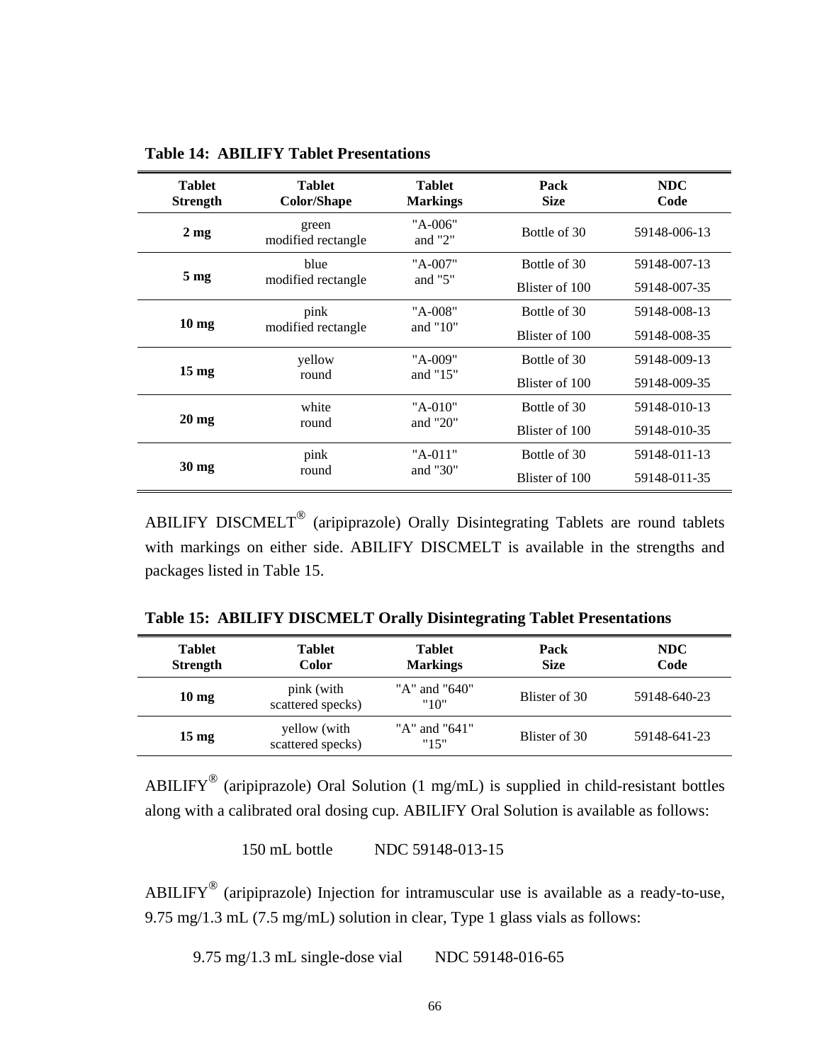**Table 14: ABILIFY Tablet Presentations**

| Tablet Strength | Tablet Color/Shape | Tablet Markings | Pack Size | NDC Code |
|---|---|---|---|---|
| **2 mg** | green modified rectangle | "A-006" and "2" | Bottle of 30 | 59148-006-13 |
| **5 mg** | blue modified rectangle | "A-007" and "5" | Bottle of 30 | 59148-007-13 |
| | | | Blister of 100 | 59148-007-35 |
| **10 mg** | pink modified rectangle | "A-008" and "10" | Bottle of 30 | 59148-008-13 |
| | | | Blister of 100 | 59148-008-35 |
| **15 mg** | yellow round | "A-009" and "15" | Bottle of 30 | 59148-009-13 |
| | | | Blister of 100 | 59148-009-35 |
| **20 mg** | white round | "A-010" and "20" | Bottle of 30 | 59148-010-13 |
| | | | Blister of 100 | 59148-010-35 |
| **30 mg** | pink round | "A-011" and "30" | Bottle of 30 | 59148-011-13 |
| | | | Blister of 100 | 59148-011-35 |

ABILIFY DISCMELT® (aripiprazole) Orally Disintegrating Tablets are round tablets with markings on either side. ABILIFY DISCMELT is available in the strengths and packages listed in Table 15.

**Table 15: ABILIFY DISCMELT Orally Disintegrating Tablet Presentations**

| Tablet Strength | Tablet Color | Tablet Markings | Pack Size | NDC Code |
|---|---|---|---|---|
| **10 mg** | pink (with scattered specks) | "A" and "640" "10" | Blister of 30 | 59148-640-23 |
| **15 mg** | yellow (with scattered specks) | "A" and "641" "15" | Blister of 30 | 59148-641-23 |

ABILIFY® (aripiprazole) Oral Solution (1 mg/mL) is supplied in child-resistant bottles along with a calibrated oral dosing cup. ABILIFY Oral Solution is available as follows:

150 mL bottle NDC 59148-013-15

ABILIFY® (aripiprazole) Injection for intramuscular use is available as a ready-to-use, 9.75 mg/1.3 mL (7.5 mg/mL) solution in clear, Type 1 glass vials as follows:

9.75 mg/1.3 mL single-dose vial NDC 59148-016-65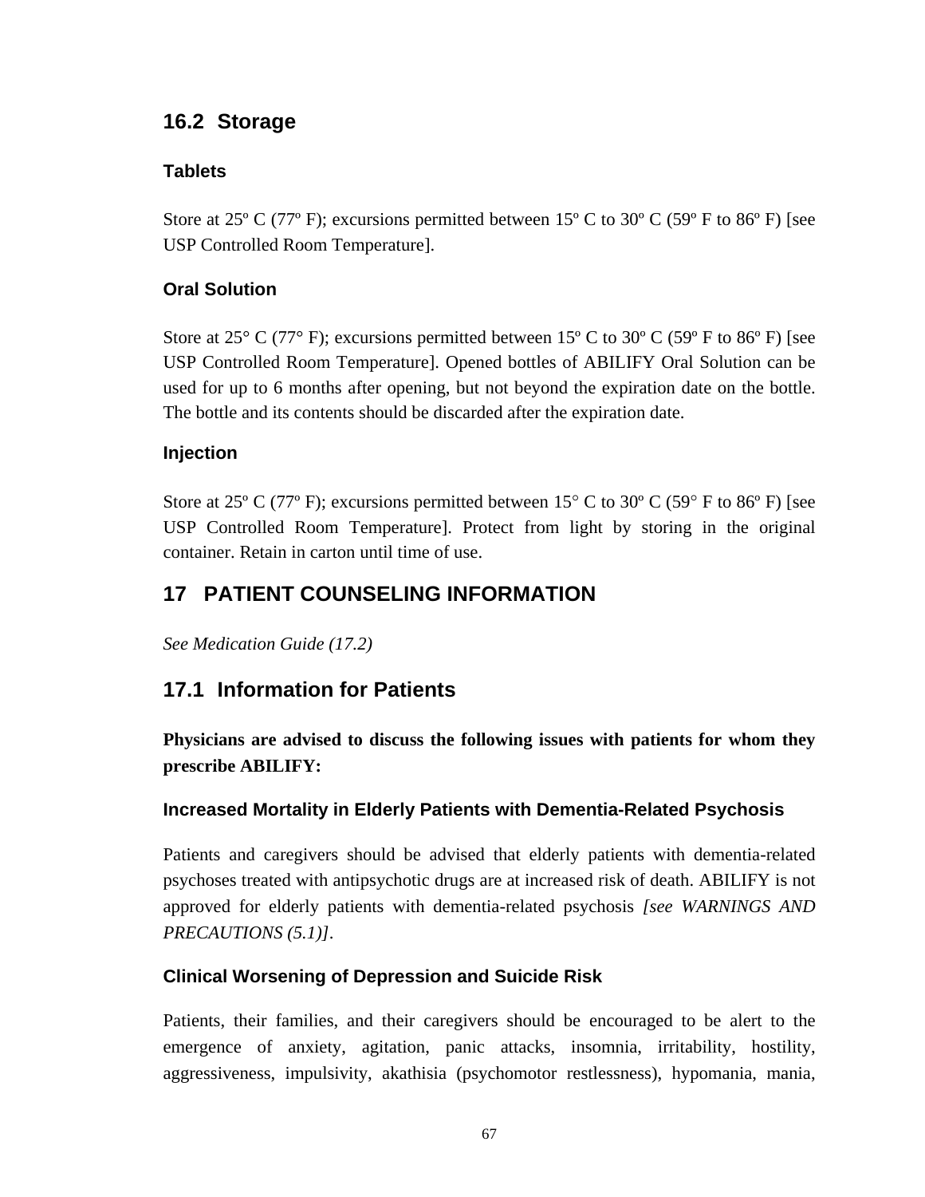## 16.2 Storage

### Tablets

Store at 25º C (77º F); excursions permitted between 15º C to 30º C (59º F to 86º F) [see USP Controlled Room Temperature].

### Oral Solution

Store at 25° C (77° F); excursions permitted between 15º C to 30º C (59º F to 86º F) [see USP Controlled Room Temperature]. Opened bottles of ABILIFY Oral Solution can be used for up to 6 months after opening, but not beyond the expiration date on the bottle. The bottle and its contents should be discarded after the expiration date.

### Injection

Store at 25º C (77º F); excursions permitted between 15° C to 30º C (59° F to 86º F) [see USP Controlled Room Temperature]. Protect from light by storing in the original container. Retain in carton until time of use.

# 17 PATIENT COUNSELING INFORMATION

*See Medication Guide (17.2)*

## 17.1 Information for Patients

**Physicians are advised to discuss the following issues with patients for whom they prescribe ABILIFY:**

### Increased Mortality in Elderly Patients with Dementia-Related Psychosis

Patients and caregivers should be advised that elderly patients with dementia-related psychoses treated with antipsychotic drugs are at increased risk of death. ABILIFY is not approved for elderly patients with dementia-related psychosis *[see WARNINGS AND PRECAUTIONS (5.1)]*.

### Clinical Worsening of Depression and Suicide Risk

Patients, their families, and their caregivers should be encouraged to be alert to the emergence of anxiety, agitation, panic attacks, insomnia, irritability, hostility, aggressiveness, impulsivity, akathisia (psychomotor restlessness), hypomania, mania,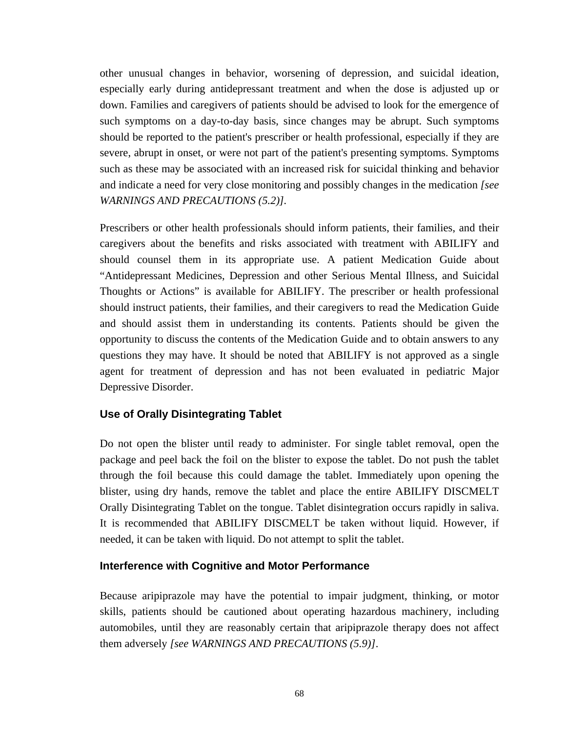other unusual changes in behavior, worsening of depression, and suicidal ideation, especially early during antidepressant treatment and when the dose is adjusted up or down. Families and caregivers of patients should be advised to look for the emergence of such symptoms on a day-to-day basis, since changes may be abrupt. Such symptoms should be reported to the patient's prescriber or health professional, especially if they are severe, abrupt in onset, or were not part of the patient's presenting symptoms. Symptoms such as these may be associated with an increased risk for suicidal thinking and behavior and indicate a need for very close monitoring and possibly changes in the medication *[see WARNINGS AND PRECAUTIONS (5.2)]*.

Prescribers or other health professionals should inform patients, their families, and their caregivers about the benefits and risks associated with treatment with ABILIFY and should counsel them in its appropriate use. A patient Medication Guide about "Antidepressant Medicines, Depression and other Serious Mental Illness, and Suicidal Thoughts or Actions" is available for ABILIFY. The prescriber or health professional should instruct patients, their families, and their caregivers to read the Medication Guide and should assist them in understanding its contents. Patients should be given the opportunity to discuss the contents of the Medication Guide and to obtain answers to any questions they may have. It should be noted that ABILIFY is not approved as a single agent for treatment of depression and has not been evaluated in pediatric Major Depressive Disorder.

### Use of Orally Disintegrating Tablet

Do not open the blister until ready to administer. For single tablet removal, open the package and peel back the foil on the blister to expose the tablet. Do not push the tablet through the foil because this could damage the tablet. Immediately upon opening the blister, using dry hands, remove the tablet and place the entire ABILIFY DISCMELT Orally Disintegrating Tablet on the tongue. Tablet disintegration occurs rapidly in saliva. It is recommended that ABILIFY DISCMELT be taken without liquid. However, if needed, it can be taken with liquid. Do not attempt to split the tablet.

### Interference with Cognitive and Motor Performance

Because aripiprazole may have the potential to impair judgment, thinking, or motor skills, patients should be cautioned about operating hazardous machinery, including automobiles, until they are reasonably certain that aripiprazole therapy does not affect them adversely *[see WARNINGS AND PRECAUTIONS (5.9)]*.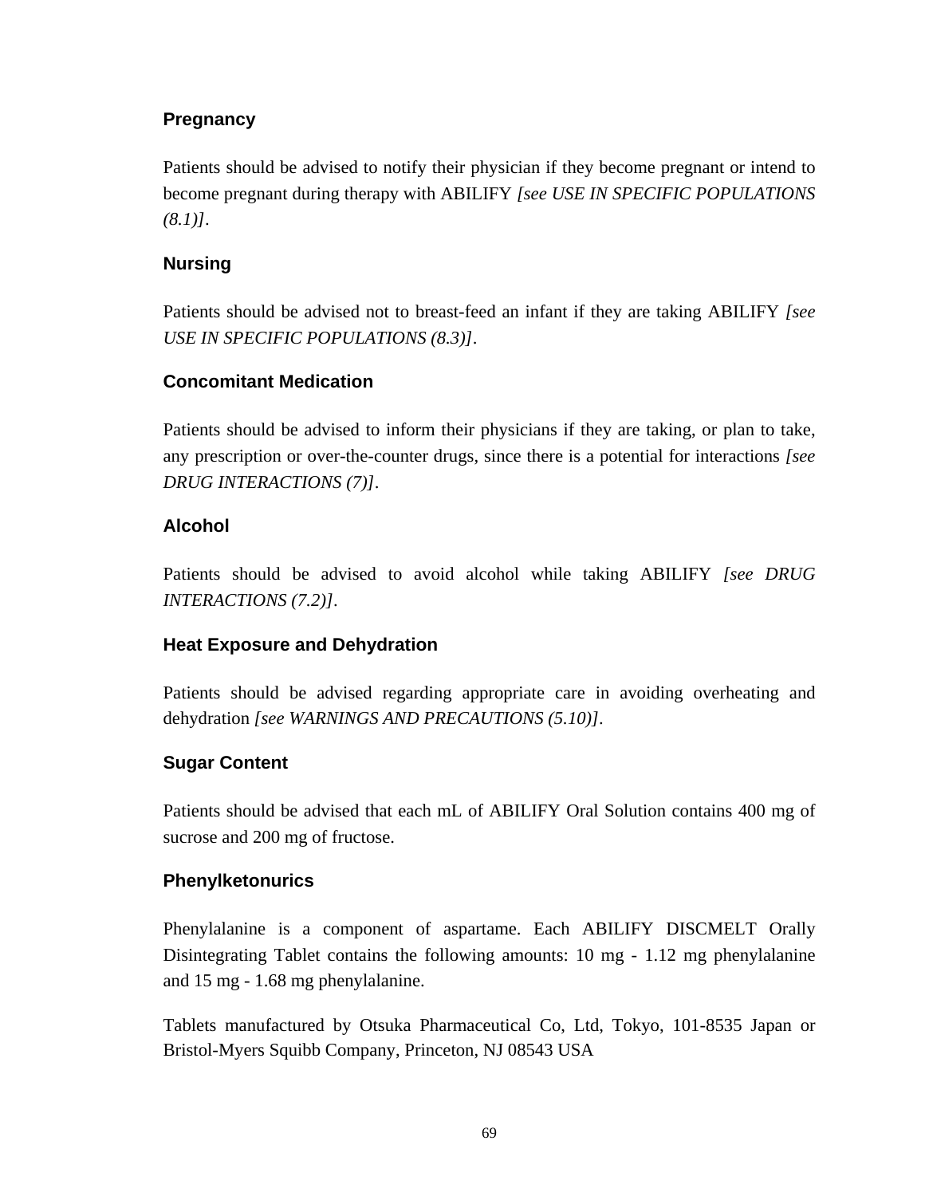### Pregnancy

Patients should be advised to notify their physician if they become pregnant or intend to become pregnant during therapy with ABILIFY *[see USE IN SPECIFIC POPULATIONS (8.1)]*.

### Nursing

Patients should be advised not to breast-feed an infant if they are taking ABILIFY *[see USE IN SPECIFIC POPULATIONS (8.3)]*.

### Concomitant Medication

Patients should be advised to inform their physicians if they are taking, or plan to take, any prescription or over-the-counter drugs, since there is a potential for interactions *[see DRUG INTERACTIONS (7)]*.

### Alcohol

Patients should be advised to avoid alcohol while taking ABILIFY *[see DRUG INTERACTIONS (7.2)]*.

### Heat Exposure and Dehydration

Patients should be advised regarding appropriate care in avoiding overheating and dehydration *[see WARNINGS AND PRECAUTIONS (5.10)]*.

### Sugar Content

Patients should be advised that each mL of ABILIFY Oral Solution contains 400 mg of sucrose and 200 mg of fructose.

### Phenylketonurics

Phenylalanine is a component of aspartame. Each ABILIFY DISCMELT Orally Disintegrating Tablet contains the following amounts: 10 mg - 1.12 mg phenylalanine and 15 mg - 1.68 mg phenylalanine.

Tablets manufactured by Otsuka Pharmaceutical Co, Ltd, Tokyo, 101-8535 Japan or Bristol-Myers Squibb Company, Princeton, NJ 08543 USA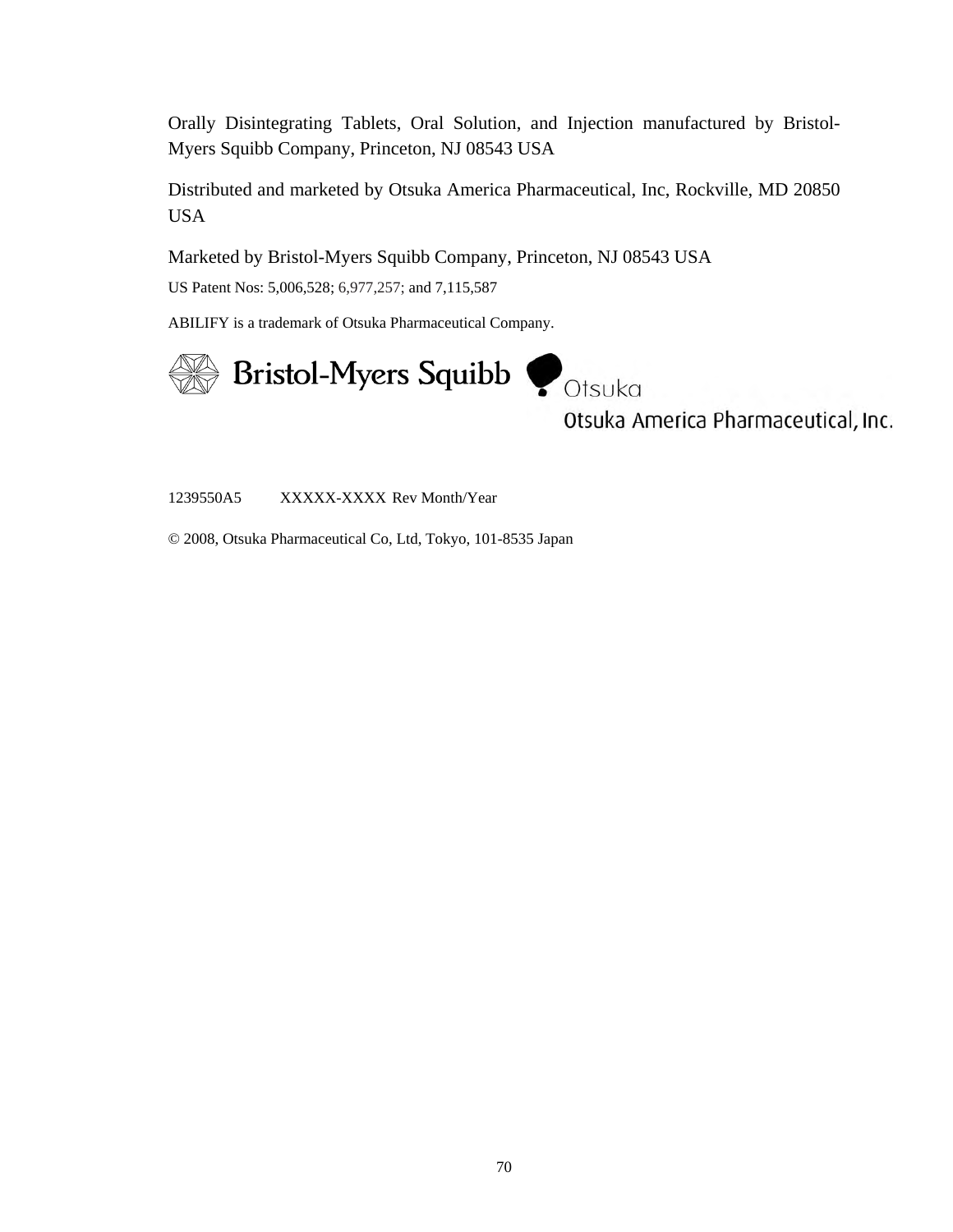Orally Disintegrating Tablets, Oral Solution, and Injection manufactured by Bristol-Myers Squibb Company, Princeton, NJ 08543 USA

Distributed and marketed by Otsuka America Pharmaceutical, Inc, Rockville, MD 20850 USA

Marketed by Bristol-Myers Squibb Company, Princeton, NJ 08543 USA

US Patent Nos: 5,006,528; 6,977,257; and 7,115,587

ABILIFY is a trademark of Otsuka Pharmaceutical Company.

Bristol-Myers Squibb Otsuka

Otsuka America Pharmaceutical, Inc.

1239550A5 XXXXX-XXXX Rev Month/Year

© 2008, Otsuka Pharmaceutical Co, Ltd, Tokyo, 101-8535 Japan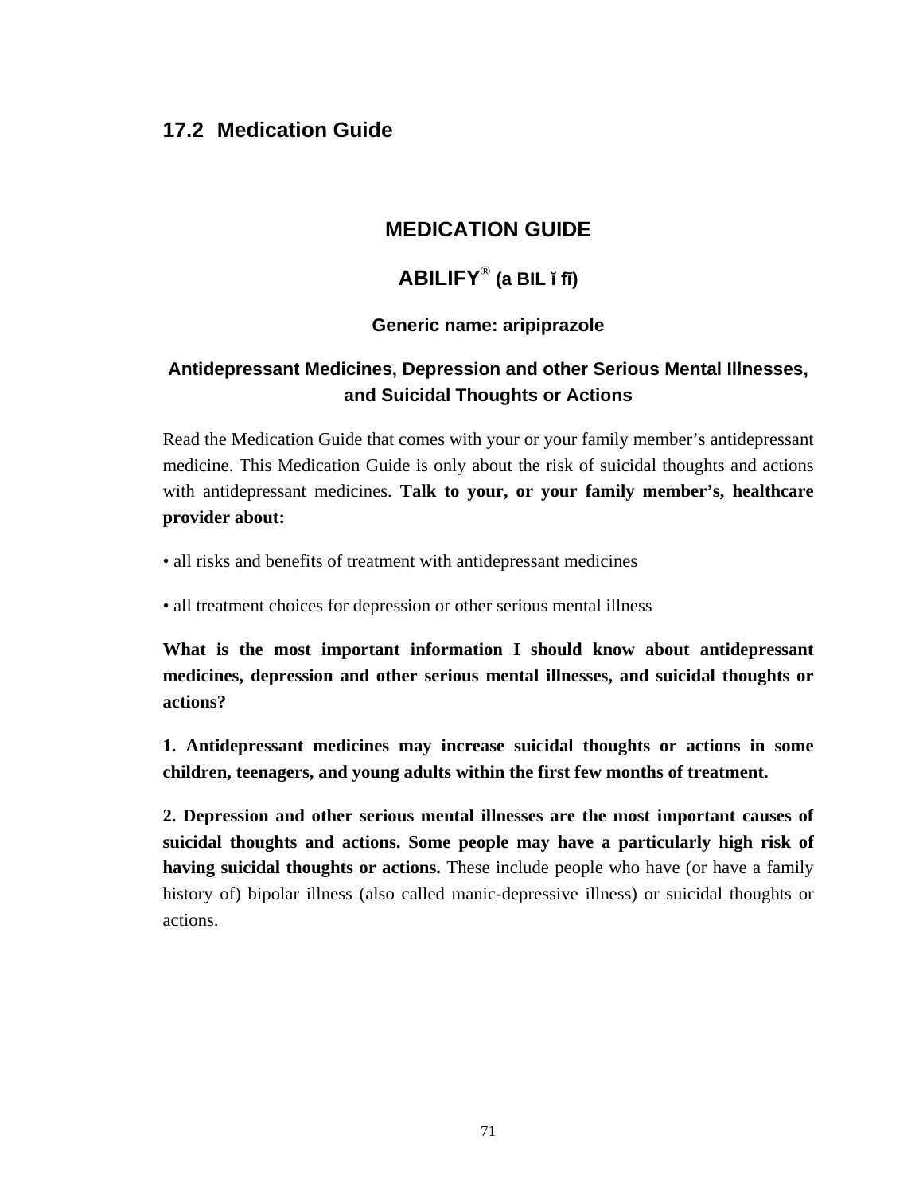## 17.2 Medication Guide

# MEDICATION GUIDE

## ABILIFY® (a BIL ĭ fī)

### Generic name: aripiprazole

### Antidepressant Medicines, Depression and other Serious Mental Illnesses, and Suicidal Thoughts or Actions

Read the Medication Guide that comes with your or your family member's antidepressant medicine. This Medication Guide is only about the risk of suicidal thoughts and actions with antidepressant medicines. **Talk to your, or your family member's, healthcare provider about:**

• all risks and benefits of treatment with antidepressant medicines

• all treatment choices for depression or other serious mental illness

**What is the most important information I should know about antidepressant medicines, depression and other serious mental illnesses, and suicidal thoughts or actions?**

**1. Antidepressant medicines may increase suicidal thoughts or actions in some children, teenagers, and young adults within the first few months of treatment.**

**2. Depression and other serious mental illnesses are the most important causes of suicidal thoughts and actions. Some people may have a particularly high risk of having suicidal thoughts or actions.** These include people who have (or have a family history of) bipolar illness (also called manic-depressive illness) or suicidal thoughts or actions.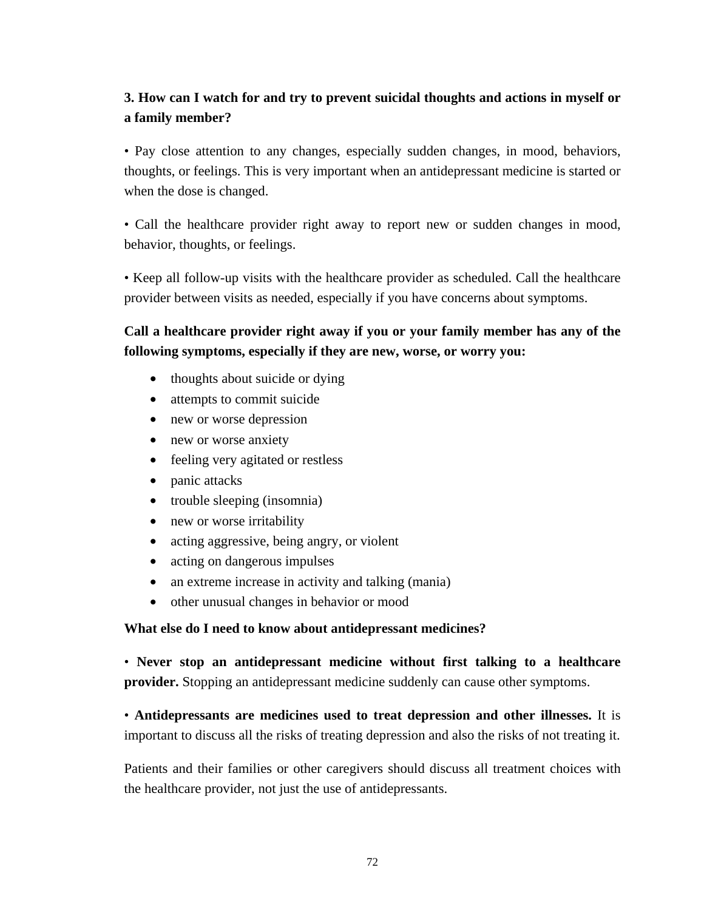**3. How can I watch for and try to prevent suicidal thoughts and actions in myself or a family member?**

• Pay close attention to any changes, especially sudden changes, in mood, behaviors, thoughts, or feelings. This is very important when an antidepressant medicine is started or when the dose is changed.

• Call the healthcare provider right away to report new or sudden changes in mood, behavior, thoughts, or feelings.

• Keep all follow-up visits with the healthcare provider as scheduled. Call the healthcare provider between visits as needed, especially if you have concerns about symptoms.

**Call a healthcare provider right away if you or your family member has any of the following symptoms, especially if they are new, worse, or worry you:**

- thoughts about suicide or dying
- attempts to commit suicide
- new or worse depression
- new or worse anxiety
- feeling very agitated or restless
- panic attacks
- trouble sleeping (insomnia)
- new or worse irritability
- acting aggressive, being angry, or violent
- acting on dangerous impulses
- an extreme increase in activity and talking (mania)
- other unusual changes in behavior or mood

**What else do I need to know about antidepressant medicines?**

• **Never stop an antidepressant medicine without first talking to a healthcare provider.** Stopping an antidepressant medicine suddenly can cause other symptoms.

• **Antidepressants are medicines used to treat depression and other illnesses.** It is important to discuss all the risks of treating depression and also the risks of not treating it.

Patients and their families or other caregivers should discuss all treatment choices with the healthcare provider, not just the use of antidepressants.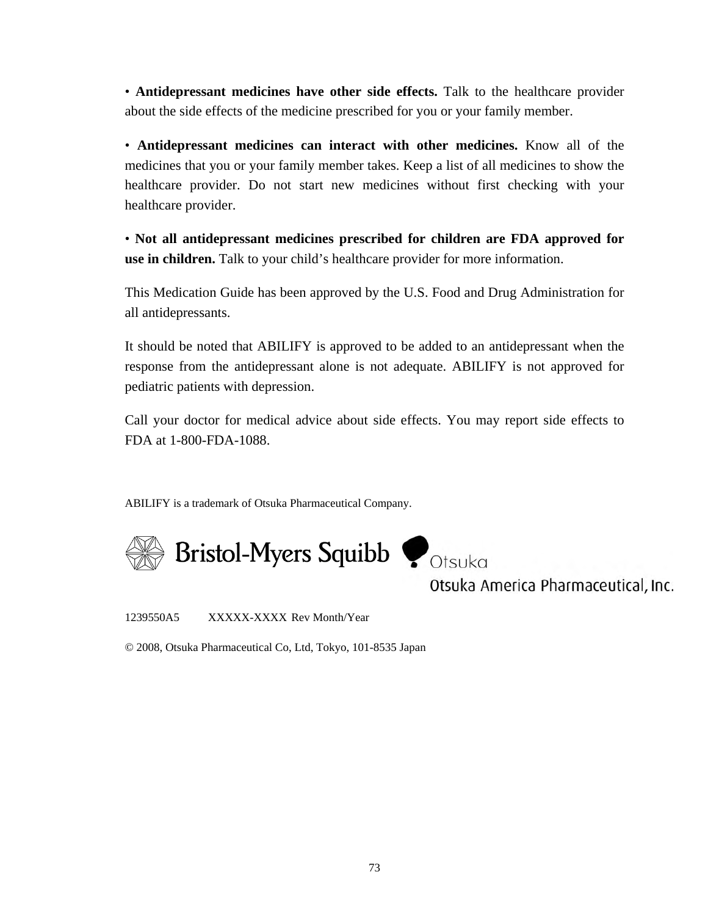• **Antidepressant medicines have other side effects.** Talk to the healthcare provider about the side effects of the medicine prescribed for you or your family member.

• **Antidepressant medicines can interact with other medicines.** Know all of the medicines that you or your family member takes. Keep a list of all medicines to show the healthcare provider. Do not start new medicines without first checking with your healthcare provider.

• **Not all antidepressant medicines prescribed for children are FDA approved for use in children.** Talk to your child's healthcare provider for more information.

This Medication Guide has been approved by the U.S. Food and Drug Administration for all antidepressants.

It should be noted that ABILIFY is approved to be added to an antidepressant when the response from the antidepressant alone is not adequate. ABILIFY is not approved for pediatric patients with depression.

Call your doctor for medical advice about side effects. You may report side effects to FDA at 1-800-FDA-1088.

ABILIFY is a trademark of Otsuka Pharmaceutical Company.

Bristol-Myers Squibb Otsuka

Otsuka America Pharmaceutical, Inc.

1239550A5 XXXXX-XXXX Rev Month/Year

© 2008, Otsuka Pharmaceutical Co, Ltd, Tokyo, 101-8535 Japan